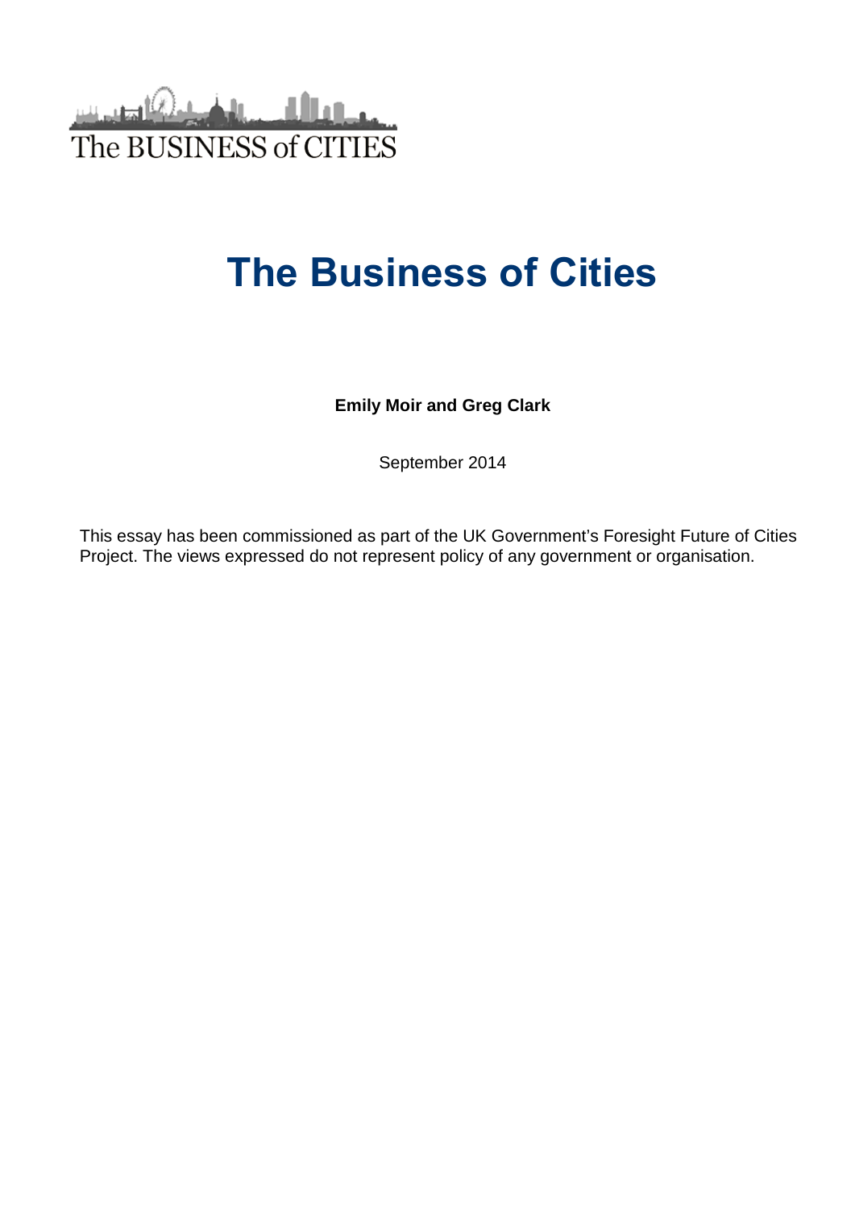The BUSINESS of CITIES

# The Business of Cities

**Emily Moir and Greg Clark**

September 2014

This essay has been commissioned as part of the UK Government's Foresight Future of Cities Project. The views expressed do not represent policy of any government or organisation.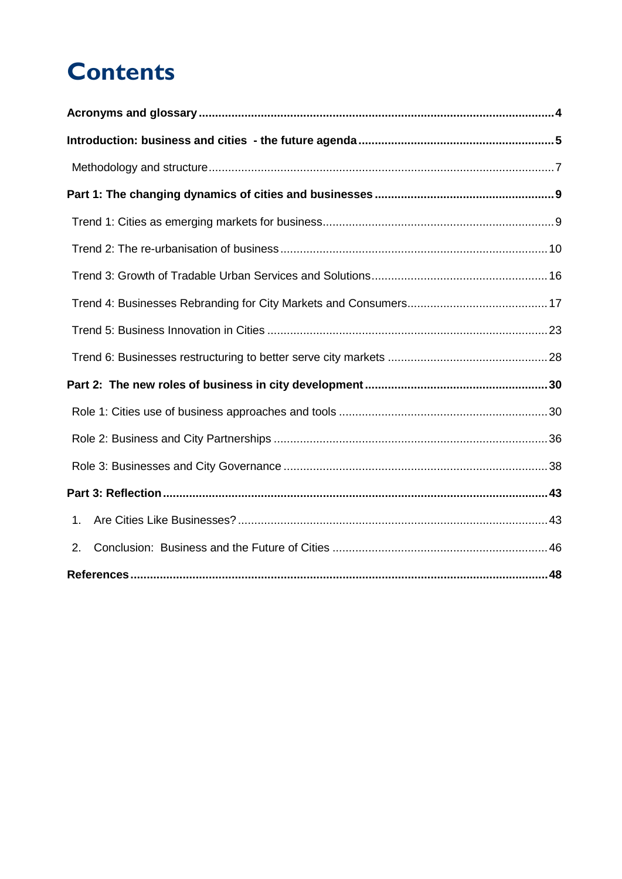# Contents

**Acronyms and glossary** .......... **4**

**Introduction: business and cities - the future agenda** .......... **5**

Methodology and structure .......... 7

**Part 1: The changing dynamics of cities and businesses** .......... **9**

Trend 1: Cities as emerging markets for business .......... 9

Trend 2: The re-urbanisation of business .......... 10

Trend 3: Growth of Tradable Urban Services and Solutions .......... 16

Trend 4: Businesses Rebranding for City Markets and Consumers .......... 17

Trend 5: Business Innovation in Cities .......... 23

Trend 6: Businesses restructuring to better serve city markets .......... 28

**Part 2: The new roles of business in city development** .......... **30**

Role 1: Cities use of business approaches and tools .......... 30

Role 2: Business and City Partnerships .......... 36

Role 3: Businesses and City Governance .......... 38

**Part 3: Reflection** .......... **43**

1. Are Cities Like Businesses? .......... 43
2. Conclusion: Business and the Future of Cities .......... 46

**References** .......... **48**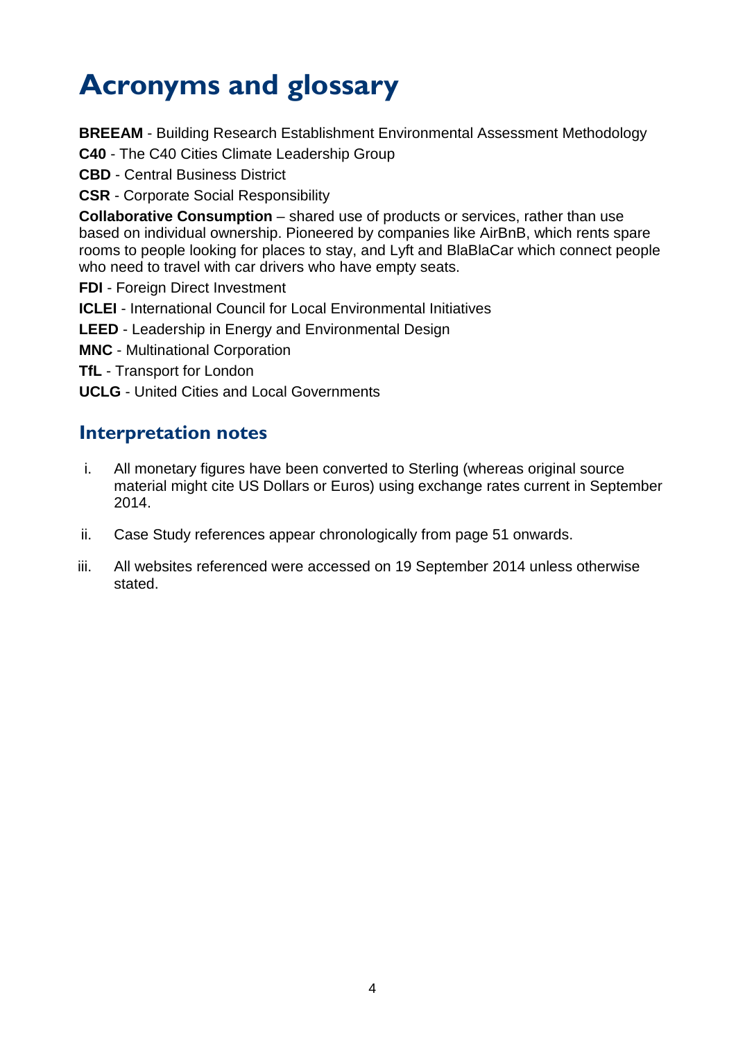# Acronyms and glossary

**BREEAM** - Building Research Establishment Environmental Assessment Methodology

**C40** - The C40 Cities Climate Leadership Group

**CBD** - Central Business District

**CSR** - Corporate Social Responsibility

**Collaborative Consumption** – shared use of products or services, rather than use based on individual ownership. Pioneered by companies like AirBnB, which rents spare rooms to people looking for places to stay, and Lyft and BlaBlaCar which connect people who need to travel with car drivers who have empty seats.

**FDI** - Foreign Direct Investment

**ICLEI** - International Council for Local Environmental Initiatives

**LEED** - Leadership in Energy and Environmental Design

**MNC** - Multinational Corporation

**TfL** - Transport for London

**UCLG** - United Cities and Local Governments

## Interpretation notes

i. All monetary figures have been converted to Sterling (whereas original source material might cite US Dollars or Euros) using exchange rates current in September 2014.

ii. Case Study references appear chronologically from page 51 onwards.

iii. All websites referenced were accessed on 19 September 2014 unless otherwise stated.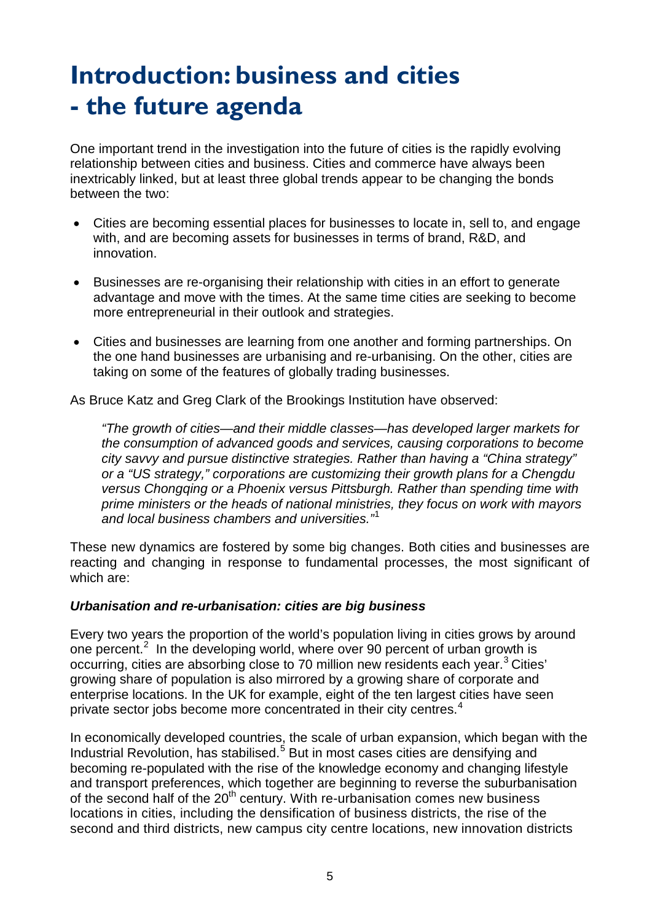# Introduction: business and cities - the future agenda

One important trend in the investigation into the future of cities is the rapidly evolving relationship between cities and business. Cities and commerce have always been inextricably linked, but at least three global trends appear to be changing the bonds between the two:

- Cities are becoming essential places for businesses to locate in, sell to, and engage with, and are becoming assets for businesses in terms of brand, R&D, and innovation.
- Businesses are re-organising their relationship with cities in an effort to generate advantage and move with the times. At the same time cities are seeking to become more entrepreneurial in their outlook and strategies.
- Cities and businesses are learning from one another and forming partnerships. On the one hand businesses are urbanising and re-urbanising. On the other, cities are taking on some of the features of globally trading businesses.

As Bruce Katz and Greg Clark of the Brookings Institution have observed:

> *"The growth of cities—and their middle classes—has developed larger markets for the consumption of advanced goods and services, causing corporations to become city savvy and pursue distinctive strategies. Rather than having a "China strategy" or a "US strategy," corporations are customizing their growth plans for a Chengdu versus Chongqing or a Phoenix versus Pittsburgh. Rather than spending time with prime ministers or the heads of national ministries, they focus on work with mayors and local business chambers and universities."*[1]

These new dynamics are fostered by some big changes. Both cities and businesses are reacting and changing in response to fundamental processes, the most significant of which are:

***Urbanisation and re-urbanisation: cities are big business***

Every two years the proportion of the world's population living in cities grows by around one percent.[2] In the developing world, where over 90 percent of urban growth is occurring, cities are absorbing close to 70 million new residents each year.[3] Cities' growing share of population is also mirrored by a growing share of corporate and enterprise locations. In the UK for example, eight of the ten largest cities have seen private sector jobs become more concentrated in their city centres.[4]

In economically developed countries, the scale of urban expansion, which began with the Industrial Revolution, has stabilised.[5] But in most cases cities are densifying and becoming re-populated with the rise of the knowledge economy and changing lifestyle and transport preferences, which together are beginning to reverse the suburbanisation of the second half of the 20th century. With re-urbanisation comes new business locations in cities, including the densification of business districts, the rise of the second and third districts, new campus city centre locations, new innovation districts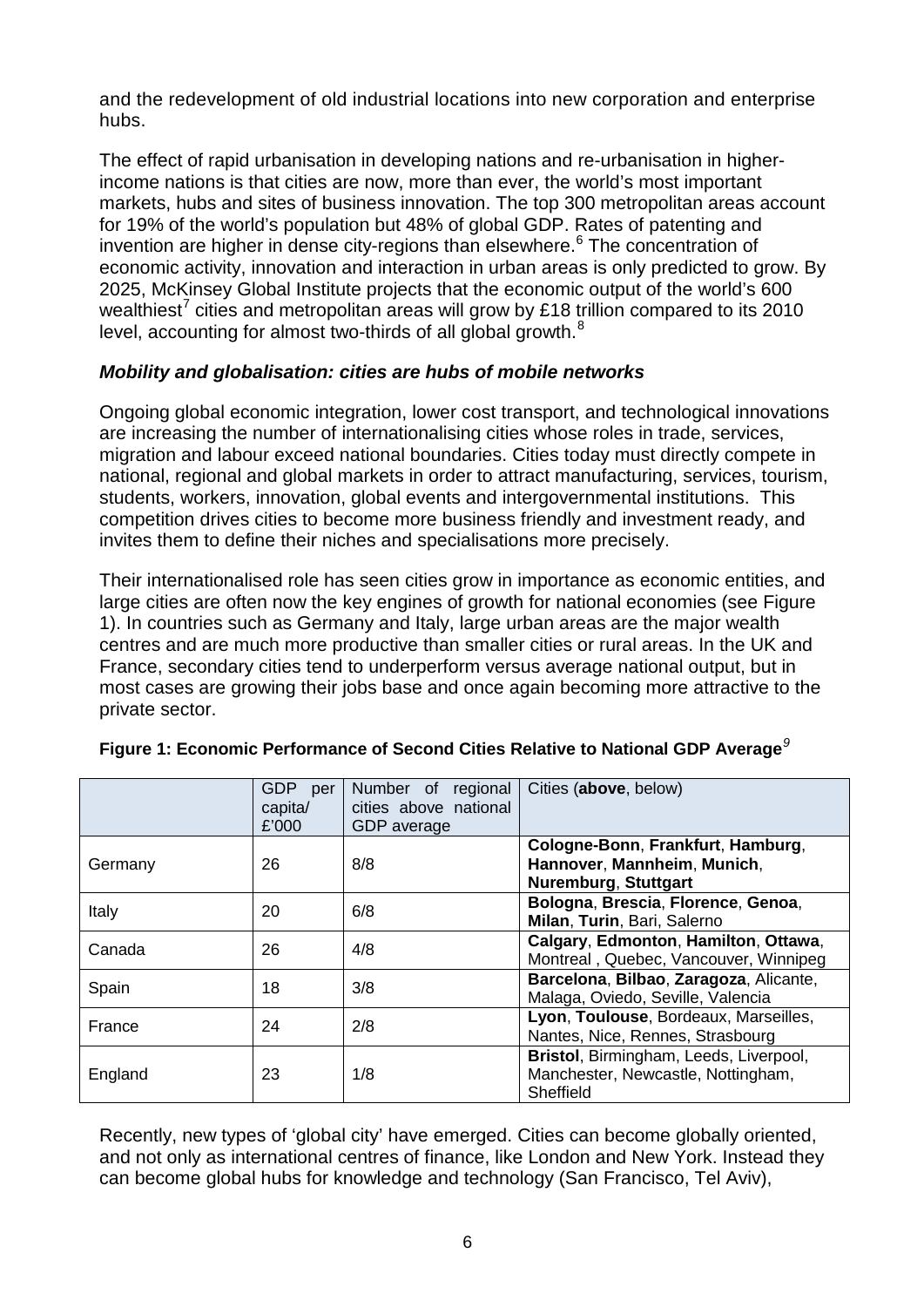and the redevelopment of old industrial locations into new corporation and enterprise hubs.

The effect of rapid urbanisation in developing nations and re-urbanisation in higher-income nations is that cities are now, more than ever, the world's most important markets, hubs and sites of business innovation. The top 300 metropolitan areas account for 19% of the world's population but 48% of global GDP. Rates of patenting and invention are higher in dense city-regions than elsewhere.[6] The concentration of economic activity, innovation and interaction in urban areas is only predicted to grow. By 2025, McKinsey Global Institute projects that the economic output of the world's 600 wealthiest[7] cities and metropolitan areas will grow by £18 trillion compared to its 2010 level, accounting for almost two-thirds of all global growth.[8]

***Mobility and globalisation: cities are hubs of mobile networks***

Ongoing global economic integration, lower cost transport, and technological innovations are increasing the number of internationalising cities whose roles in trade, services, migration and labour exceed national boundaries. Cities today must directly compete in national, regional and global markets in order to attract manufacturing, services, tourism, students, workers, innovation, global events and intergovernmental institutions. This competition drives cities to become more business friendly and investment ready, and invites them to define their niches and specialisations more precisely.

Their internationalised role has seen cities grow in importance as economic entities, and large cities are often now the key engines of growth for national economies (see Figure 1). In countries such as Germany and Italy, large urban areas are the major wealth centres and are much more productive than smaller cities or rural areas. In the UK and France, secondary cities tend to underperform versus average national output, but in most cases are growing their jobs base and once again becoming more attractive to the private sector.

**Figure 1: Economic Performance of Second Cities Relative to National GDP Average**[9]

| | GDP per capita/ £'000 | Number of regional cities above national GDP average | Cities (**above**, below) |
|---|---|---|---|
| Germany | 26 | 8/8 | **Cologne-Bonn**, **Frankfurt**, **Hamburg**, **Hannover**, **Mannheim**, **Munich**, **Nuremburg**, **Stuttgart** |
| Italy | 20 | 6/8 | **Bologna**, **Brescia**, **Florence**, **Genoa**, **Milan**, **Turin**, Bari, Salerno |
| Canada | 26 | 4/8 | **Calgary**, **Edmonton**, **Hamilton**, **Ottawa**, Montreal , Quebec, Vancouver, Winnipeg |
| Spain | 18 | 3/8 | **Barcelona**, **Bilbao**, **Zaragoza**, Alicante, Malaga, Oviedo, Seville, Valencia |
| France | 24 | 2/8 | **Lyon**, **Toulouse**, Bordeaux, Marseilles, Nantes, Nice, Rennes, Strasbourg |
| England | 23 | 1/8 | **Bristol**, Birmingham, Leeds, Liverpool, Manchester, Newcastle, Nottingham, Sheffield |

Recently, new types of 'global city' have emerged. Cities can become globally oriented, and not only as international centres of finance, like London and New York. Instead they can become global hubs for knowledge and technology (San Francisco, Tel Aviv),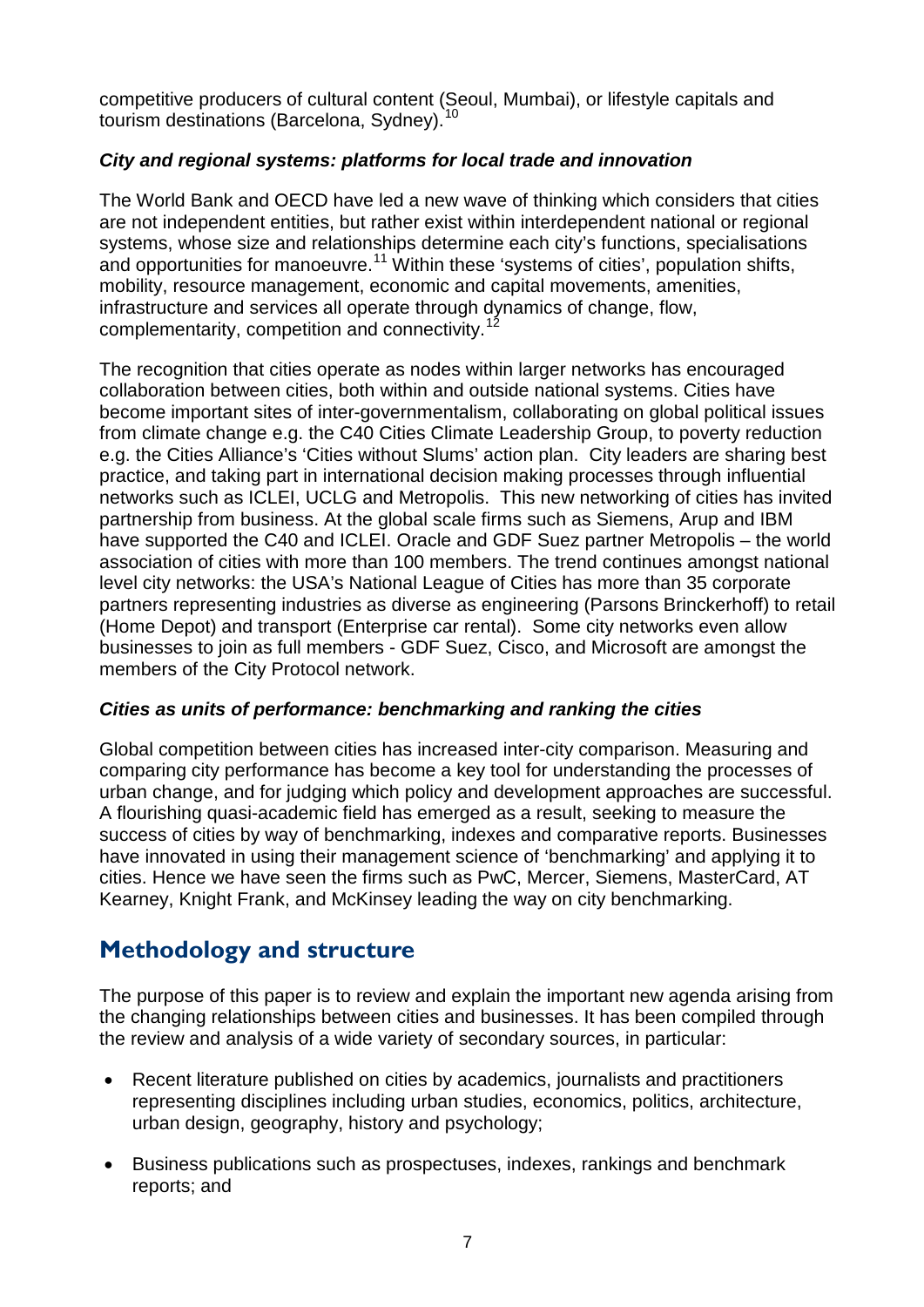competitive producers of cultural content (Seoul, Mumbai), or lifestyle capitals and tourism destinations (Barcelona, Sydney).[10]

***City and regional systems: platforms for local trade and innovation***

The World Bank and OECD have led a new wave of thinking which considers that cities are not independent entities, but rather exist within interdependent national or regional systems, whose size and relationships determine each city's functions, specialisations and opportunities for manoeuvre.[11] Within these 'systems of cities', population shifts, mobility, resource management, economic and capital movements, amenities, infrastructure and services all operate through dynamics of change, flow, complementarity, competition and connectivity.[12]

The recognition that cities operate as nodes within larger networks has encouraged collaboration between cities, both within and outside national systems. Cities have become important sites of inter-governmentalism, collaborating on global political issues from climate change e.g. the C40 Cities Climate Leadership Group, to poverty reduction e.g. the Cities Alliance's 'Cities without Slums' action plan. City leaders are sharing best practice, and taking part in international decision making processes through influential networks such as ICLEI, UCLG and Metropolis. This new networking of cities has invited partnership from business. At the global scale firms such as Siemens, Arup and IBM have supported the C40 and ICLEI. Oracle and GDF Suez partner Metropolis – the world association of cities with more than 100 members. The trend continues amongst national level city networks: the USA's National League of Cities has more than 35 corporate partners representing industries as diverse as engineering (Parsons Brinckerhoff) to retail (Home Depot) and transport (Enterprise car rental). Some city networks even allow businesses to join as full members - GDF Suez, Cisco, and Microsoft are amongst the members of the City Protocol network.

***Cities as units of performance: benchmarking and ranking the cities***

Global competition between cities has increased inter-city comparison. Measuring and comparing city performance has become a key tool for understanding the processes of urban change, and for judging which policy and development approaches are successful. A flourishing quasi-academic field has emerged as a result, seeking to measure the success of cities by way of benchmarking, indexes and comparative reports. Businesses have innovated in using their management science of 'benchmarking' and applying it to cities. Hence we have seen the firms such as PwC, Mercer, Siemens, MasterCard, AT Kearney, Knight Frank, and McKinsey leading the way on city benchmarking.

## Methodology and structure

The purpose of this paper is to review and explain the important new agenda arising from the changing relationships between cities and businesses. It has been compiled through the review and analysis of a wide variety of secondary sources, in particular:

- Recent literature published on cities by academics, journalists and practitioners representing disciplines including urban studies, economics, politics, architecture, urban design, geography, history and psychology;
- Business publications such as prospectuses, indexes, rankings and benchmark reports; and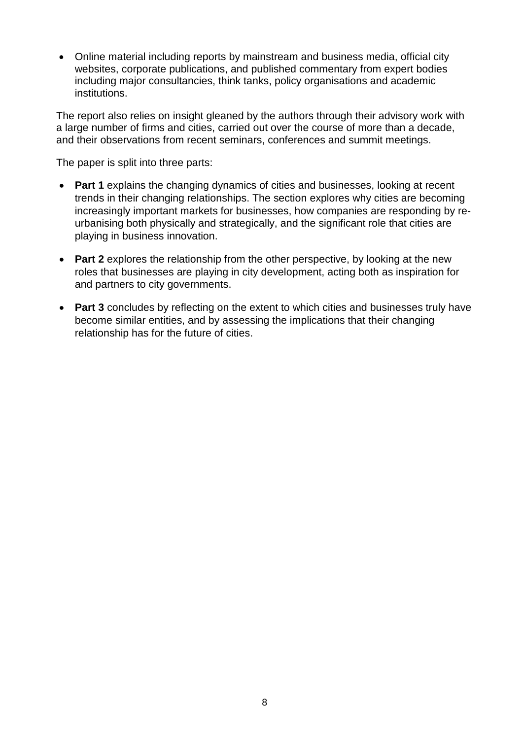- Online material including reports by mainstream and business media, official city websites, corporate publications, and published commentary from expert bodies including major consultancies, think tanks, policy organisations and academic institutions.

The report also relies on insight gleaned by the authors through their advisory work with a large number of firms and cities, carried out over the course of more than a decade, and their observations from recent seminars, conferences and summit meetings.

The paper is split into three parts:

- **Part 1** explains the changing dynamics of cities and businesses, looking at recent trends in their changing relationships. The section explores why cities are becoming increasingly important markets for businesses, how companies are responding by re-urbanising both physically and strategically, and the significant role that cities are playing in business innovation.
- **Part 2** explores the relationship from the other perspective, by looking at the new roles that businesses are playing in city development, acting both as inspiration for and partners to city governments.
- **Part 3** concludes by reflecting on the extent to which cities and businesses truly have become similar entities, and by assessing the implications that their changing relationship has for the future of cities.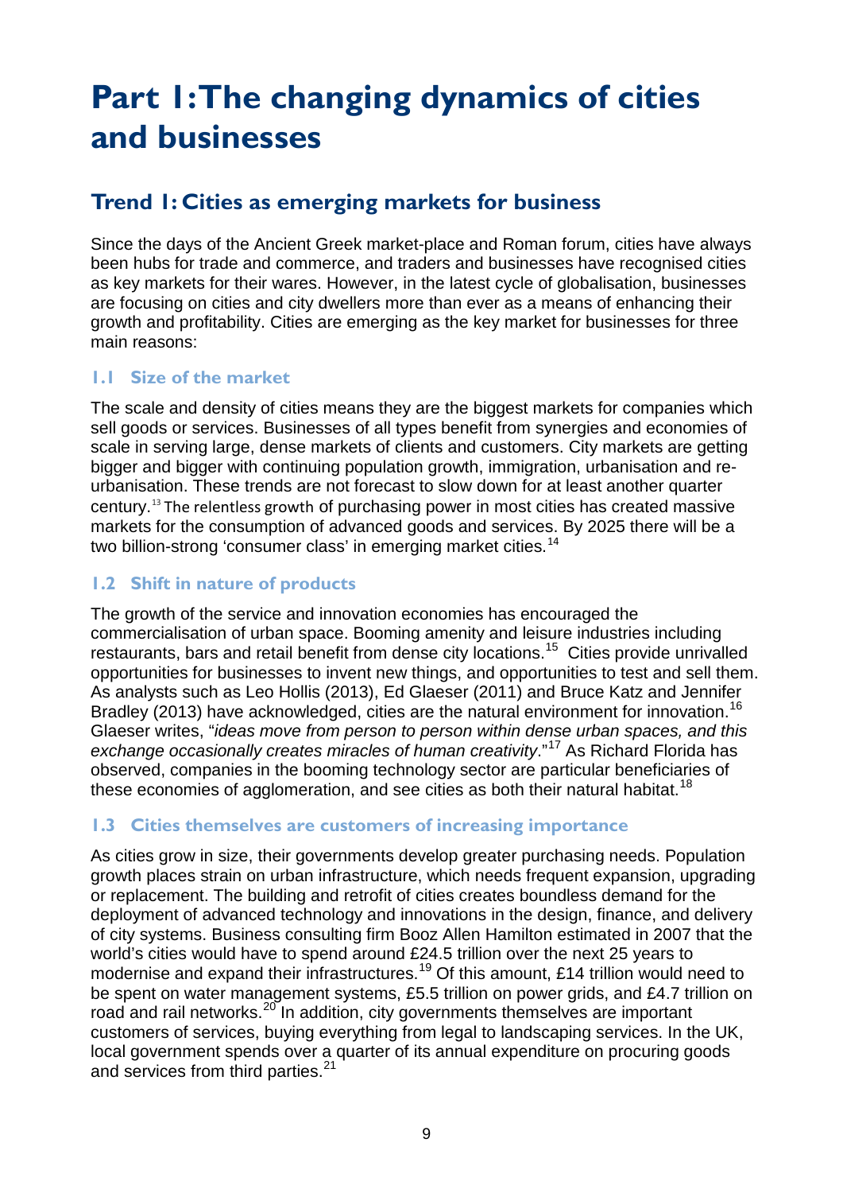# Part 1: The changing dynamics of cities and businesses

## Trend 1: Cities as emerging markets for business

Since the days of the Ancient Greek market-place and Roman forum, cities have always been hubs for trade and commerce, and traders and businesses have recognised cities as key markets for their wares. However, in the latest cycle of globalisation, businesses are focusing on cities and city dwellers more than ever as a means of enhancing their growth and profitability. Cities are emerging as the key market for businesses for three main reasons:

### 1.1 Size of the market

The scale and density of cities means they are the biggest markets for companies which sell goods or services. Businesses of all types benefit from synergies and economies of scale in serving large, dense markets of clients and customers. City markets are getting bigger and bigger with continuing population growth, immigration, urbanisation and re-urbanisation. These trends are not forecast to slow down for at least another quarter century.[13] The relentless growth of purchasing power in most cities has created massive markets for the consumption of advanced goods and services. By 2025 there will be a two billion-strong 'consumer class' in emerging market cities.[14]

### 1.2 Shift in nature of products

The growth of the service and innovation economies has encouraged the commercialisation of urban space. Booming amenity and leisure industries including restaurants, bars and retail benefit from dense city locations.[15] Cities provide unrivalled opportunities for businesses to invent new things, and opportunities to test and sell them. As analysts such as Leo Hollis (2013), Ed Glaeser (2011) and Bruce Katz and Jennifer Bradley (2013) have acknowledged, cities are the natural environment for innovation.[16] Glaeser writes, "*ideas move from person to person within dense urban spaces, and this exchange occasionally creates miracles of human creativity*."[17] As Richard Florida has observed, companies in the booming technology sector are particular beneficiaries of these economies of agglomeration, and see cities as both their natural habitat.[18]

### 1.3 Cities themselves are customers of increasing importance

As cities grow in size, their governments develop greater purchasing needs. Population growth places strain on urban infrastructure, which needs frequent expansion, upgrading or replacement. The building and retrofit of cities creates boundless demand for the deployment of advanced technology and innovations in the design, finance, and delivery of city systems. Business consulting firm Booz Allen Hamilton estimated in 2007 that the world's cities would have to spend around £24.5 trillion over the next 25 years to modernise and expand their infrastructures.[19] Of this amount, £14 trillion would need to be spent on water management systems, £5.5 trillion on power grids, and £4.7 trillion on road and rail networks.[20] In addition, city governments themselves are important customers of services, buying everything from legal to landscaping services. In the UK, local government spends over a quarter of its annual expenditure on procuring goods and services from third parties.[21]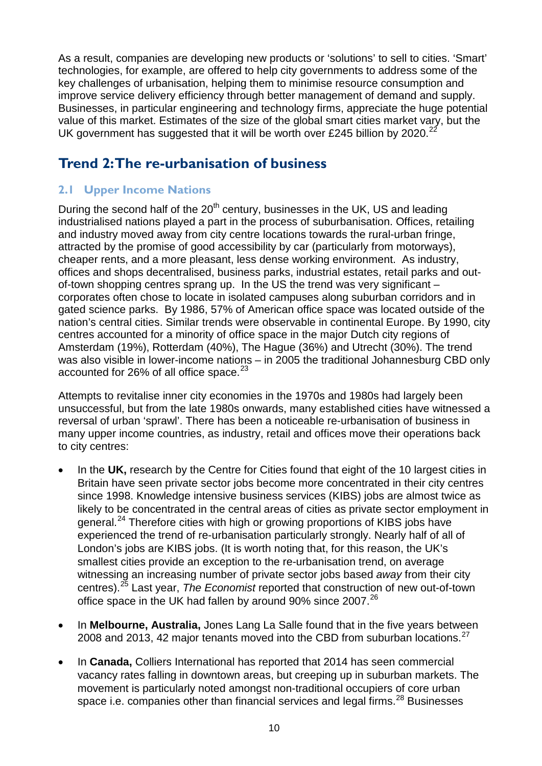As a result, companies are developing new products or 'solutions' to sell to cities. 'Smart' technologies, for example, are offered to help city governments to address some of the key challenges of urbanisation, helping them to minimise resource consumption and improve service delivery efficiency through better management of demand and supply. Businesses, in particular engineering and technology firms, appreciate the huge potential value of this market. Estimates of the size of the global smart cities market vary, but the UK government has suggested that it will be worth over £245 billion by 2020.[22]

## Trend 2: The re-urbanisation of business

### 2.1 Upper Income Nations

During the second half of the 20th century, businesses in the UK, US and leading industrialised nations played a part in the process of suburbanisation. Offices, retailing and industry moved away from city centre locations towards the rural-urban fringe, attracted by the promise of good accessibility by car (particularly from motorways), cheaper rents, and a more pleasant, less dense working environment. As industry, offices and shops decentralised, business parks, industrial estates, retail parks and out-of-town shopping centres sprang up. In the US the trend was very significant – corporates often chose to locate in isolated campuses along suburban corridors and in gated science parks. By 1986, 57% of American office space was located outside of the nation's central cities. Similar trends were observable in continental Europe. By 1990, city centres accounted for a minority of office space in the major Dutch city regions of Amsterdam (19%), Rotterdam (40%), The Hague (36%) and Utrecht (30%). The trend was also visible in lower-income nations – in 2005 the traditional Johannesburg CBD only accounted for 26% of all office space.[23]

Attempts to revitalise inner city economies in the 1970s and 1980s had largely been unsuccessful, but from the late 1980s onwards, many established cities have witnessed a reversal of urban 'sprawl'. There has been a noticeable re-urbanisation of business in many upper income countries, as industry, retail and offices move their operations back to city centres:

- In the **UK,** research by the Centre for Cities found that eight of the 10 largest cities in Britain have seen private sector jobs become more concentrated in their city centres since 1998. Knowledge intensive business services (KIBS) jobs are almost twice as likely to be concentrated in the central areas of cities as private sector employment in general.[24] Therefore cities with high or growing proportions of KIBS jobs have experienced the trend of re-urbanisation particularly strongly. Nearly half of all of London's jobs are KIBS jobs. (It is worth noting that, for this reason, the UK's smallest cities provide an exception to the re-urbanisation trend, on average witnessing an increasing number of private sector jobs based *away* from their city centres).[25] Last year, *The Economist* reported that construction of new out-of-town office space in the UK had fallen by around 90% since 2007.[26]

- In **Melbourne, Australia,** Jones Lang La Salle found that in the five years between 2008 and 2013, 42 major tenants moved into the CBD from suburban locations.[27]

- In **Canada,** Colliers International has reported that 2014 has seen commercial vacancy rates falling in downtown areas, but creeping up in suburban markets. The movement is particularly noted amongst non-traditional occupiers of core urban space i.e. companies other than financial services and legal firms.[28] Businesses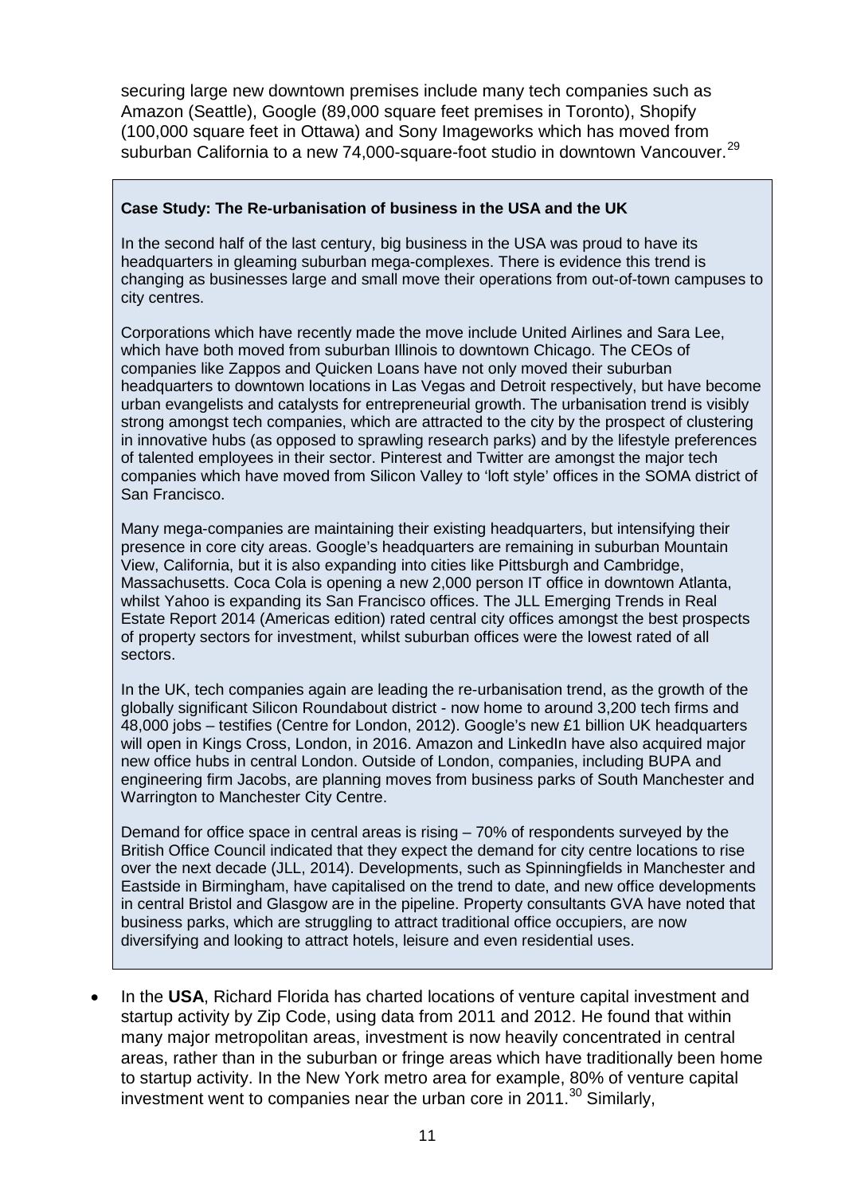securing large new downtown premises include many tech companies such as Amazon (Seattle), Google (89,000 square feet premises in Toronto), Shopify (100,000 square feet in Ottawa) and Sony Imageworks which has moved from suburban California to a new 74,000-square-foot studio in downtown Vancouver.[29]

> **Case Study: The Re-urbanisation of business in the USA and the UK**
>
> In the second half of the last century, big business in the USA was proud to have its headquarters in gleaming suburban mega-complexes. There is evidence this trend is changing as businesses large and small move their operations from out-of-town campuses to city centres.
>
> Corporations which have recently made the move include United Airlines and Sara Lee, which have both moved from suburban Illinois to downtown Chicago. The CEOs of companies like Zappos and Quicken Loans have not only moved their suburban headquarters to downtown locations in Las Vegas and Detroit respectively, but have become urban evangelists and catalysts for entrepreneurial growth. The urbanisation trend is visibly strong amongst tech companies, which are attracted to the city by the prospect of clustering in innovative hubs (as opposed to sprawling research parks) and by the lifestyle preferences of talented employees in their sector. Pinterest and Twitter are amongst the major tech companies which have moved from Silicon Valley to 'loft style' offices in the SOMA district of San Francisco.
>
> Many mega-companies are maintaining their existing headquarters, but intensifying their presence in core city areas. Google's headquarters are remaining in suburban Mountain View, California, but it is also expanding into cities like Pittsburgh and Cambridge, Massachusetts. Coca Cola is opening a new 2,000 person IT office in downtown Atlanta, whilst Yahoo is expanding its San Francisco offices. The JLL Emerging Trends in Real Estate Report 2014 (Americas edition) rated central city offices amongst the best prospects of property sectors for investment, whilst suburban offices were the lowest rated of all sectors.
>
> In the UK, tech companies again are leading the re-urbanisation trend, as the growth of the globally significant Silicon Roundabout district - now home to around 3,200 tech firms and 48,000 jobs – testifies (Centre for London, 2012). Google's new £1 billion UK headquarters will open in Kings Cross, London, in 2016. Amazon and LinkedIn have also acquired major new office hubs in central London. Outside of London, companies, including BUPA and engineering firm Jacobs, are planning moves from business parks of South Manchester and Warrington to Manchester City Centre.
>
> Demand for office space in central areas is rising – 70% of respondents surveyed by the British Office Council indicated that they expect the demand for city centre locations to rise over the next decade (JLL, 2014). Developments, such as Spinningfields in Manchester and Eastside in Birmingham, have capitalised on the trend to date, and new office developments in central Bristol and Glasgow are in the pipeline. Property consultants GVA have noted that business parks, which are struggling to attract traditional office occupiers, are now diversifying and looking to attract hotels, leisure and even residential uses.

- In the **USA**, Richard Florida has charted locations of venture capital investment and startup activity by Zip Code, using data from 2011 and 2012. He found that within many major metropolitan areas, investment is now heavily concentrated in central areas, rather than in the suburban or fringe areas which have traditionally been home to startup activity. In the New York metro area for example, 80% of venture capital investment went to companies near the urban core in 2011.[30] Similarly,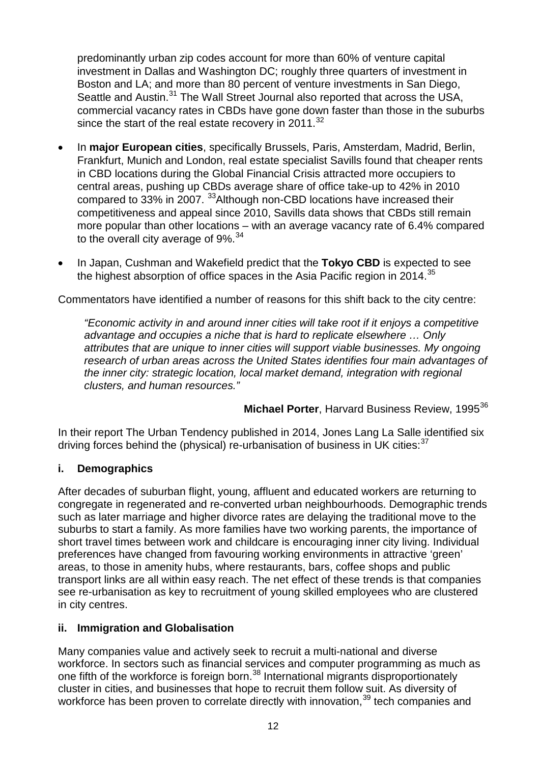predominantly urban zip codes account for more than 60% of venture capital investment in Dallas and Washington DC; roughly three quarters of investment in Boston and LA; and more than 80 percent of venture investments in San Diego, Seattle and Austin.[31] The Wall Street Journal also reported that across the USA, commercial vacancy rates in CBDs have gone down faster than those in the suburbs since the start of the real estate recovery in 2011.[32]

- In **major European cities**, specifically Brussels, Paris, Amsterdam, Madrid, Berlin, Frankfurt, Munich and London, real estate specialist Savills found that cheaper rents in CBD locations during the Global Financial Crisis attracted more occupiers to central areas, pushing up CBDs average share of office take-up to 42% in 2010 compared to 33% in 2007. [33]Although non-CBD locations have increased their competitiveness and appeal since 2010, Savills data shows that CBDs still remain more popular than other locations – with an average vacancy rate of 6.4% compared to the overall city average of 9%.[34]
- In Japan, Cushman and Wakefield predict that the **Tokyo CBD** is expected to see the highest absorption of office spaces in the Asia Pacific region in 2014.[35]

Commentators have identified a number of reasons for this shift back to the city centre:

> *"Economic activity in and around inner cities will take root if it enjoys a competitive advantage and occupies a niche that is hard to replicate elsewhere … Only attributes that are unique to inner cities will support viable businesses. My ongoing research of urban areas across the United States identifies four main advantages of the inner city: strategic location, local market demand, integration with regional clusters, and human resources."*
>
> **Michael Porter**, Harvard Business Review, 1995[36]

In their report The Urban Tendency published in 2014, Jones Lang La Salle identified six driving forces behind the (physical) re-urbanisation of business in UK cities:[37]

### i. Demographics

After decades of suburban flight, young, affluent and educated workers are returning to congregate in regenerated and re-converted urban neighbourhoods. Demographic trends such as later marriage and higher divorce rates are delaying the traditional move to the suburbs to start a family. As more families have two working parents, the importance of short travel times between work and childcare is encouraging inner city living. Individual preferences have changed from favouring working environments in attractive 'green' areas, to those in amenity hubs, where restaurants, bars, coffee shops and public transport links are all within easy reach. The net effect of these trends is that companies see re-urbanisation as key to recruitment of young skilled employees who are clustered in city centres.

### ii. Immigration and Globalisation

Many companies value and actively seek to recruit a multi-national and diverse workforce. In sectors such as financial services and computer programming as much as one fifth of the workforce is foreign born.[38] International migrants disproportionately cluster in cities, and businesses that hope to recruit them follow suit. As diversity of workforce has been proven to correlate directly with innovation,[39] tech companies and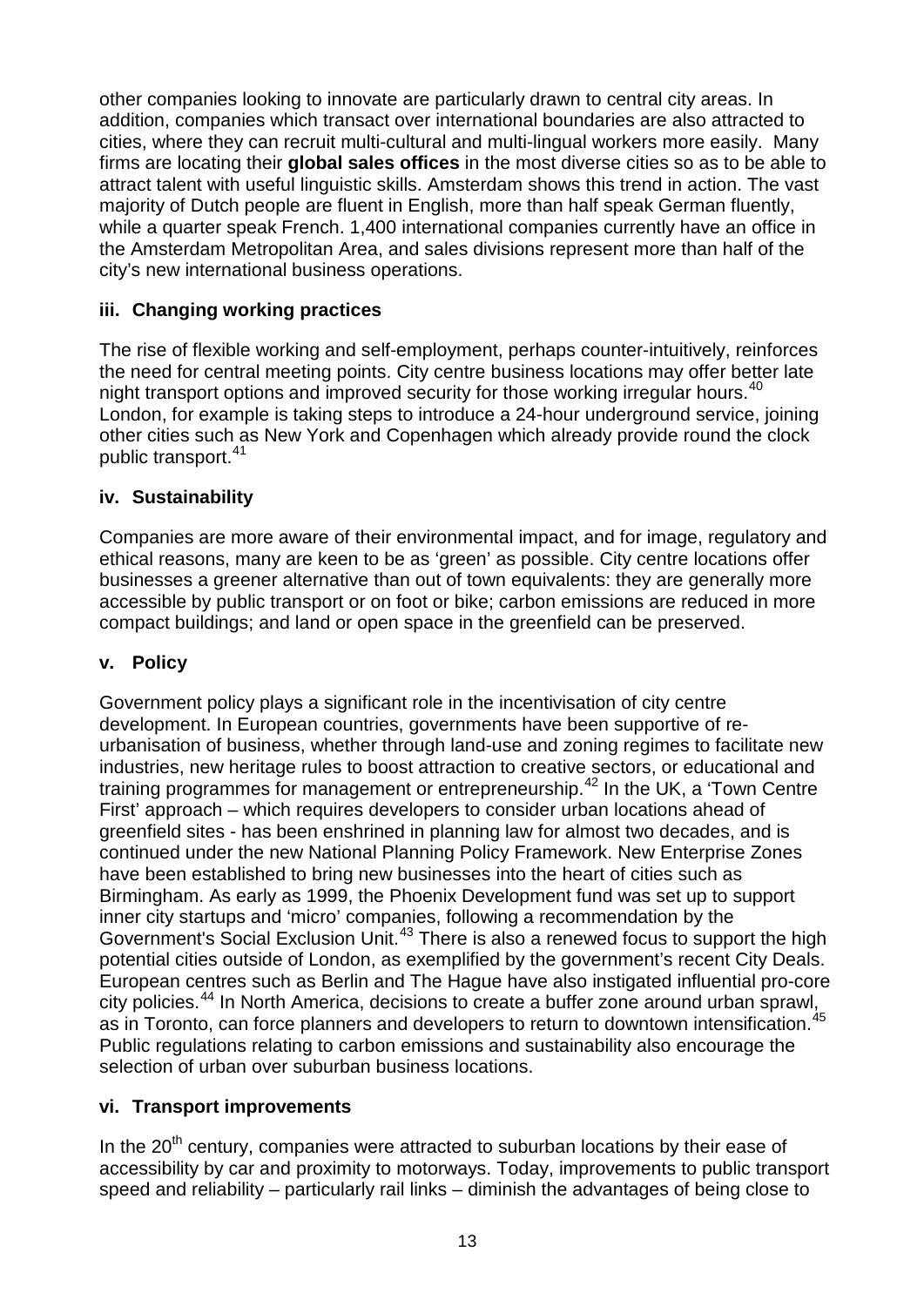other companies looking to innovate are particularly drawn to central city areas. In addition, companies which transact over international boundaries are also attracted to cities, where they can recruit multi-cultural and multi-lingual workers more easily. Many firms are locating their **global sales offices** in the most diverse cities so as to be able to attract talent with useful linguistic skills. Amsterdam shows this trend in action. The vast majority of Dutch people are fluent in English, more than half speak German fluently, while a quarter speak French. 1,400 international companies currently have an office in the Amsterdam Metropolitan Area, and sales divisions represent more than half of the city's new international business operations.

### iii. Changing working practices

The rise of flexible working and self-employment, perhaps counter-intuitively, reinforces the need for central meeting points. City centre business locations may offer better late night transport options and improved security for those working irregular hours.[40] London, for example is taking steps to introduce a 24-hour underground service, joining other cities such as New York and Copenhagen which already provide round the clock public transport.[41]

### iv. Sustainability

Companies are more aware of their environmental impact, and for image, regulatory and ethical reasons, many are keen to be as 'green' as possible. City centre locations offer businesses a greener alternative than out of town equivalents: they are generally more accessible by public transport or on foot or bike; carbon emissions are reduced in more compact buildings; and land or open space in the greenfield can be preserved.

### v. Policy

Government policy plays a significant role in the incentivisation of city centre development. In European countries, governments have been supportive of re-urbanisation of business, whether through land-use and zoning regimes to facilitate new industries, new heritage rules to boost attraction to creative sectors, or educational and training programmes for management or entrepreneurship.[42] In the UK, a 'Town Centre First' approach – which requires developers to consider urban locations ahead of greenfield sites - has been enshrined in planning law for almost two decades, and is continued under the new National Planning Policy Framework. New Enterprise Zones have been established to bring new businesses into the heart of cities such as Birmingham. As early as 1999, the Phoenix Development fund was set up to support inner city startups and 'micro' companies, following a recommendation by the Government's Social Exclusion Unit.[43] There is also a renewed focus to support the high potential cities outside of London, as exemplified by the government's recent City Deals. European centres such as Berlin and The Hague have also instigated influential pro-core city policies.[44] In North America, decisions to create a buffer zone around urban sprawl, as in Toronto, can force planners and developers to return to downtown intensification.[45] Public regulations relating to carbon emissions and sustainability also encourage the selection of urban over suburban business locations.

### vi. Transport improvements

In the 20th century, companies were attracted to suburban locations by their ease of accessibility by car and proximity to motorways. Today, improvements to public transport speed and reliability – particularly rail links – diminish the advantages of being close to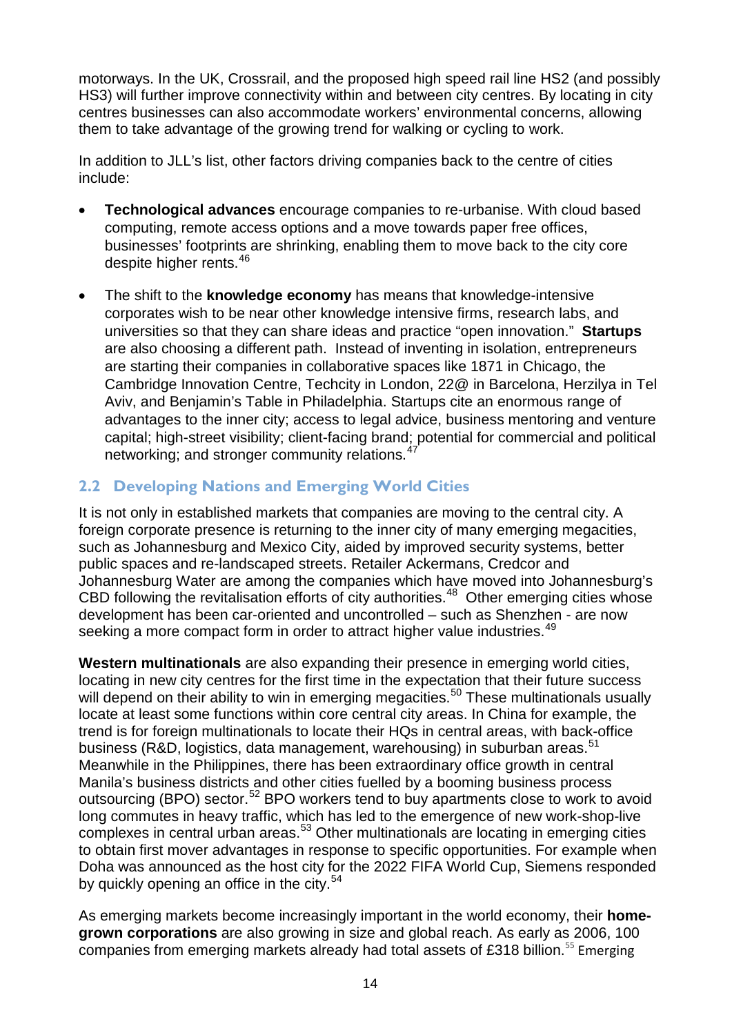motorways. In the UK, Crossrail, and the proposed high speed rail line HS2 (and possibly HS3) will further improve connectivity within and between city centres. By locating in city centres businesses can also accommodate workers' environmental concerns, allowing them to take advantage of the growing trend for walking or cycling to work.

In addition to JLL's list, other factors driving companies back to the centre of cities include:

- **Technological advances** encourage companies to re-urbanise. With cloud based computing, remote access options and a move towards paper free offices, businesses' footprints are shrinking, enabling them to move back to the city core despite higher rents.[46]
- The shift to the **knowledge economy** has means that knowledge-intensive corporates wish to be near other knowledge intensive firms, research labs, and universities so that they can share ideas and practice "open innovation." **Startups** are also choosing a different path. Instead of inventing in isolation, entrepreneurs are starting their companies in collaborative spaces like 1871 in Chicago, the Cambridge Innovation Centre, Techcity in London, 22@ in Barcelona, Herzilya in Tel Aviv, and Benjamin's Table in Philadelphia. Startups cite an enormous range of advantages to the inner city; access to legal advice, business mentoring and venture capital; high-street visibility; client-facing brand; potential for commercial and political networking; and stronger community relations.[47]

## 2.2 Developing Nations and Emerging World Cities

It is not only in established markets that companies are moving to the central city. A foreign corporate presence is returning to the inner city of many emerging megacities, such as Johannesburg and Mexico City, aided by improved security systems, better public spaces and re-landscaped streets. Retailer Ackermans, Credcor and Johannesburg Water are among the companies which have moved into Johannesburg's CBD following the revitalisation efforts of city authorities.[48] Other emerging cities whose development has been car-oriented and uncontrolled – such as Shenzhen - are now seeking a more compact form in order to attract higher value industries.[49]

**Western multinationals** are also expanding their presence in emerging world cities, locating in new city centres for the first time in the expectation that their future success will depend on their ability to win in emerging megacities.[50] These multinationals usually locate at least some functions within core central city areas. In China for example, the trend is for foreign multinationals to locate their HQs in central areas, with back-office business (R&D, logistics, data management, warehousing) in suburban areas.[51] Meanwhile in the Philippines, there has been extraordinary office growth in central Manila's business districts and other cities fuelled by a booming business process outsourcing (BPO) sector.[52] BPO workers tend to buy apartments close to work to avoid long commutes in heavy traffic, which has led to the emergence of new work-shop-live complexes in central urban areas.[53] Other multinationals are locating in emerging cities to obtain first mover advantages in response to specific opportunities. For example when Doha was announced as the host city for the 2022 FIFA World Cup, Siemens responded by quickly opening an office in the city.[54]

As emerging markets become increasingly important in the world economy, their **home-grown corporations** are also growing in size and global reach. As early as 2006, 100 companies from emerging markets already had total assets of £318 billion.[55] Emerging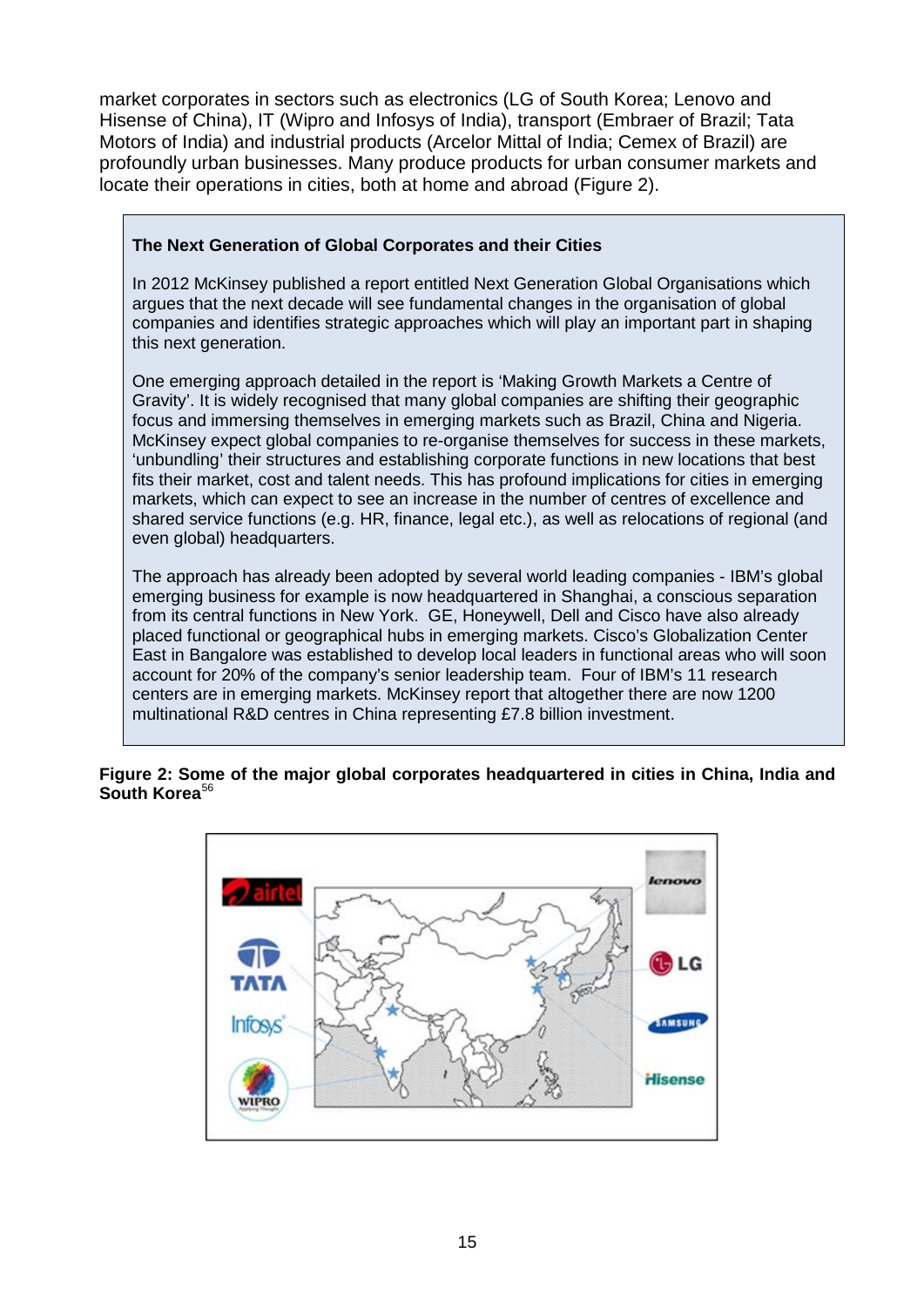market corporates in sectors such as electronics (LG of South Korea; Lenovo and Hisense of China), IT (Wipro and Infosys of India), transport (Embraer of Brazil; Tata Motors of India) and industrial products (Arcelor Mittal of India; Cemex of Brazil) are profoundly urban businesses. Many produce products for urban consumer markets and locate their operations in cities, both at home and abroad (Figure 2).

> **The Next Generation of Global Corporates and their Cities**
>
> In 2012 McKinsey published a report entitled Next Generation Global Organisations which argues that the next decade will see fundamental changes in the organisation of global companies and identifies strategic approaches which will play an important part in shaping this next generation.
>
> One emerging approach detailed in the report is 'Making Growth Markets a Centre of Gravity'. It is widely recognised that many global companies are shifting their geographic focus and immersing themselves in emerging markets such as Brazil, China and Nigeria. McKinsey expect global companies to re-organise themselves for success in these markets, 'unbundling' their structures and establishing corporate functions in new locations that best fits their market, cost and talent needs. This has profound implications for cities in emerging markets, which can expect to see an increase in the number of centres of excellence and shared service functions (e.g. HR, finance, legal etc.), as well as relocations of regional (and even global) headquarters.
>
> The approach has already been adopted by several world leading companies - IBM's global emerging business for example is now headquartered in Shanghai, a conscious separation from its central functions in New York. GE, Honeywell, Dell and Cisco have also already placed functional or geographical hubs in emerging markets. Cisco's Globalization Center East in Bangalore was established to develop local leaders in functional areas who will soon account for 20% of the company's senior leadership team. Four of IBM's 11 research centers are in emerging markets. McKinsey report that altogether there are now 1200 multinational R&D centres in China representing £7.8 billion investment.

**Figure 2: Some of the major global corporates headquartered in cities in China, India and South Korea**[56]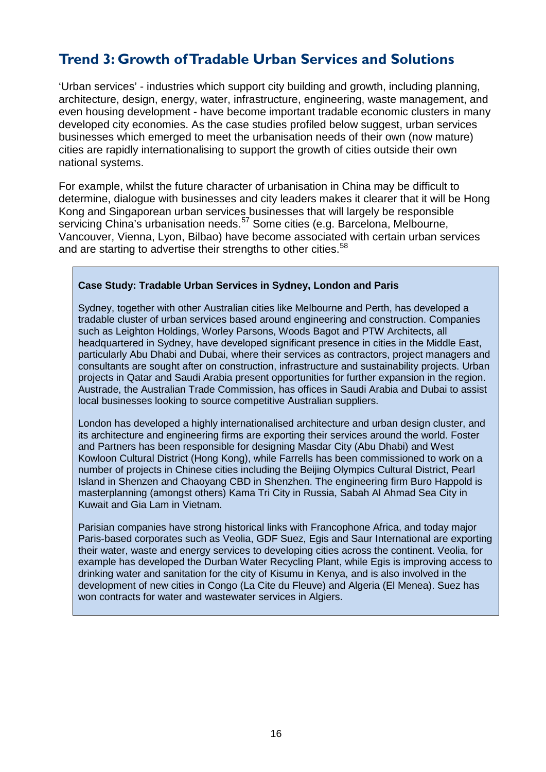## Trend 3: Growth of Tradable Urban Services and Solutions

'Urban services' - industries which support city building and growth, including planning, architecture, design, energy, water, infrastructure, engineering, waste management, and even housing development - have become important tradable economic clusters in many developed city economies. As the case studies profiled below suggest, urban services businesses which emerged to meet the urbanisation needs of their own (now mature) cities are rapidly internationalising to support the growth of cities outside their own national systems.

For example, whilst the future character of urbanisation in China may be difficult to determine, dialogue with businesses and city leaders makes it clearer that it will be Hong Kong and Singaporean urban services businesses that will largely be responsible servicing China's urbanisation needs.[57] Some cities (e.g. Barcelona, Melbourne, Vancouver, Vienna, Lyon, Bilbao) have become associated with certain urban services and are starting to advertise their strengths to other cities.[58]

**Case Study: Tradable Urban Services in Sydney, London and Paris**

Sydney, together with other Australian cities like Melbourne and Perth, has developed a tradable cluster of urban services based around engineering and construction. Companies such as Leighton Holdings, Worley Parsons, Woods Bagot and PTW Architects, all headquartered in Sydney, have developed significant presence in cities in the Middle East, particularly Abu Dhabi and Dubai, where their services as contractors, project managers and consultants are sought after on construction, infrastructure and sustainability projects. Urban projects in Qatar and Saudi Arabia present opportunities for further expansion in the region. Austrade, the Australian Trade Commission, has offices in Saudi Arabia and Dubai to assist local businesses looking to source competitive Australian suppliers.

London has developed a highly internationalised architecture and urban design cluster, and its architecture and engineering firms are exporting their services around the world. Foster and Partners has been responsible for designing Masdar City (Abu Dhabi) and West Kowloon Cultural District (Hong Kong), while Farrells has been commissioned to work on a number of projects in Chinese cities including the Beijing Olympics Cultural District, Pearl Island in Shenzen and Chaoyang CBD in Shenzhen. The engineering firm Buro Happold is masterplanning (amongst others) Kama Tri City in Russia, Sabah Al Ahmad Sea City in Kuwait and Gia Lam in Vietnam.

Parisian companies have strong historical links with Francophone Africa, and today major Paris-based corporates such as Veolia, GDF Suez, Egis and Saur International are exporting their water, waste and energy services to developing cities across the continent. Veolia, for example has developed the Durban Water Recycling Plant, while Egis is improving access to drinking water and sanitation for the city of Kisumu in Kenya, and is also involved in the development of new cities in Congo (La Cite du Fleuve) and Algeria (El Menea). Suez has won contracts for water and wastewater services in Algiers.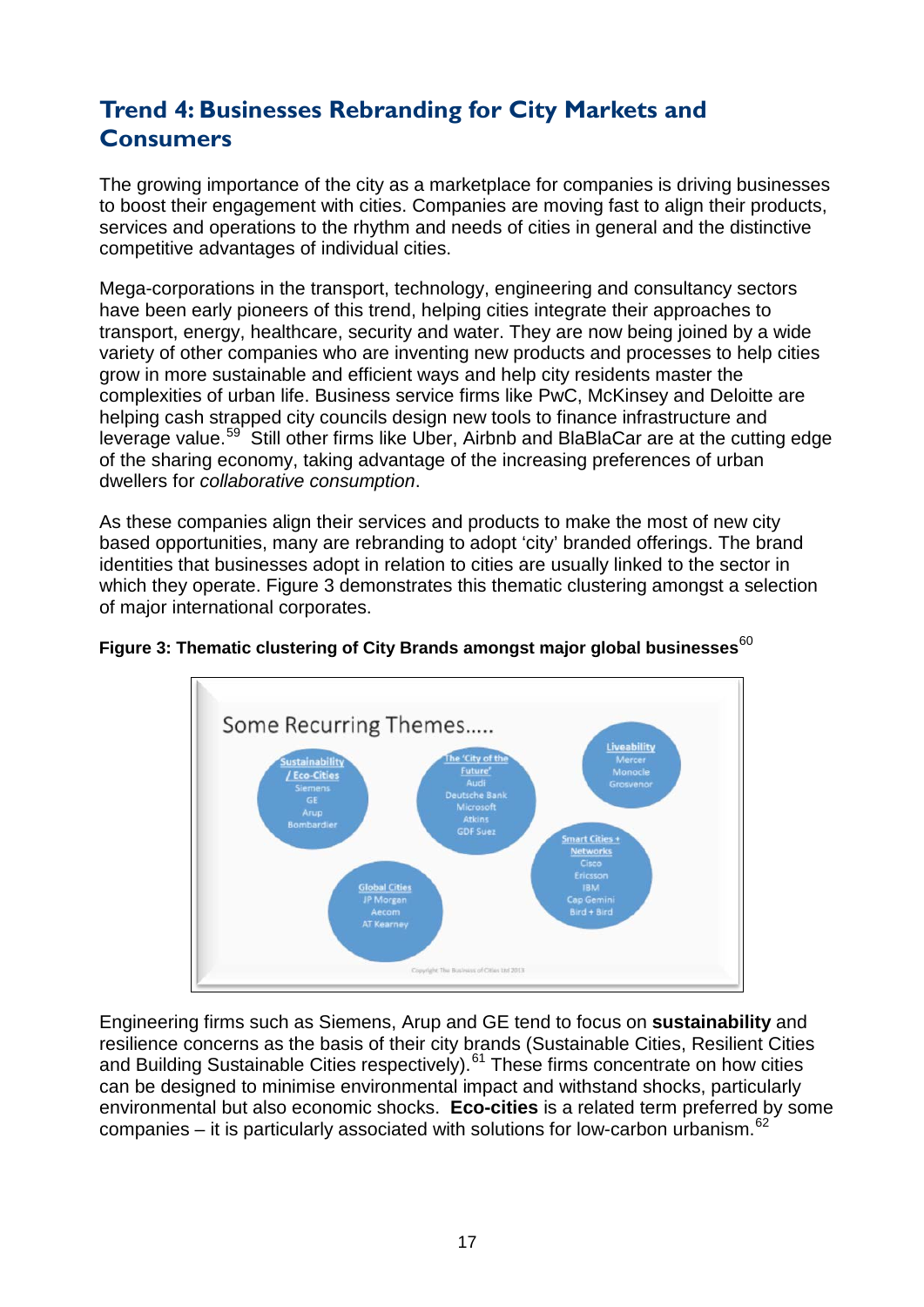## Trend 4: Businesses Rebranding for City Markets and Consumers

The growing importance of the city as a marketplace for companies is driving businesses to boost their engagement with cities. Companies are moving fast to align their products, services and operations to the rhythm and needs of cities in general and the distinctive competitive advantages of individual cities.

Mega-corporations in the transport, technology, engineering and consultancy sectors have been early pioneers of this trend, helping cities integrate their approaches to transport, energy, healthcare, security and water. They are now being joined by a wide variety of other companies who are inventing new products and processes to help cities grow in more sustainable and efficient ways and help city residents master the complexities of urban life. Business service firms like PwC, McKinsey and Deloitte are helping cash strapped city councils design new tools to finance infrastructure and leverage value.[59] Still other firms like Uber, Airbnb and BlaBlaCar are at the cutting edge of the sharing economy, taking advantage of the increasing preferences of urban dwellers for *collaborative consumption*.

As these companies align their services and products to make the most of new city based opportunities, many are rebranding to adopt 'city' branded offerings. The brand identities that businesses adopt in relation to cities are usually linked to the sector in which they operate. Figure 3 demonstrates this thematic clustering amongst a selection of major international corporates.

**Figure 3: Thematic clustering of City Brands amongst major global businesses**[60]

Some Recurring Themes.....

- **Sustainability / Eco-Cities**: Siemens, GE, Arup, Bombardier
- **The 'City of the Future'**: Audi, Deutsche Bank, Microsoft, Atkins, GDF Suez
- **Liveability**: Mercer, Monocle, Grosvenor
- **Smart Cities + Networks**: Cisco, Ericsson, IBM, Cap Gemini, Bird + Bird
- **Global Cities**: JP Morgan, Aecom, AT Kearney

Copyright The Business of Cities Ltd 2013

Engineering firms such as Siemens, Arup and GE tend to focus on **sustainability** and resilience concerns as the basis of their city brands (Sustainable Cities, Resilient Cities and Building Sustainable Cities respectively).[61] These firms concentrate on how cities can be designed to minimise environmental impact and withstand shocks, particularly environmental but also economic shocks. **Eco-cities** is a related term preferred by some companies – it is particularly associated with solutions for low-carbon urbanism.[62]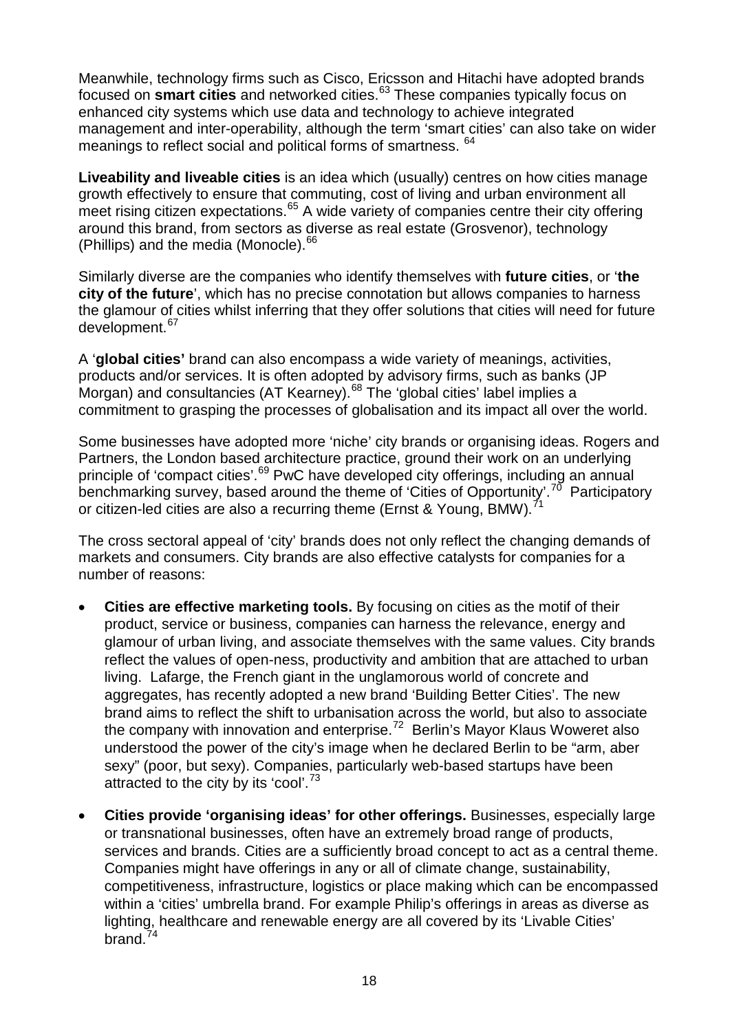Meanwhile, technology firms such as Cisco, Ericsson and Hitachi have adopted brands focused on **smart cities** and networked cities.[63] These companies typically focus on enhanced city systems which use data and technology to achieve integrated management and inter-operability, although the term 'smart cities' can also take on wider meanings to reflect social and political forms of smartness. [64]

**Liveability and liveable cities** is an idea which (usually) centres on how cities manage growth effectively to ensure that commuting, cost of living and urban environment all meet rising citizen expectations.[65] A wide variety of companies centre their city offering around this brand, from sectors as diverse as real estate (Grosvenor), technology (Phillips) and the media (Monocle).[66]

Similarly diverse are the companies who identify themselves with **future cities**, or '**the city of the future**', which has no precise connotation but allows companies to harness the glamour of cities whilst inferring that they offer solutions that cities will need for future development.[67]

A '**global cities'** brand can also encompass a wide variety of meanings, activities, products and/or services. It is often adopted by advisory firms, such as banks (JP Morgan) and consultancies (AT Kearney).[68] The 'global cities' label implies a commitment to grasping the processes of globalisation and its impact all over the world.

Some businesses have adopted more 'niche' city brands or organising ideas. Rogers and Partners, the London based architecture practice, ground their work on an underlying principle of 'compact cities'.[69] PwC have developed city offerings, including an annual benchmarking survey, based around the theme of 'Cities of Opportunity'.[70] Participatory or citizen-led cities are also a recurring theme (Ernst & Young, BMW).[71]

The cross sectoral appeal of 'city' brands does not only reflect the changing demands of markets and consumers. City brands are also effective catalysts for companies for a number of reasons:

- **Cities are effective marketing tools.** By focusing on cities as the motif of their product, service or business, companies can harness the relevance, energy and glamour of urban living, and associate themselves with the same values. City brands reflect the values of open-ness, productivity and ambition that are attached to urban living. Lafarge, the French giant in the unglamorous world of concrete and aggregates, has recently adopted a new brand 'Building Better Cities'. The new brand aims to reflect the shift to urbanisation across the world, but also to associate the company with innovation and enterprise.[72] Berlin's Mayor Klaus Woweret also understood the power of the city's image when he declared Berlin to be "arm, aber sexy" (poor, but sexy). Companies, particularly web-based startups have been attracted to the city by its 'cool'.[73]

- **Cities provide 'organising ideas' for other offerings.** Businesses, especially large or transnational businesses, often have an extremely broad range of products, services and brands. Cities are a sufficiently broad concept to act as a central theme. Companies might have offerings in any or all of climate change, sustainability, competitiveness, infrastructure, logistics or place making which can be encompassed within a 'cities' umbrella brand. For example Philip's offerings in areas as diverse as lighting, healthcare and renewable energy are all covered by its 'Livable Cities' brand.[74]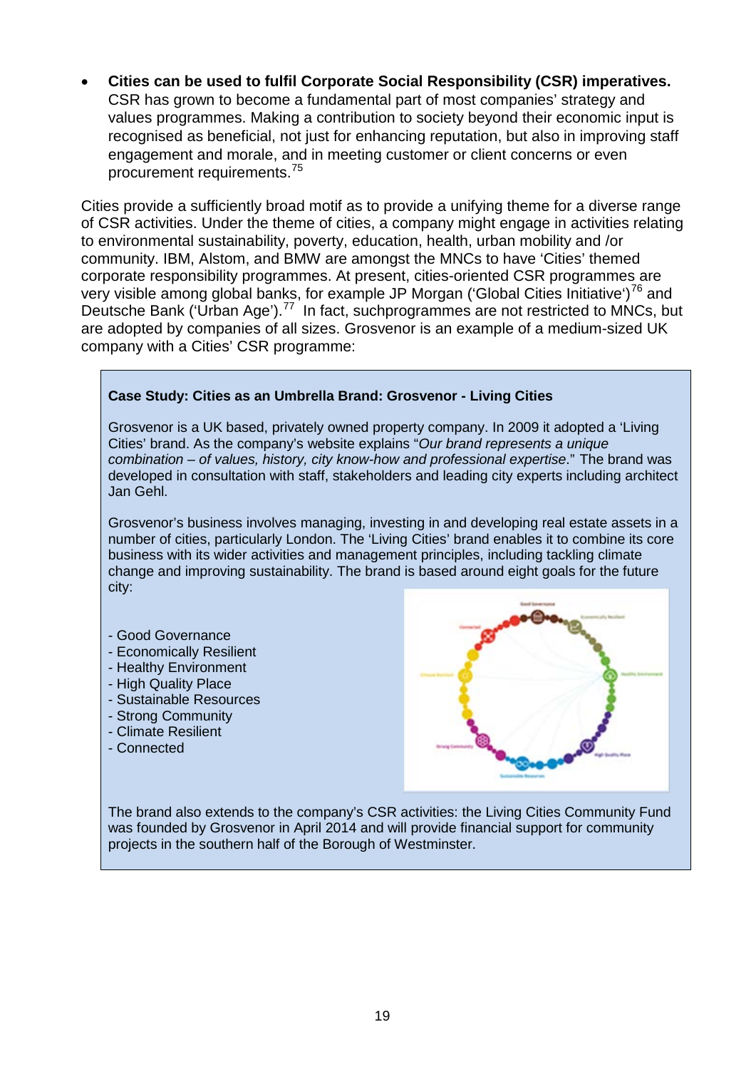- **Cities can be used to fulfil Corporate Social Responsibility (CSR) imperatives.** CSR has grown to become a fundamental part of most companies' strategy and values programmes. Making a contribution to society beyond their economic input is recognised as beneficial, not just for enhancing reputation, but also in improving staff engagement and morale, and in meeting customer or client concerns or even procurement requirements.[75]

Cities provide a sufficiently broad motif as to provide a unifying theme for a diverse range of CSR activities. Under the theme of cities, a company might engage in activities relating to environmental sustainability, poverty, education, health, urban mobility and /or community. IBM, Alstom, and BMW are amongst the MNCs to have 'Cities' themed corporate responsibility programmes. At present, cities-oriented CSR programmes are very visible among global banks, for example JP Morgan ('Global Cities Initiative')[76] and Deutsche Bank ('Urban Age').[77] In fact, suchprogrammes are not restricted to MNCs, but are adopted by companies of all sizes. Grosvenor is an example of a medium-sized UK company with a Cities' CSR programme:

**Case Study: Cities as an Umbrella Brand: Grosvenor - Living Cities**

Grosvenor is a UK based, privately owned property company. In 2009 it adopted a 'Living Cities' brand. As the company's website explains "*Our brand represents a unique combination – of values, history, city know-how and professional expertise*." The brand was developed in consultation with staff, stakeholders and leading city experts including architect Jan Gehl.

Grosvenor's business involves managing, investing in and developing real estate assets in a number of cities, particularly London. The 'Living Cities' brand enables it to combine its core business with its wider activities and management principles, including tackling climate change and improving sustainability. The brand is based around eight goals for the future city:

- Good Governance
- Economically Resilient
- Healthy Environment
- High Quality Place
- Sustainable Resources
- Strong Community
- Climate Resilient
- Connected

The brand also extends to the company's CSR activities: the Living Cities Community Fund was founded by Grosvenor in April 2014 and will provide financial support for community projects in the southern half of the Borough of Westminster.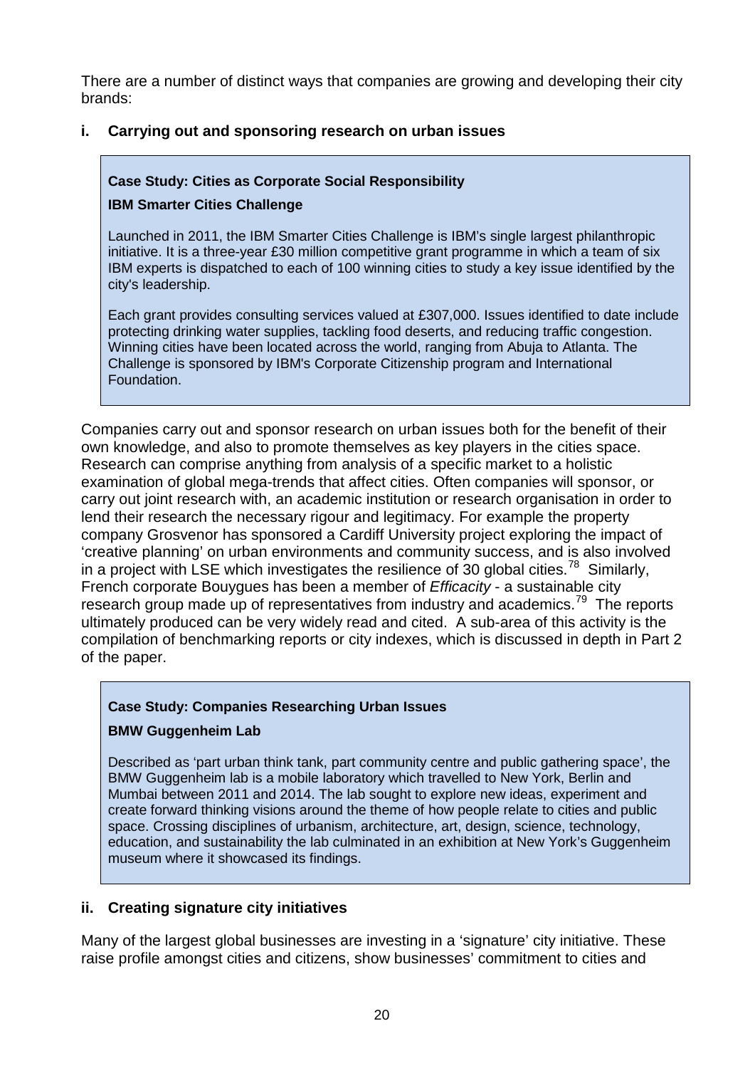There are a number of distinct ways that companies are growing and developing their city brands:

### i. Carrying out and sponsoring research on urban issues

> **Case Study: Cities as Corporate Social Responsibility**
>
> **IBM Smarter Cities Challenge**
>
> Launched in 2011, the IBM Smarter Cities Challenge is IBM's single largest philanthropic initiative. It is a three-year £30 million competitive grant programme in which a team of six IBM experts is dispatched to each of 100 winning cities to study a key issue identified by the city's leadership.
>
> Each grant provides consulting services valued at £307,000. Issues identified to date include protecting drinking water supplies, tackling food deserts, and reducing traffic congestion. Winning cities have been located across the world, ranging from Abuja to Atlanta. The Challenge is sponsored by IBM's Corporate Citizenship program and International Foundation.

Companies carry out and sponsor research on urban issues both for the benefit of their own knowledge, and also to promote themselves as key players in the cities space. Research can comprise anything from analysis of a specific market to a holistic examination of global mega-trends that affect cities. Often companies will sponsor, or carry out joint research with, an academic institution or research organisation in order to lend their research the necessary rigour and legitimacy. For example the property company Grosvenor has sponsored a Cardiff University project exploring the impact of 'creative planning' on urban environments and community success, and is also involved in a project with LSE which investigates the resilience of 30 global cities.[78] Similarly, French corporate Bouygues has been a member of *Efficacity* - a sustainable city research group made up of representatives from industry and academics.[79] The reports ultimately produced can be very widely read and cited. A sub-area of this activity is the compilation of benchmarking reports or city indexes, which is discussed in depth in Part 2 of the paper.

> **Case Study: Companies Researching Urban Issues**
>
> **BMW Guggenheim Lab**
>
> Described as 'part urban think tank, part community centre and public gathering space', the BMW Guggenheim lab is a mobile laboratory which travelled to New York, Berlin and Mumbai between 2011 and 2014. The lab sought to explore new ideas, experiment and create forward thinking visions around the theme of how people relate to cities and public space. Crossing disciplines of urbanism, architecture, art, design, science, technology, education, and sustainability the lab culminated in an exhibition at New York's Guggenheim museum where it showcased its findings.

### ii. Creating signature city initiatives

Many of the largest global businesses are investing in a 'signature' city initiative. These raise profile amongst cities and citizens, show businesses' commitment to cities and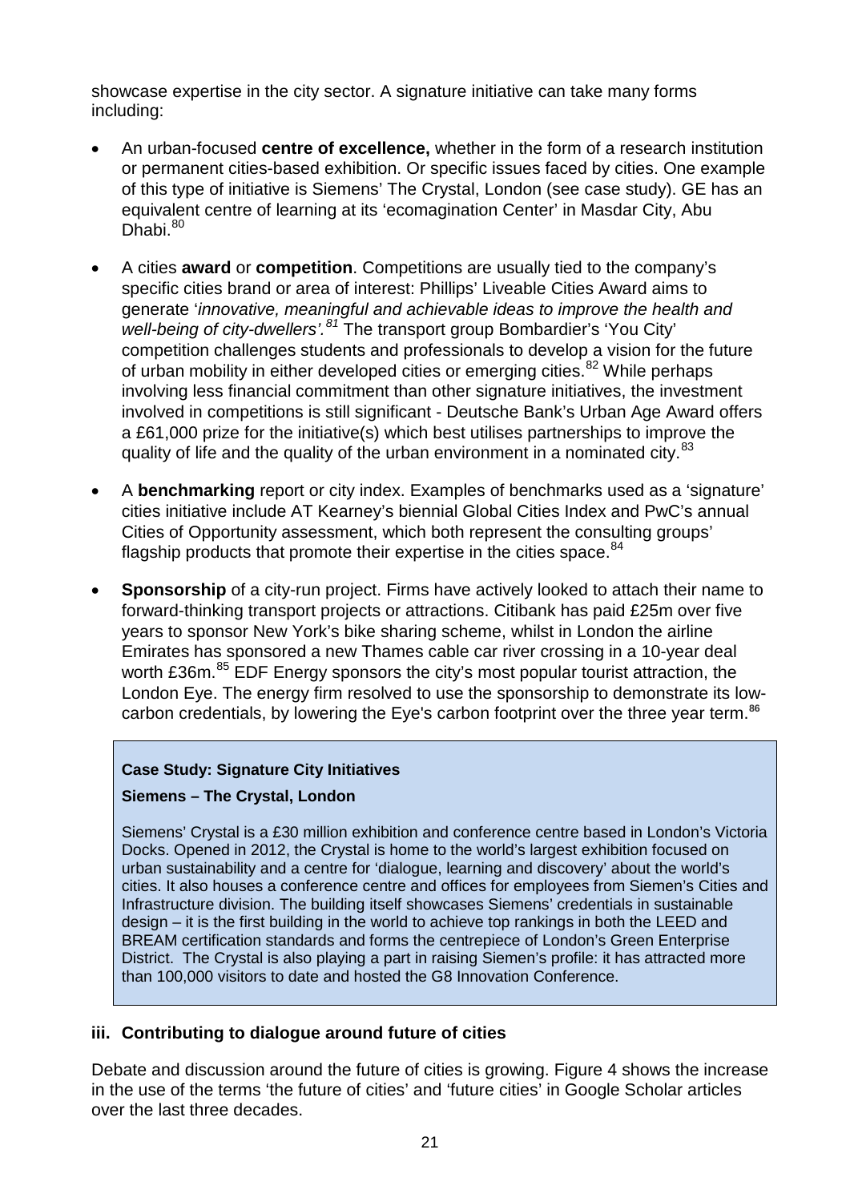showcase expertise in the city sector. A signature initiative can take many forms including:

- An urban-focused **centre of excellence,** whether in the form of a research institution or permanent cities-based exhibition. Or specific issues faced by cities. One example of this type of initiative is Siemens' The Crystal, London (see case study). GE has an equivalent centre of learning at its 'ecomagination Center' in Masdar City, Abu Dhabi.[80]

- A cities **award** or **competition**. Competitions are usually tied to the company's specific cities brand or area of interest: Phillips' Liveable Cities Award aims to generate '*innovative, meaningful and achievable ideas to improve the health and well-being of city-dwellers'.[81]* The transport group Bombardier's 'You City' competition challenges students and professionals to develop a vision for the future of urban mobility in either developed cities or emerging cities.[82] While perhaps involving less financial commitment than other signature initiatives, the investment involved in competitions is still significant - Deutsche Bank's Urban Age Award offers a £61,000 prize for the initiative(s) which best utilises partnerships to improve the quality of life and the quality of the urban environment in a nominated city.[83]

- A **benchmarking** report or city index. Examples of benchmarks used as a 'signature' cities initiative include AT Kearney's biennial Global Cities Index and PwC's annual Cities of Opportunity assessment, which both represent the consulting groups' flagship products that promote their expertise in the cities space.[84]

- **Sponsorship** of a city-run project. Firms have actively looked to attach their name to forward-thinking transport projects or attractions. Citibank has paid £25m over five years to sponsor New York's bike sharing scheme, whilst in London the airline Emirates has sponsored a new Thames cable car river crossing in a 10-year deal worth £36m.[85] EDF Energy sponsors the city's most popular tourist attraction, the London Eye. The energy firm resolved to use the sponsorship to demonstrate its low-carbon credentials, by lowering the Eye's carbon footprint over the three year term.[86]

> **Case Study: Signature City Initiatives**
>
> **Siemens – The Crystal, London**
>
> Siemens' Crystal is a £30 million exhibition and conference centre based in London's Victoria Docks. Opened in 2012, the Crystal is home to the world's largest exhibition focused on urban sustainability and a centre for 'dialogue, learning and discovery' about the world's cities. It also houses a conference centre and offices for employees from Siemen's Cities and Infrastructure division. The building itself showcases Siemens' credentials in sustainable design – it is the first building in the world to achieve top rankings in both the LEED and BREAM certification standards and forms the centrepiece of London's Green Enterprise District. The Crystal is also playing a part in raising Siemen's profile: it has attracted more than 100,000 visitors to date and hosted the G8 Innovation Conference.

### iii. Contributing to dialogue around future of cities

Debate and discussion around the future of cities is growing. Figure 4 shows the increase in the use of the terms 'the future of cities' and 'future cities' in Google Scholar articles over the last three decades.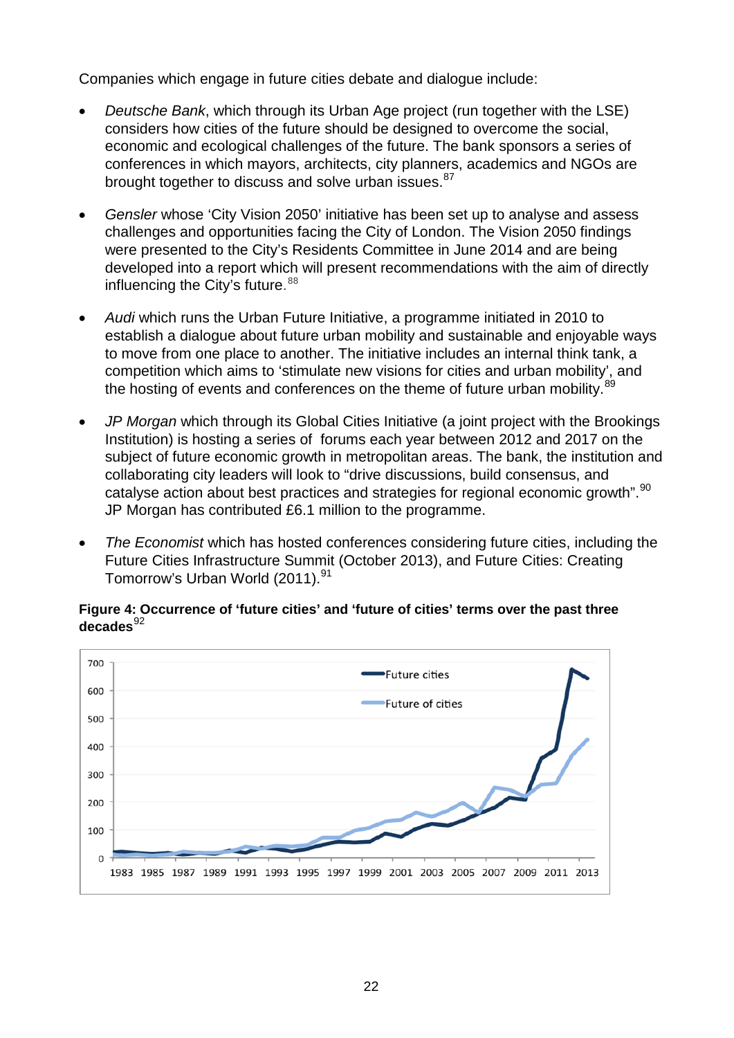Companies which engage in future cities debate and dialogue include:

- *Deutsche Bank*, which through its Urban Age project (run together with the LSE) considers how cities of the future should be designed to overcome the social, economic and ecological challenges of the future. The bank sponsors a series of conferences in which mayors, architects, city planners, academics and NGOs are brought together to discuss and solve urban issues.[87]

- *Gensler* whose 'City Vision 2050' initiative has been set up to analyse and assess challenges and opportunities facing the City of London. The Vision 2050 findings were presented to the City's Residents Committee in June 2014 and are being developed into a report which will present recommendations with the aim of directly influencing the City's future.[88]

- *Audi* which runs the Urban Future Initiative, a programme initiated in 2010 to establish a dialogue about future urban mobility and sustainable and enjoyable ways to move from one place to another. The initiative includes an internal think tank, a competition which aims to 'stimulate new visions for cities and urban mobility', and the hosting of events and conferences on the theme of future urban mobility.[89]

- *JP Morgan* which through its Global Cities Initiative (a joint project with the Brookings Institution) is hosting a series of forums each year between 2012 and 2017 on the subject of future economic growth in metropolitan areas. The bank, the institution and collaborating city leaders will look to "drive discussions, build consensus, and catalyse action about best practices and strategies for regional economic growth".[90] JP Morgan has contributed £6.1 million to the programme.

- *The Economist* which has hosted conferences considering future cities, including the Future Cities Infrastructure Summit (October 2013), and Future Cities: Creating Tomorrow's Urban World (2011).[91]

**Figure 4: Occurrence of 'future cities' and 'future of cities' terms over the past three decades**[92]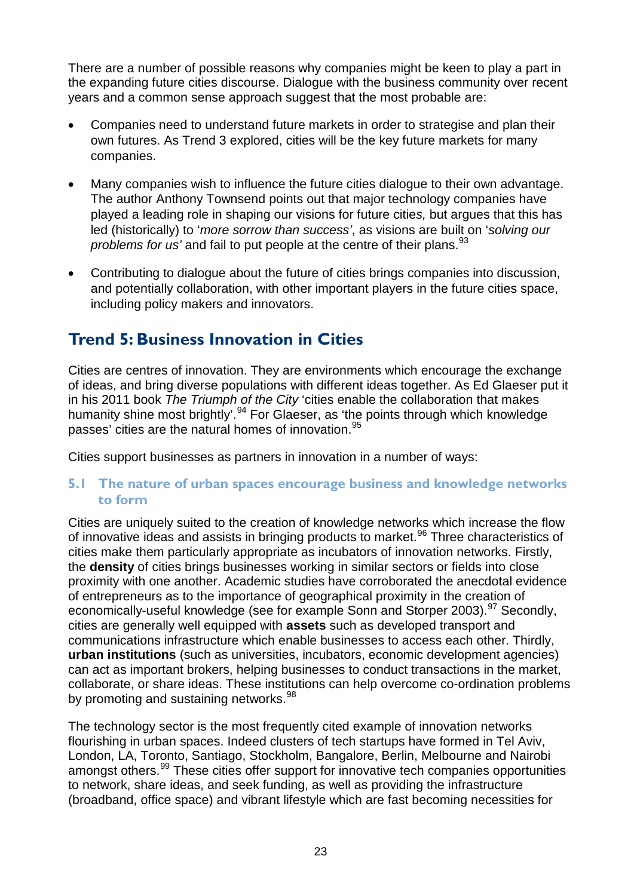There are a number of possible reasons why companies might be keen to play a part in the expanding future cities discourse. Dialogue with the business community over recent years and a common sense approach suggest that the most probable are:

- Companies need to understand future markets in order to strategise and plan their own futures. As Trend 3 explored, cities will be the key future markets for many companies.
- Many companies wish to influence the future cities dialogue to their own advantage. The author Anthony Townsend points out that major technology companies have played a leading role in shaping our visions for future cities, but argues that this has led (historically) to '*more sorrow than success*', as visions are built on '*solving our problems for us*' and fail to put people at the centre of their plans.[93]
- Contributing to dialogue about the future of cities brings companies into discussion, and potentially collaboration, with other important players in the future cities space, including policy makers and innovators.

## Trend 5: Business Innovation in Cities

Cities are centres of innovation. They are environments which encourage the exchange of ideas, and bring diverse populations with different ideas together. As Ed Glaeser put it in his 2011 book *The Triumph of the City* 'cities enable the collaboration that makes humanity shine most brightly'.[94] For Glaeser, as 'the points through which knowledge passes' cities are the natural homes of innovation.[95]

Cities support businesses as partners in innovation in a number of ways:

### 5.1 The nature of urban spaces encourage business and knowledge networks to form

Cities are uniquely suited to the creation of knowledge networks which increase the flow of innovative ideas and assists in bringing products to market.[96] Three characteristics of cities make them particularly appropriate as incubators of innovation networks. Firstly, the **density** of cities brings businesses working in similar sectors or fields into close proximity with one another. Academic studies have corroborated the anecdotal evidence of entrepreneurs as to the importance of geographical proximity in the creation of economically-useful knowledge (see for example Sonn and Storper 2003).[97] Secondly, cities are generally well equipped with **assets** such as developed transport and communications infrastructure which enable businesses to access each other. Thirdly, **urban institutions** (such as universities, incubators, economic development agencies) can act as important brokers, helping businesses to conduct transactions in the market, collaborate, or share ideas. These institutions can help overcome co-ordination problems by promoting and sustaining networks.[98]

The technology sector is the most frequently cited example of innovation networks flourishing in urban spaces. Indeed clusters of tech startups have formed in Tel Aviv, London, LA, Toronto, Santiago, Stockholm, Bangalore, Berlin, Melbourne and Nairobi amongst others.[99] These cities offer support for innovative tech companies opportunities to network, share ideas, and seek funding, as well as providing the infrastructure (broadband, office space) and vibrant lifestyle which are fast becoming necessities for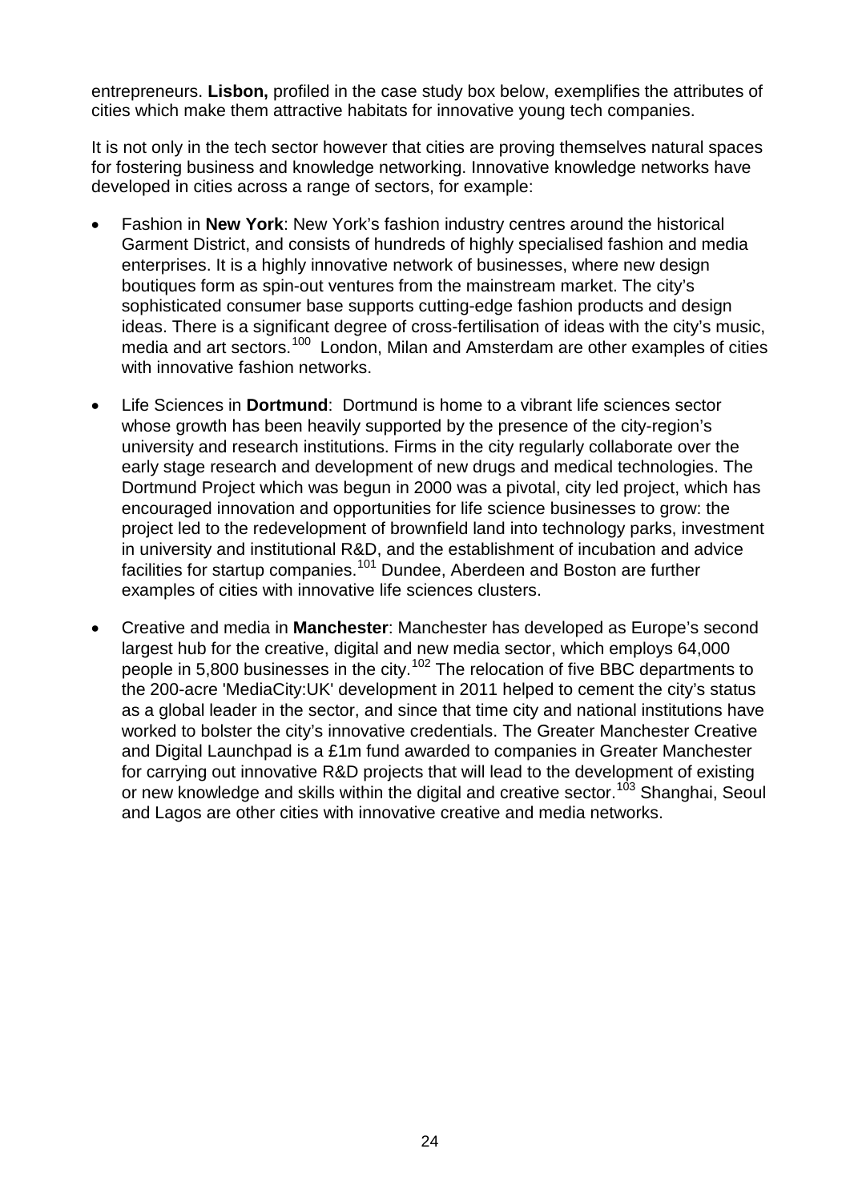entrepreneurs. **Lisbon,** profiled in the case study box below, exemplifies the attributes of cities which make them attractive habitats for innovative young tech companies.

It is not only in the tech sector however that cities are proving themselves natural spaces for fostering business and knowledge networking. Innovative knowledge networks have developed in cities across a range of sectors, for example:

- Fashion in **New York**: New York's fashion industry centres around the historical Garment District, and consists of hundreds of highly specialised fashion and media enterprises. It is a highly innovative network of businesses, where new design boutiques form as spin-out ventures from the mainstream market. The city's sophisticated consumer base supports cutting-edge fashion products and design ideas. There is a significant degree of cross-fertilisation of ideas with the city's music, media and art sectors.[100] London, Milan and Amsterdam are other examples of cities with innovative fashion networks.

- Life Sciences in **Dortmund**: Dortmund is home to a vibrant life sciences sector whose growth has been heavily supported by the presence of the city-region's university and research institutions. Firms in the city regularly collaborate over the early stage research and development of new drugs and medical technologies. The Dortmund Project which was begun in 2000 was a pivotal, city led project, which has encouraged innovation and opportunities for life science businesses to grow: the project led to the redevelopment of brownfield land into technology parks, investment in university and institutional R&D, and the establishment of incubation and advice facilities for startup companies.[101] Dundee, Aberdeen and Boston are further examples of cities with innovative life sciences clusters.

- Creative and media in **Manchester**: Manchester has developed as Europe's second largest hub for the creative, digital and new media sector, which employs 64,000 people in 5,800 businesses in the city.[102] The relocation of five BBC departments to the 200-acre 'MediaCity:UK' development in 2011 helped to cement the city's status as a global leader in the sector, and since that time city and national institutions have worked to bolster the city's innovative credentials. The Greater Manchester Creative and Digital Launchpad is a £1m fund awarded to companies in Greater Manchester for carrying out innovative R&D projects that will lead to the development of existing or new knowledge and skills within the digital and creative sector.[103] Shanghai, Seoul and Lagos are other cities with innovative creative and media networks.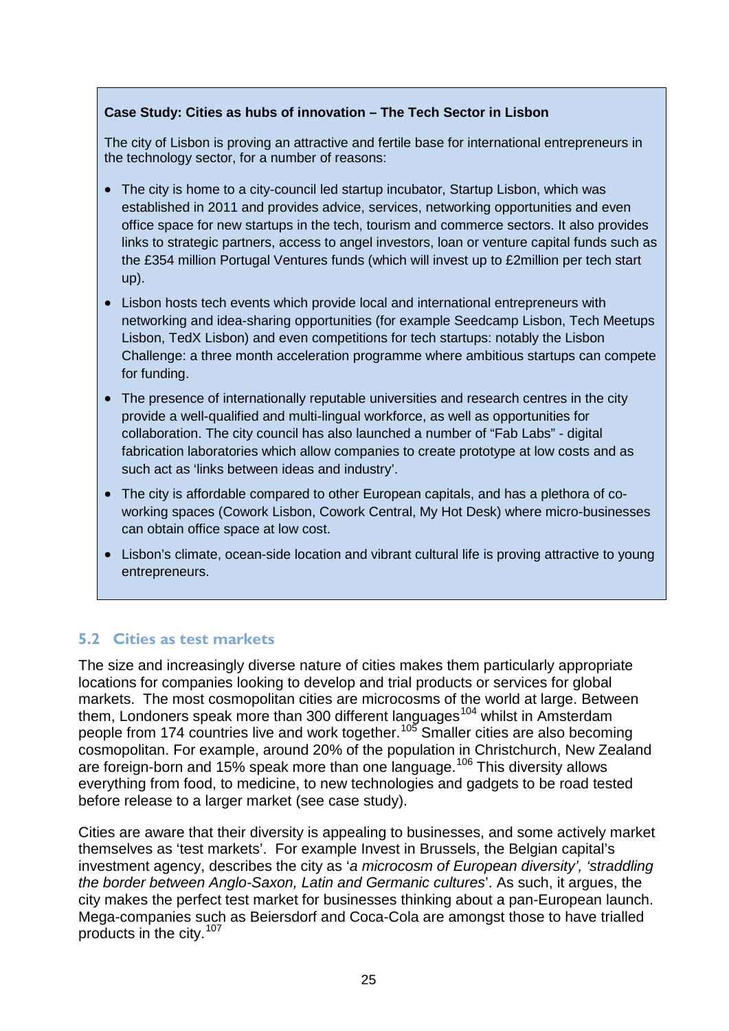**Case Study: Cities as hubs of innovation – The Tech Sector in Lisbon**

The city of Lisbon is proving an attractive and fertile base for international entrepreneurs in the technology sector, for a number of reasons:

- The city is home to a city-council led startup incubator, Startup Lisbon, which was established in 2011 and provides advice, services, networking opportunities and even office space for new startups in the tech, tourism and commerce sectors. It also provides links to strategic partners, access to angel investors, loan or venture capital funds such as the £354 million Portugal Ventures funds (which will invest up to £2million per tech start up).
- Lisbon hosts tech events which provide local and international entrepreneurs with networking and idea-sharing opportunities (for example Seedcamp Lisbon, Tech Meetups Lisbon, TedX Lisbon) and even competitions for tech startups: notably the Lisbon Challenge: a three month acceleration programme where ambitious startups can compete for funding.
- The presence of internationally reputable universities and research centres in the city provide a well-qualified and multi-lingual workforce, as well as opportunities for collaboration. The city council has also launched a number of "Fab Labs" - digital fabrication laboratories which allow companies to create prototype at low costs and as such act as 'links between ideas and industry'.
- The city is affordable compared to other European capitals, and has a plethora of co-working spaces (Cowork Lisbon, Cowork Central, My Hot Desk) where micro-businesses can obtain office space at low cost.
- Lisbon's climate, ocean-side location and vibrant cultural life is proving attractive to young entrepreneurs.

## 5.2 Cities as test markets

The size and increasingly diverse nature of cities makes them particularly appropriate locations for companies looking to develop and trial products or services for global markets. The most cosmopolitan cities are microcosms of the world at large. Between them, Londoners speak more than 300 different languages[104] whilst in Amsterdam people from 174 countries live and work together.[105] Smaller cities are also becoming cosmopolitan. For example, around 20% of the population in Christchurch, New Zealand are foreign-born and 15% speak more than one language.[106] This diversity allows everything from food, to medicine, to new technologies and gadgets to be road tested before release to a larger market (see case study).

Cities are aware that their diversity is appealing to businesses, and some actively market themselves as 'test markets'. For example Invest in Brussels, the Belgian capital's investment agency, describes the city as '*a microcosm of European diversity', 'straddling the border between Anglo-Saxon, Latin and Germanic cultures*'. As such, it argues, the city makes the perfect test market for businesses thinking about a pan-European launch. Mega-companies such as Beiersdorf and Coca-Cola are amongst those to have trialled products in the city.[107]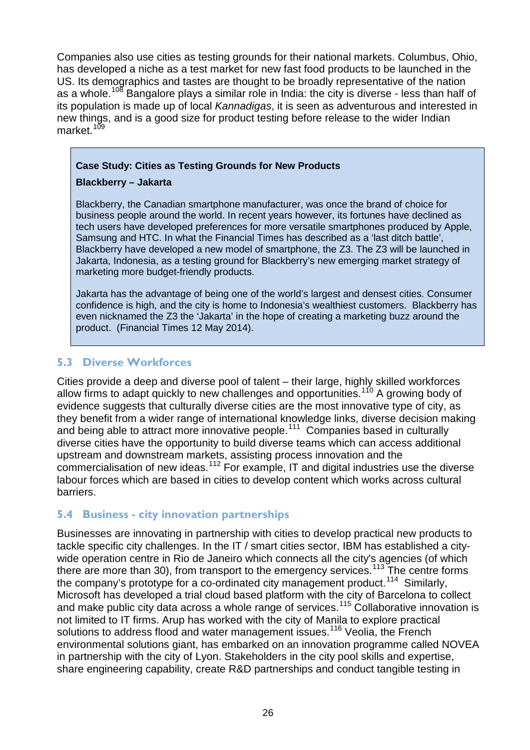Companies also use cities as testing grounds for their national markets. Columbus, Ohio, has developed a niche as a test market for new fast food products to be launched in the US. Its demographics and tastes are thought to be broadly representative of the nation as a whole.[108] Bangalore plays a similar role in India: the city is diverse - less than half of its population is made up of local *Kannadigas*, it is seen as adventurous and interested in new things, and is a good size for product testing before release to the wider Indian market.[109]

> **Case Study: Cities as Testing Grounds for New Products**
>
> **Blackberry – Jakarta**
>
> Blackberry, the Canadian smartphone manufacturer, was once the brand of choice for business people around the world. In recent years however, its fortunes have declined as tech users have developed preferences for more versatile smartphones produced by Apple, Samsung and HTC. In what the Financial Times has described as a 'last ditch battle', Blackberry have developed a new model of smartphone, the Z3. The Z3 will be launched in Jakarta, Indonesia, as a testing ground for Blackberry's new emerging market strategy of marketing more budget-friendly products.
>
> Jakarta has the advantage of being one of the world's largest and densest cities. Consumer confidence is high, and the city is home to Indonesia's wealthiest customers. Blackberry has even nicknamed the Z3 the 'Jakarta' in the hope of creating a marketing buzz around the product. (Financial Times 12 May 2014).

## 5.3 Diverse Workforces

Cities provide a deep and diverse pool of talent – their large, highly skilled workforces allow firms to adapt quickly to new challenges and opportunities.[110] A growing body of evidence suggests that culturally diverse cities are the most innovative type of city, as they benefit from a wider range of international knowledge links, diverse decision making and being able to attract more innovative people.[111] Companies based in culturally diverse cities have the opportunity to build diverse teams which can access additional upstream and downstream markets, assisting process innovation and the commercialisation of new ideas.[112] For example, IT and digital industries use the diverse labour forces which are based in cities to develop content which works across cultural barriers.

## 5.4 Business - city innovation partnerships

Businesses are innovating in partnership with cities to develop practical new products to tackle specific city challenges. In the IT / smart cities sector, IBM has established a city-wide operation centre in Rio de Janeiro which connects all the city's agencies (of which there are more than 30), from transport to the emergency services.[113] The centre forms the company's prototype for a co-ordinated city management product.[114] Similarly, Microsoft has developed a trial cloud based platform with the city of Barcelona to collect and make public city data across a whole range of services.[115] Collaborative innovation is not limited to IT firms. Arup has worked with the city of Manila to explore practical solutions to address flood and water management issues.[116] Veolia, the French environmental solutions giant, has embarked on an innovation programme called NOVEA in partnership with the city of Lyon. Stakeholders in the city pool skills and expertise, share engineering capability, create R&D partnerships and conduct tangible testing in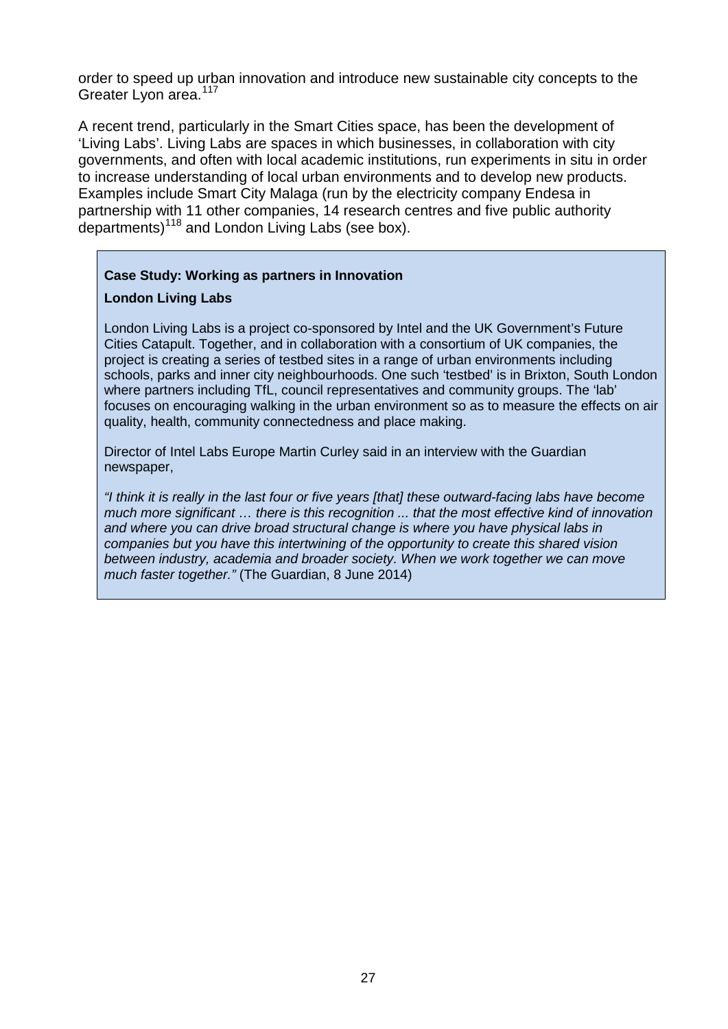order to speed up urban innovation and introduce new sustainable city concepts to the Greater Lyon area.[117]

A recent trend, particularly in the Smart Cities space, has been the development of 'Living Labs'. Living Labs are spaces in which businesses, in collaboration with city governments, and often with local academic institutions, run experiments in situ in order to increase understanding of local urban environments and to develop new products. Examples include Smart City Malaga (run by the electricity company Endesa in partnership with 11 other companies, 14 research centres and five public authority departments)[118] and London Living Labs (see box).

> **Case Study: Working as partners in Innovation**
>
> **London Living Labs**
>
> London Living Labs is a project co-sponsored by Intel and the UK Government's Future Cities Catapult. Together, and in collaboration with a consortium of UK companies, the project is creating a series of testbed sites in a range of urban environments including schools, parks and inner city neighbourhoods. One such 'testbed' is in Brixton, South London where partners including TfL, council representatives and community groups. The 'lab' focuses on encouraging walking in the urban environment so as to measure the effects on air quality, health, community connectedness and place making.
>
> Director of Intel Labs Europe Martin Curley said in an interview with the Guardian newspaper,
>
> *"I think it is really in the last four or five years [that] these outward-facing labs have become much more significant … there is this recognition ... that the most effective kind of innovation and where you can drive broad structural change is where you have physical labs in companies but you have this intertwining of the opportunity to create this shared vision between industry, academia and broader society. When we work together we can move much faster together."* (The Guardian, 8 June 2014)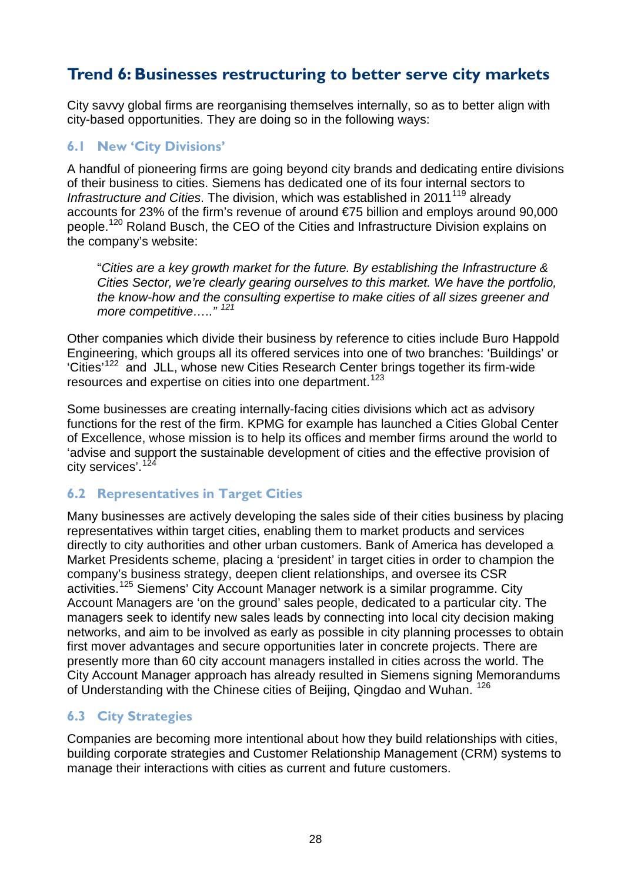## Trend 6: Businesses restructuring to better serve city markets

City savvy global firms are reorganising themselves internally, so as to better align with city-based opportunities. They are doing so in the following ways:

### 6.1 New 'City Divisions'

A handful of pioneering firms are going beyond city brands and dedicating entire divisions of their business to cities. Siemens has dedicated one of its four internal sectors to *Infrastructure and Cities*. The division, which was established in 2011[119] already accounts for 23% of the firm's revenue of around €75 billion and employs around 90,000 people.[120] Roland Busch, the CEO of the Cities and Infrastructure Division explains on the company's website:

> "*Cities are a key growth market for the future. By establishing the Infrastructure & Cities Sector, we're clearly gearing ourselves to this market. We have the portfolio, the know-how and the consulting expertise to make cities of all sizes greener and more competitive….."* [121]

Other companies which divide their business by reference to cities include Buro Happold Engineering, which groups all its offered services into one of two branches: 'Buildings' or 'Cities'[122] and JLL, whose new Cities Research Center brings together its firm-wide resources and expertise on cities into one department.[123]

Some businesses are creating internally-facing cities divisions which act as advisory functions for the rest of the firm. KPMG for example has launched a Cities Global Center of Excellence, whose mission is to help its offices and member firms around the world to 'advise and support the sustainable development of cities and the effective provision of city services'.[124]

### 6.2 Representatives in Target Cities

Many businesses are actively developing the sales side of their cities business by placing representatives within target cities, enabling them to market products and services directly to city authorities and other urban customers. Bank of America has developed a Market Presidents scheme, placing a 'president' in target cities in order to champion the company's business strategy, deepen client relationships, and oversee its CSR activities.[125] Siemens' City Account Manager network is a similar programme. City Account Managers are 'on the ground' sales people, dedicated to a particular city. The managers seek to identify new sales leads by connecting into local city decision making networks, and aim to be involved as early as possible in city planning processes to obtain first mover advantages and secure opportunities later in concrete projects. There are presently more than 60 city account managers installed in cities across the world. The City Account Manager approach has already resulted in Siemens signing Memorandums of Understanding with the Chinese cities of Beijing, Qingdao and Wuhan. [126]

### 6.3 City Strategies

Companies are becoming more intentional about how they build relationships with cities, building corporate strategies and Customer Relationship Management (CRM) systems to manage their interactions with cities as current and future customers.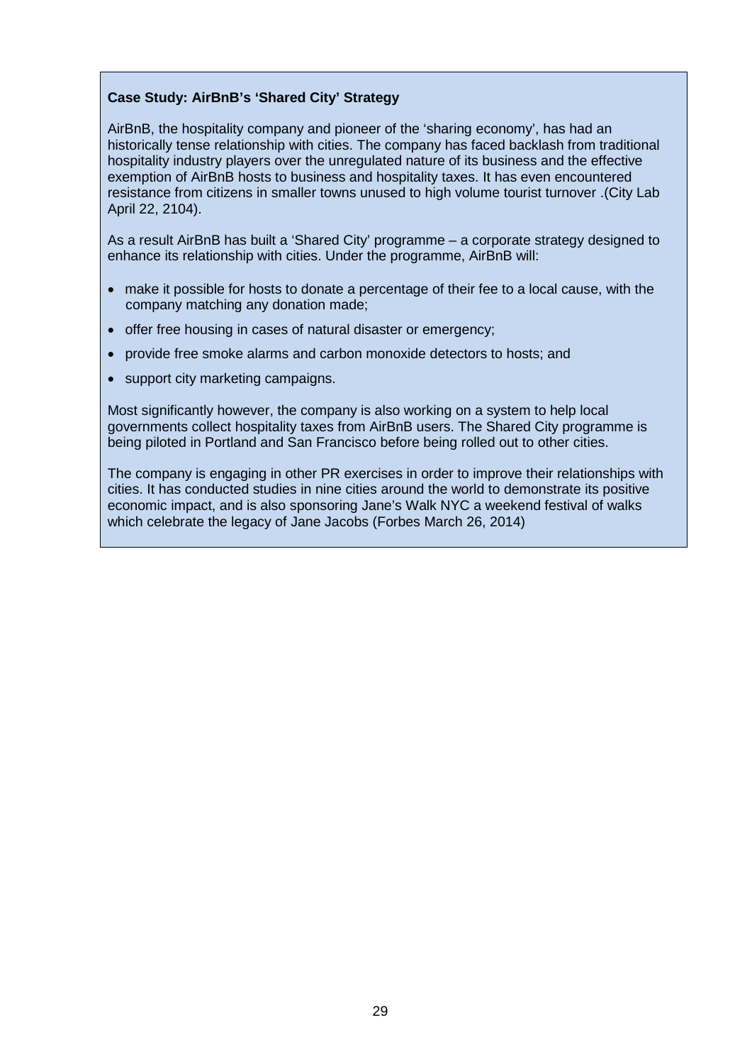**Case Study: AirBnB's 'Shared City' Strategy**

AirBnB, the hospitality company and pioneer of the 'sharing economy', has had an historically tense relationship with cities. The company has faced backlash from traditional hospitality industry players over the unregulated nature of its business and the effective exemption of AirBnB hosts to business and hospitality taxes. It has even encountered resistance from citizens in smaller towns unused to high volume tourist turnover .(City Lab April 22, 2104).

As a result AirBnB has built a 'Shared City' programme – a corporate strategy designed to enhance its relationship with cities. Under the programme, AirBnB will:

- make it possible for hosts to donate a percentage of their fee to a local cause, with the company matching any donation made;
- offer free housing in cases of natural disaster or emergency;
- provide free smoke alarms and carbon monoxide detectors to hosts; and
- support city marketing campaigns.

Most significantly however, the company is also working on a system to help local governments collect hospitality taxes from AirBnB users. The Shared City programme is being piloted in Portland and San Francisco before being rolled out to other cities.

The company is engaging in other PR exercises in order to improve their relationships with cities. It has conducted studies in nine cities around the world to demonstrate its positive economic impact, and is also sponsoring Jane's Walk NYC a weekend festival of walks which celebrate the legacy of Jane Jacobs (Forbes March 26, 2014)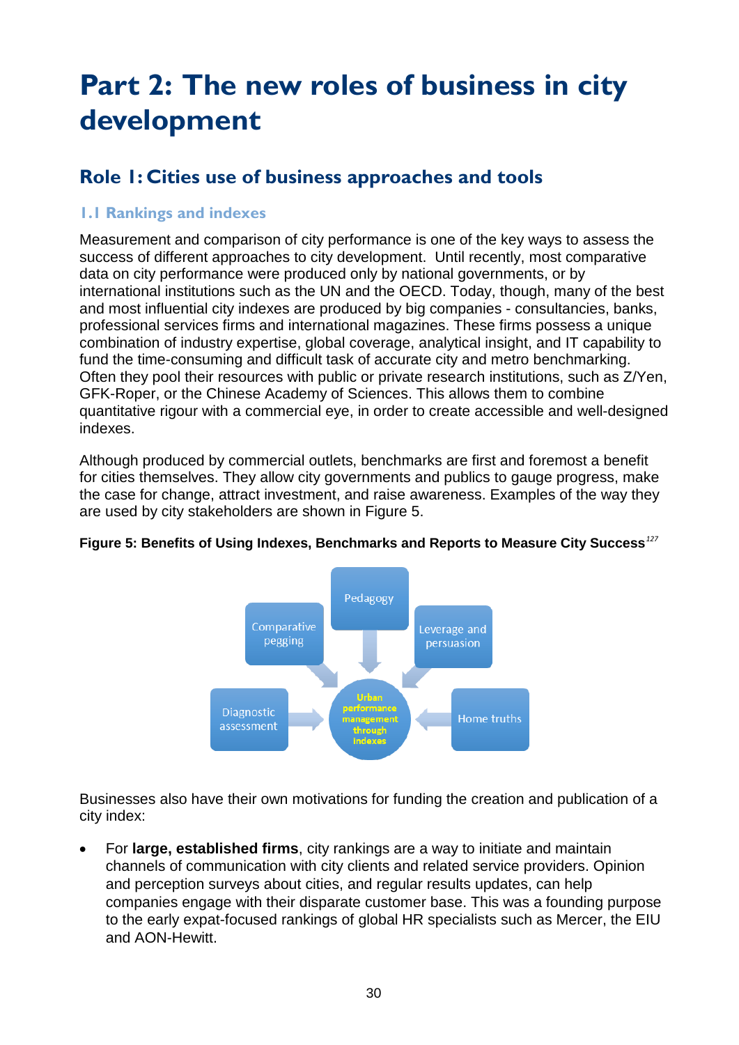# Part 2: The new roles of business in city development

## Role 1: Cities use of business approaches and tools

### 1.1 Rankings and indexes

Measurement and comparison of city performance is one of the key ways to assess the success of different approaches to city development. Until recently, most comparative data on city performance were produced only by national governments, or by international institutions such as the UN and the OECD. Today, though, many of the best and most influential city indexes are produced by big companies - consultancies, banks, professional services firms and international magazines. These firms possess a unique combination of industry expertise, global coverage, analytical insight, and IT capability to fund the time-consuming and difficult task of accurate city and metro benchmarking. Often they pool their resources with public or private research institutions, such as Z/Yen, GFK-Roper, or the Chinese Academy of Sciences. This allows them to combine quantitative rigour with a commercial eye, in order to create accessible and well-designed indexes.

Although produced by commercial outlets, benchmarks are first and foremost a benefit for cities themselves. They allow city governments and publics to gauge progress, make the case for change, attract investment, and raise awareness. Examples of the way they are used by city stakeholders are shown in Figure 5.

**Figure 5: Benefits of Using Indexes, Benchmarks and Reports to Measure City Success**[127]

Pedagogy

Comparative pegging

Leverage and persuasion

Diagnostic assessment

Urban performance management through indexes

Home truths

Businesses also have their own motivations for funding the creation and publication of a city index:

- For **large, established firms**, city rankings are a way to initiate and maintain channels of communication with city clients and related service providers. Opinion and perception surveys about cities, and regular results updates, can help companies engage with their disparate customer base. This was a founding purpose to the early expat-focused rankings of global HR specialists such as Mercer, the EIU and AON-Hewitt.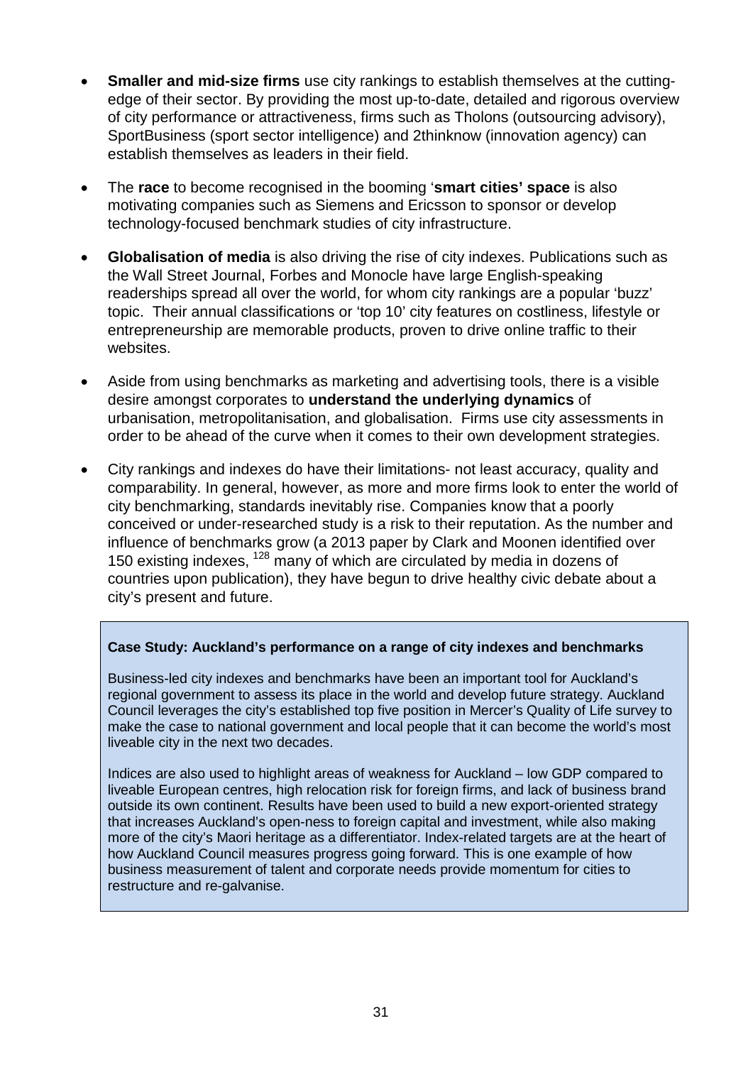- **Smaller and mid-size firms** use city rankings to establish themselves at the cutting-edge of their sector. By providing the most up-to-date, detailed and rigorous overview of city performance or attractiveness, firms such as Tholons (outsourcing advisory), SportBusiness (sport sector intelligence) and 2thinknow (innovation agency) can establish themselves as leaders in their field.

- The **race** to become recognised in the booming '**smart cities' space** is also motivating companies such as Siemens and Ericsson to sponsor or develop technology-focused benchmark studies of city infrastructure.

- **Globalisation of media** is also driving the rise of city indexes. Publications such as the Wall Street Journal, Forbes and Monocle have large English-speaking readerships spread all over the world, for whom city rankings are a popular 'buzz' topic. Their annual classifications or 'top 10' city features on costliness, lifestyle or entrepreneurship are memorable products, proven to drive online traffic to their websites.

- Aside from using benchmarks as marketing and advertising tools, there is a visible desire amongst corporates to **understand the underlying dynamics** of urbanisation, metropolitanisation, and globalisation. Firms use city assessments in order to be ahead of the curve when it comes to their own development strategies.

- City rankings and indexes do have their limitations- not least accuracy, quality and comparability. In general, however, as more and more firms look to enter the world of city benchmarking, standards inevitably rise. Companies know that a poorly conceived or under-researched study is a risk to their reputation. As the number and influence of benchmarks grow (a 2013 paper by Clark and Moonen identified over 150 existing indexes, [128] many of which are circulated by media in dozens of countries upon publication), they have begun to drive healthy civic debate about a city's present and future.

**Case Study: Auckland's performance on a range of city indexes and benchmarks**

Business-led city indexes and benchmarks have been an important tool for Auckland's regional government to assess its place in the world and develop future strategy. Auckland Council leverages the city's established top five position in Mercer's Quality of Life survey to make the case to national government and local people that it can become the world's most liveable city in the next two decades.

Indices are also used to highlight areas of weakness for Auckland – low GDP compared to liveable European centres, high relocation risk for foreign firms, and lack of business brand outside its own continent. Results have been used to build a new export-oriented strategy that increases Auckland's open-ness to foreign capital and investment, while also making more of the city's Maori heritage as a differentiator. Index-related targets are at the heart of how Auckland Council measures progress going forward. This is one example of how business measurement of talent and corporate needs provide momentum for cities to restructure and re-galvanise.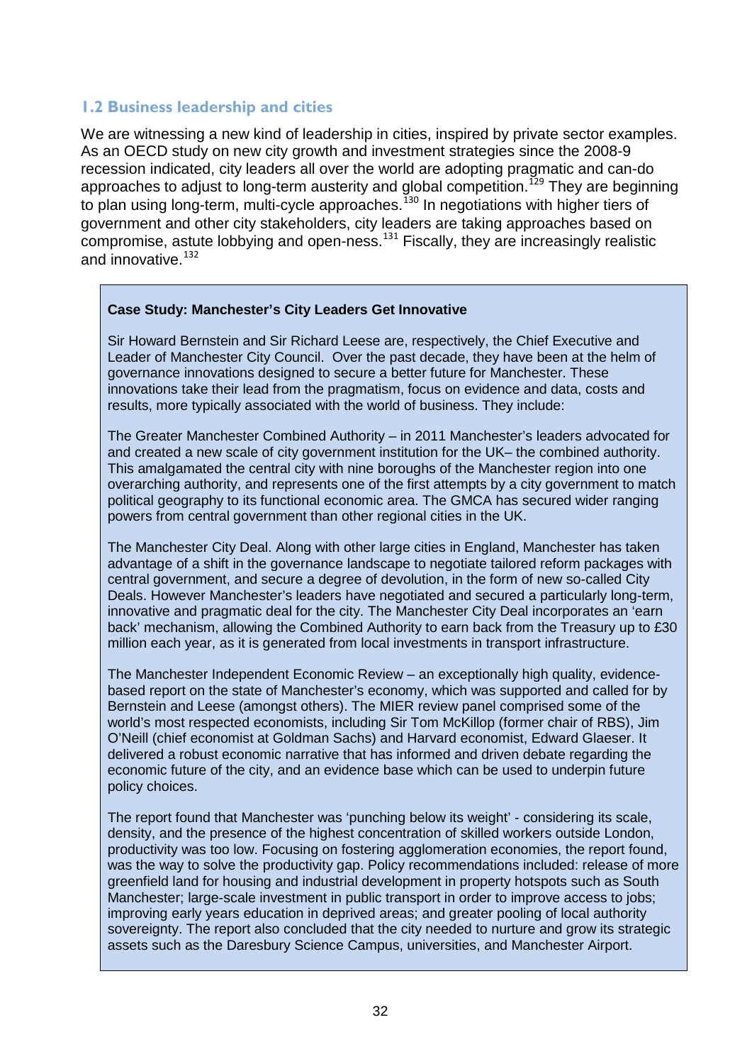## 1.2 Business leadership and cities

We are witnessing a new kind of leadership in cities, inspired by private sector examples. As an OECD study on new city growth and investment strategies since the 2008-9 recession indicated, city leaders all over the world are adopting pragmatic and can-do approaches to adjust to long-term austerity and global competition.[129] They are beginning to plan using long-term, multi-cycle approaches.[130] In negotiations with higher tiers of government and other city stakeholders, city leaders are taking approaches based on compromise, astute lobbying and open-ness.[131] Fiscally, they are increasingly realistic and innovative.[132]

**Case Study: Manchester's City Leaders Get Innovative**

Sir Howard Bernstein and Sir Richard Leese are, respectively, the Chief Executive and Leader of Manchester City Council. Over the past decade, they have been at the helm of governance innovations designed to secure a better future for Manchester. These innovations take their lead from the pragmatism, focus on evidence and data, costs and results, more typically associated with the world of business. They include:

The Greater Manchester Combined Authority – in 2011 Manchester's leaders advocated for and created a new scale of city government institution for the UK– the combined authority. This amalgamated the central city with nine boroughs of the Manchester region into one overarching authority, and represents one of the first attempts by a city government to match political geography to its functional economic area. The GMCA has secured wider ranging powers from central government than other regional cities in the UK.

The Manchester City Deal. Along with other large cities in England, Manchester has taken advantage of a shift in the governance landscape to negotiate tailored reform packages with central government, and secure a degree of devolution, in the form of new so-called City Deals. However Manchester's leaders have negotiated and secured a particularly long-term, innovative and pragmatic deal for the city. The Manchester City Deal incorporates an 'earn back' mechanism, allowing the Combined Authority to earn back from the Treasury up to £30 million each year, as it is generated from local investments in transport infrastructure.

The Manchester Independent Economic Review – an exceptionally high quality, evidence-based report on the state of Manchester's economy, which was supported and called for by Bernstein and Leese (amongst others). The MIER review panel comprised some of the world's most respected economists, including Sir Tom McKillop (former chair of RBS), Jim O'Neill (chief economist at Goldman Sachs) and Harvard economist, Edward Glaeser. It delivered a robust economic narrative that has informed and driven debate regarding the economic future of the city, and an evidence base which can be used to underpin future policy choices.

The report found that Manchester was 'punching below its weight' - considering its scale, density, and the presence of the highest concentration of skilled workers outside London, productivity was too low. Focusing on fostering agglomeration economies, the report found, was the way to solve the productivity gap. Policy recommendations included: release of more greenfield land for housing and industrial development in property hotspots such as South Manchester; large-scale investment in public transport in order to improve access to jobs; improving early years education in deprived areas; and greater pooling of local authority sovereignty. The report also concluded that the city needed to nurture and grow its strategic assets such as the Daresbury Science Campus, universities, and Manchester Airport.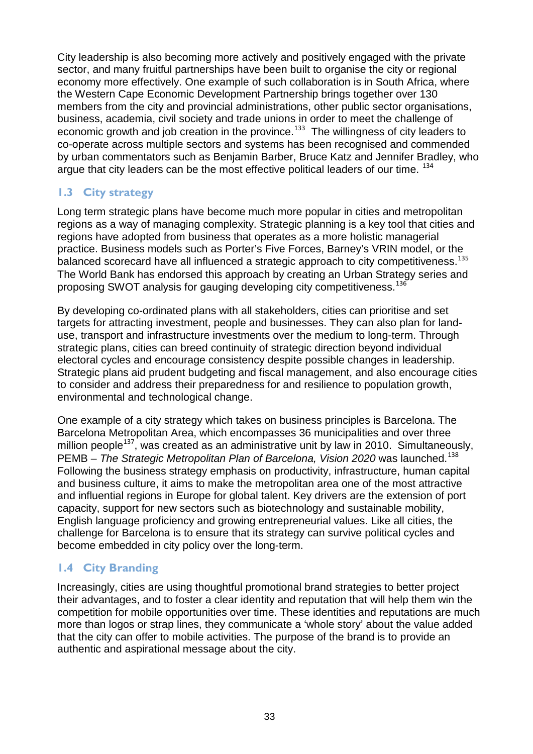City leadership is also becoming more actively and positively engaged with the private sector, and many fruitful partnerships have been built to organise the city or regional economy more effectively. One example of such collaboration is in South Africa, where the Western Cape Economic Development Partnership brings together over 130 members from the city and provincial administrations, other public sector organisations, business, academia, civil society and trade unions in order to meet the challenge of economic growth and job creation in the province.[133] The willingness of city leaders to co-operate across multiple sectors and systems has been recognised and commended by urban commentators such as Benjamin Barber, Bruce Katz and Jennifer Bradley, who argue that city leaders can be the most effective political leaders of our time. [134]

## 1.3 City strategy

Long term strategic plans have become much more popular in cities and metropolitan regions as a way of managing complexity. Strategic planning is a key tool that cities and regions have adopted from business that operates as a more holistic managerial practice. Business models such as Porter's Five Forces, Barney's VRIN model, or the balanced scorecard have all influenced a strategic approach to city competitiveness.[135] The World Bank has endorsed this approach by creating an Urban Strategy series and proposing SWOT analysis for gauging developing city competitiveness.[136]

By developing co-ordinated plans with all stakeholders, cities can prioritise and set targets for attracting investment, people and businesses. They can also plan for land-use, transport and infrastructure investments over the medium to long-term. Through strategic plans, cities can breed continuity of strategic direction beyond individual electoral cycles and encourage consistency despite possible changes in leadership. Strategic plans aid prudent budgeting and fiscal management, and also encourage cities to consider and address their preparedness for and resilience to population growth, environmental and technological change.

One example of a city strategy which takes on business principles is Barcelona. The Barcelona Metropolitan Area, which encompasses 36 municipalities and over three million people[137], was created as an administrative unit by law in 2010. Simultaneously, PEMB – *The Strategic Metropolitan Plan of Barcelona, Vision 2020* was launched.[138] Following the business strategy emphasis on productivity, infrastructure, human capital and business culture, it aims to make the metropolitan area one of the most attractive and influential regions in Europe for global talent. Key drivers are the extension of port capacity, support for new sectors such as biotechnology and sustainable mobility, English language proficiency and growing entrepreneurial values. Like all cities, the challenge for Barcelona is to ensure that its strategy can survive political cycles and become embedded in city policy over the long-term.

## 1.4 City Branding

Increasingly, cities are using thoughtful promotional brand strategies to better project their advantages, and to foster a clear identity and reputation that will help them win the competition for mobile opportunities over time. These identities and reputations are much more than logos or strap lines, they communicate a 'whole story' about the value added that the city can offer to mobile activities. The purpose of the brand is to provide an authentic and aspirational message about the city.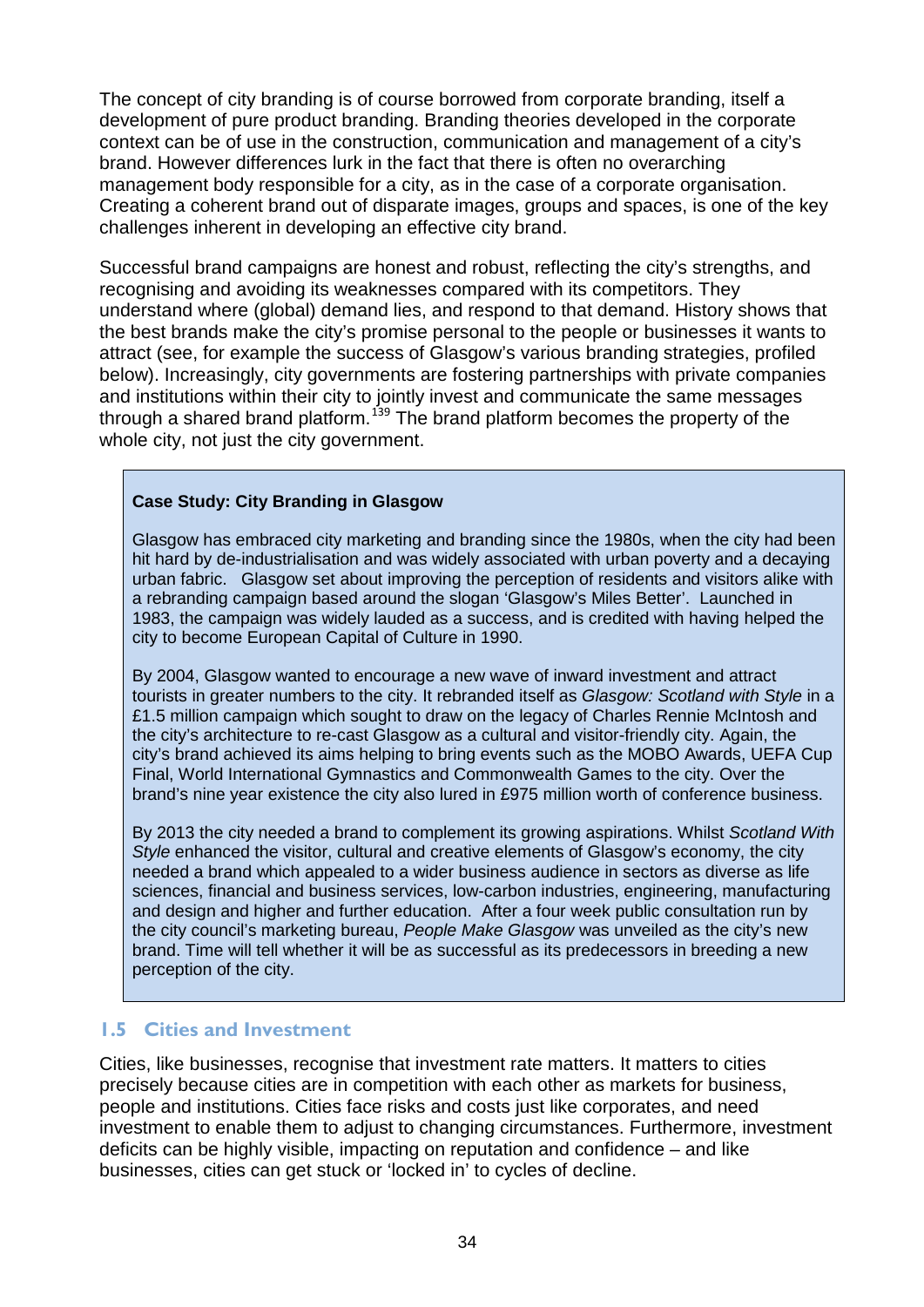The concept of city branding is of course borrowed from corporate branding, itself a development of pure product branding. Branding theories developed in the corporate context can be of use in the construction, communication and management of a city's brand. However differences lurk in the fact that there is often no overarching management body responsible for a city, as in the case of a corporate organisation. Creating a coherent brand out of disparate images, groups and spaces, is one of the key challenges inherent in developing an effective city brand.

Successful brand campaigns are honest and robust, reflecting the city's strengths, and recognising and avoiding its weaknesses compared with its competitors. They understand where (global) demand lies, and respond to that demand. History shows that the best brands make the city's promise personal to the people or businesses it wants to attract (see, for example the success of Glasgow's various branding strategies, profiled below). Increasingly, city governments are fostering partnerships with private companies and institutions within their city to jointly invest and communicate the same messages through a shared brand platform.[139] The brand platform becomes the property of the whole city, not just the city government.

**Case Study: City Branding in Glasgow**

Glasgow has embraced city marketing and branding since the 1980s, when the city had been hit hard by de-industrialisation and was widely associated with urban poverty and a decaying urban fabric. Glasgow set about improving the perception of residents and visitors alike with a rebranding campaign based around the slogan 'Glasgow's Miles Better'. Launched in 1983, the campaign was widely lauded as a success, and is credited with having helped the city to become European Capital of Culture in 1990.

By 2004, Glasgow wanted to encourage a new wave of inward investment and attract tourists in greater numbers to the city. It rebranded itself as *Glasgow: Scotland with Style* in a £1.5 million campaign which sought to draw on the legacy of Charles Rennie McIntosh and the city's architecture to re-cast Glasgow as a cultural and visitor-friendly city. Again, the city's brand achieved its aims helping to bring events such as the MOBO Awards, UEFA Cup Final, World International Gymnastics and Commonwealth Games to the city. Over the brand's nine year existence the city also lured in £975 million worth of conference business.

By 2013 the city needed a brand to complement its growing aspirations. Whilst *Scotland With Style* enhanced the visitor, cultural and creative elements of Glasgow's economy, the city needed a brand which appealed to a wider business audience in sectors as diverse as life sciences, financial and business services, low-carbon industries, engineering, manufacturing and design and higher and further education. After a four week public consultation run by the city council's marketing bureau, *People Make Glasgow* was unveiled as the city's new brand. Time will tell whether it will be as successful as its predecessors in breeding a new perception of the city.

### 1.5 Cities and Investment

Cities, like businesses, recognise that investment rate matters. It matters to cities precisely because cities are in competition with each other as markets for business, people and institutions. Cities face risks and costs just like corporates, and need investment to enable them to adjust to changing circumstances. Furthermore, investment deficits can be highly visible, impacting on reputation and confidence – and like businesses, cities can get stuck or 'locked in' to cycles of decline.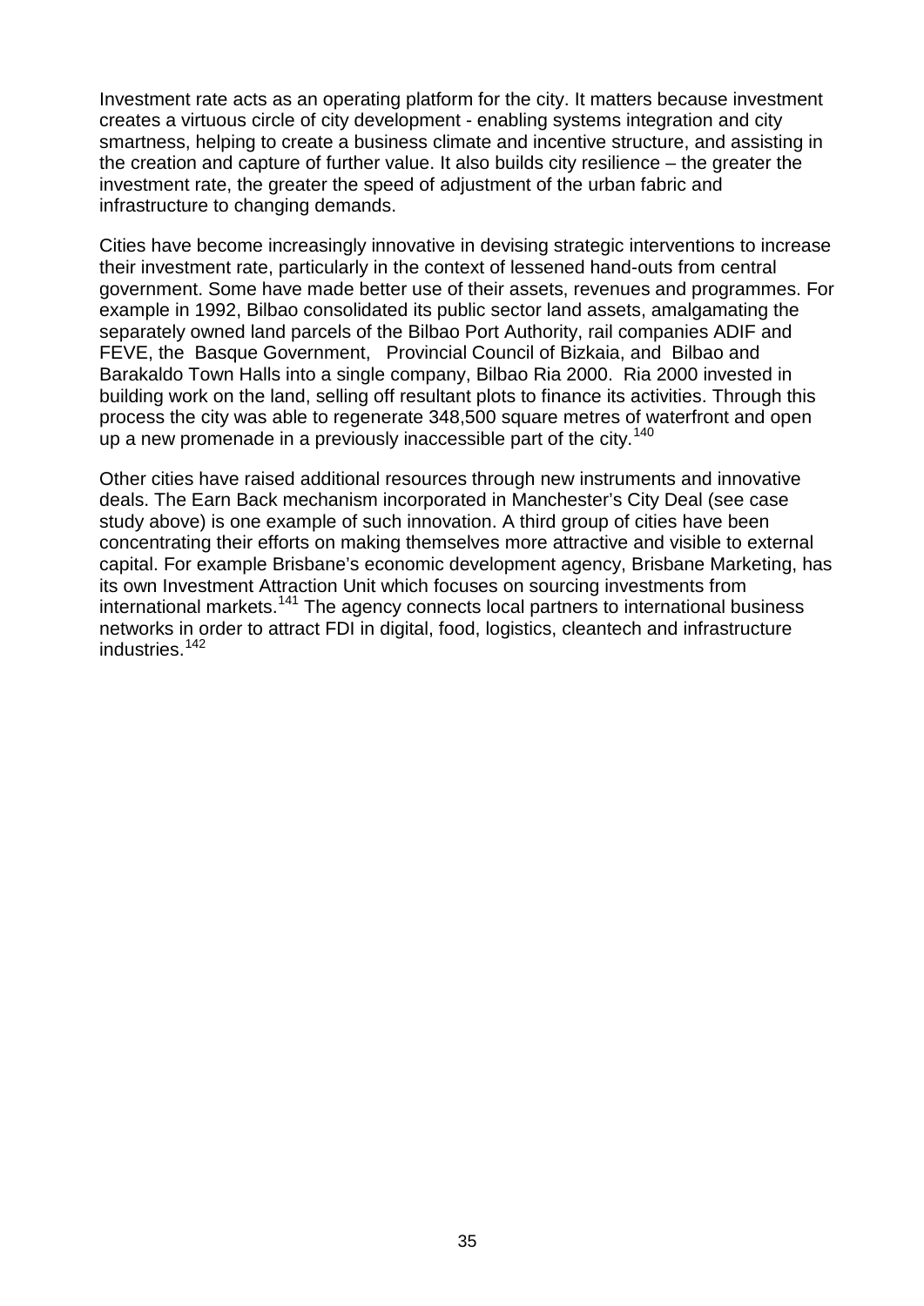Investment rate acts as an operating platform for the city. It matters because investment creates a virtuous circle of city development - enabling systems integration and city smartness, helping to create a business climate and incentive structure, and assisting in the creation and capture of further value. It also builds city resilience – the greater the investment rate, the greater the speed of adjustment of the urban fabric and infrastructure to changing demands.

Cities have become increasingly innovative in devising strategic interventions to increase their investment rate, particularly in the context of lessened hand-outs from central government. Some have made better use of their assets, revenues and programmes. For example in 1992, Bilbao consolidated its public sector land assets, amalgamating the separately owned land parcels of the Bilbao Port Authority, rail companies ADIF and FEVE, the Basque Government, Provincial Council of Bizkaia, and Bilbao and Barakaldo Town Halls into a single company, Bilbao Ria 2000. Ria 2000 invested in building work on the land, selling off resultant plots to finance its activities. Through this process the city was able to regenerate 348,500 square metres of waterfront and open up a new promenade in a previously inaccessible part of the city.[140]

Other cities have raised additional resources through new instruments and innovative deals. The Earn Back mechanism incorporated in Manchester's City Deal (see case study above) is one example of such innovation. A third group of cities have been concentrating their efforts on making themselves more attractive and visible to external capital. For example Brisbane's economic development agency, Brisbane Marketing, has its own Investment Attraction Unit which focuses on sourcing investments from international markets.[141] The agency connects local partners to international business networks in order to attract FDI in digital, food, logistics, cleantech and infrastructure industries.[142]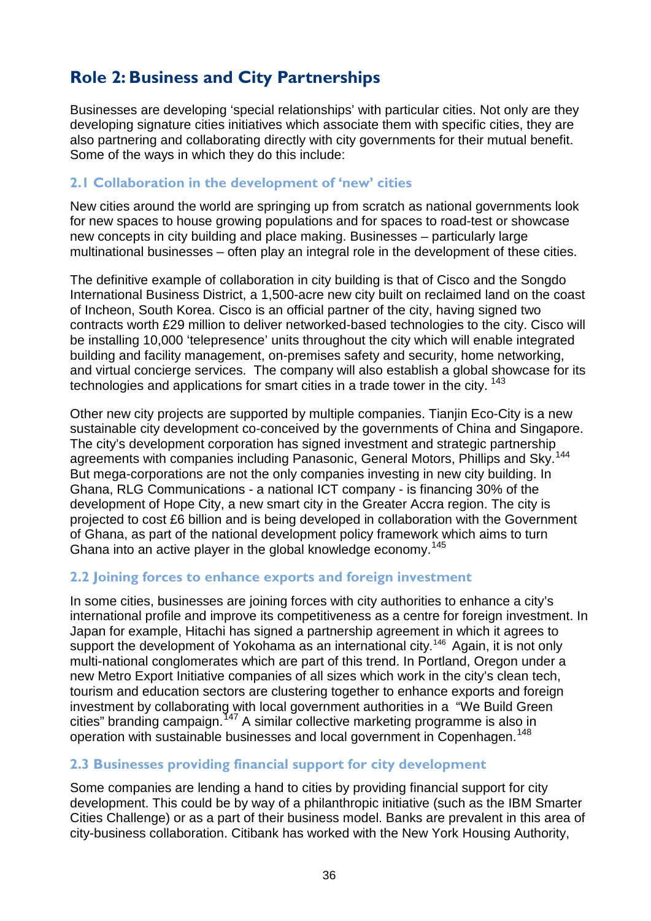## Role 2: Business and City Partnerships

Businesses are developing 'special relationships' with particular cities. Not only are they developing signature cities initiatives which associate them with specific cities, they are also partnering and collaborating directly with city governments for their mutual benefit. Some of the ways in which they do this include:

### 2.1 Collaboration in the development of 'new' cities

New cities around the world are springing up from scratch as national governments look for new spaces to house growing populations and for spaces to road-test or showcase new concepts in city building and place making. Businesses – particularly large multinational businesses – often play an integral role in the development of these cities.

The definitive example of collaboration in city building is that of Cisco and the Songdo International Business District, a 1,500-acre new city built on reclaimed land on the coast of Incheon, South Korea. Cisco is an official partner of the city, having signed two contracts worth £29 million to deliver networked-based technologies to the city. Cisco will be installing 10,000 'telepresence' units throughout the city which will enable integrated building and facility management, on-premises safety and security, home networking, and virtual concierge services. The company will also establish a global showcase for its technologies and applications for smart cities in a trade tower in the city. [143]

Other new city projects are supported by multiple companies. Tianjin Eco-City is a new sustainable city development co-conceived by the governments of China and Singapore. The city's development corporation has signed investment and strategic partnership agreements with companies including Panasonic, General Motors, Phillips and Sky.[144] But mega-corporations are not the only companies investing in new city building. In Ghana, RLG Communications - a national ICT company - is financing 30% of the development of Hope City, a new smart city in the Greater Accra region. The city is projected to cost £6 billion and is being developed in collaboration with the Government of Ghana, as part of the national development policy framework which aims to turn Ghana into an active player in the global knowledge economy.[145]

### 2.2 Joining forces to enhance exports and foreign investment

In some cities, businesses are joining forces with city authorities to enhance a city's international profile and improve its competitiveness as a centre for foreign investment. In Japan for example, Hitachi has signed a partnership agreement in which it agrees to support the development of Yokohama as an international city.[146] Again, it is not only multi-national conglomerates which are part of this trend. In Portland, Oregon under a new Metro Export Initiative companies of all sizes which work in the city's clean tech, tourism and education sectors are clustering together to enhance exports and foreign investment by collaborating with local government authorities in a "We Build Green cities" branding campaign.[147] A similar collective marketing programme is also in operation with sustainable businesses and local government in Copenhagen.[148]

### 2.3 Businesses providing financial support for city development

Some companies are lending a hand to cities by providing financial support for city development. This could be by way of a philanthropic initiative (such as the IBM Smarter Cities Challenge) or as a part of their business model. Banks are prevalent in this area of city-business collaboration. Citibank has worked with the New York Housing Authority,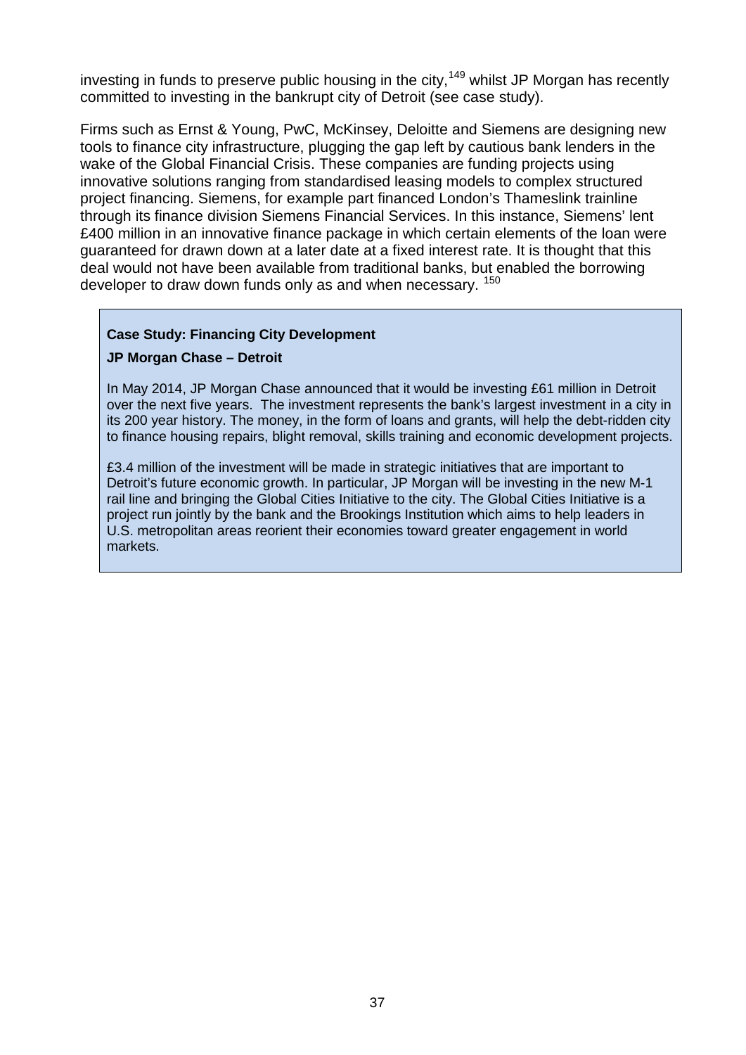investing in funds to preserve public housing in the city,[149] whilst JP Morgan has recently committed to investing in the bankrupt city of Detroit (see case study).

Firms such as Ernst & Young, PwC, McKinsey, Deloitte and Siemens are designing new tools to finance city infrastructure, plugging the gap left by cautious bank lenders in the wake of the Global Financial Crisis. These companies are funding projects using innovative solutions ranging from standardised leasing models to complex structured project financing. Siemens, for example part financed London's Thameslink trainline through its finance division Siemens Financial Services. In this instance, Siemens' lent £400 million in an innovative finance package in which certain elements of the loan were guaranteed for drawn down at a later date at a fixed interest rate. It is thought that this deal would not have been available from traditional banks, but enabled the borrowing developer to draw down funds only as and when necessary. [150]

**Case Study: Financing City Development**

**JP Morgan Chase – Detroit**

In May 2014, JP Morgan Chase announced that it would be investing £61 million in Detroit over the next five years. The investment represents the bank's largest investment in a city in its 200 year history. The money, in the form of loans and grants, will help the debt-ridden city to finance housing repairs, blight removal, skills training and economic development projects.

£3.4 million of the investment will be made in strategic initiatives that are important to Detroit's future economic growth. In particular, JP Morgan will be investing in the new M-1 rail line and bringing the Global Cities Initiative to the city. The Global Cities Initiative is a project run jointly by the bank and the Brookings Institution which aims to help leaders in U.S. metropolitan areas reorient their economies toward greater engagement in world markets.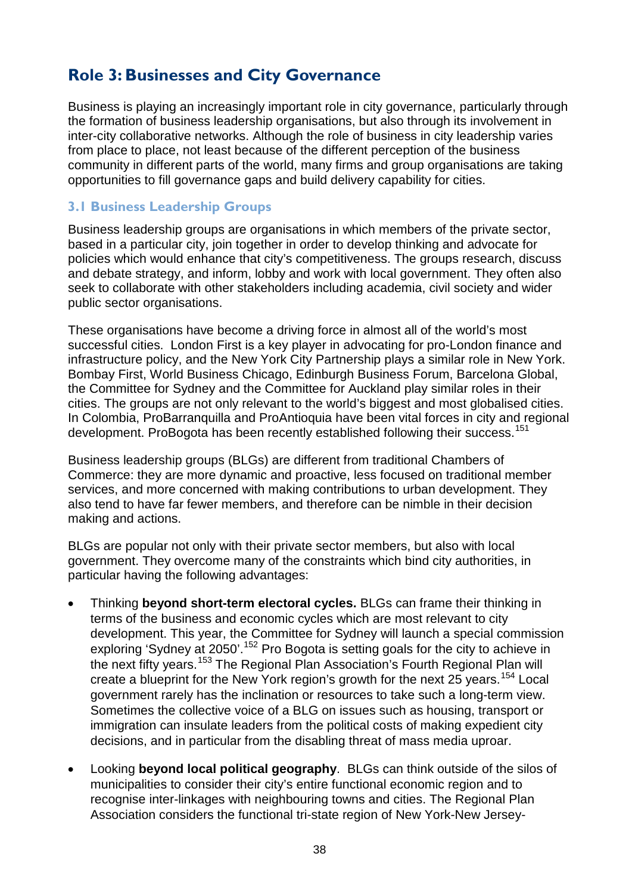## Role 3: Businesses and City Governance

Business is playing an increasingly important role in city governance, particularly through the formation of business leadership organisations, but also through its involvement in inter-city collaborative networks. Although the role of business in city leadership varies from place to place, not least because of the different perception of the business community in different parts of the world, many firms and group organisations are taking opportunities to fill governance gaps and build delivery capability for cities.

### 3.1 Business Leadership Groups

Business leadership groups are organisations in which members of the private sector, based in a particular city, join together in order to develop thinking and advocate for policies which would enhance that city's competitiveness. The groups research, discuss and debate strategy, and inform, lobby and work with local government. They often also seek to collaborate with other stakeholders including academia, civil society and wider public sector organisations.

These organisations have become a driving force in almost all of the world's most successful cities. London First is a key player in advocating for pro-London finance and infrastructure policy, and the New York City Partnership plays a similar role in New York. Bombay First, World Business Chicago, Edinburgh Business Forum, Barcelona Global, the Committee for Sydney and the Committee for Auckland play similar roles in their cities. The groups are not only relevant to the world's biggest and most globalised cities. In Colombia, ProBarranquilla and ProAntioquia have been vital forces in city and regional development. ProBogota has been recently established following their success.[151]

Business leadership groups (BLGs) are different from traditional Chambers of Commerce: they are more dynamic and proactive, less focused on traditional member services, and more concerned with making contributions to urban development. They also tend to have far fewer members, and therefore can be nimble in their decision making and actions.

BLGs are popular not only with their private sector members, but also with local government. They overcome many of the constraints which bind city authorities, in particular having the following advantages:

- Thinking **beyond short-term electoral cycles.** BLGs can frame their thinking in terms of the business and economic cycles which are most relevant to city development. This year, the Committee for Sydney will launch a special commission exploring 'Sydney at 2050'.[152] Pro Bogota is setting goals for the city to achieve in the next fifty years.[153] The Regional Plan Association's Fourth Regional Plan will create a blueprint for the New York region's growth for the next 25 years.[154] Local government rarely has the inclination or resources to take such a long-term view. Sometimes the collective voice of a BLG on issues such as housing, transport or immigration can insulate leaders from the political costs of making expedient city decisions, and in particular from the disabling threat of mass media uproar.

- Looking **beyond local political geography**. BLGs can think outside of the silos of municipalities to consider their city's entire functional economic region and to recognise inter-linkages with neighbouring towns and cities. The Regional Plan Association considers the functional tri-state region of New York-New Jersey-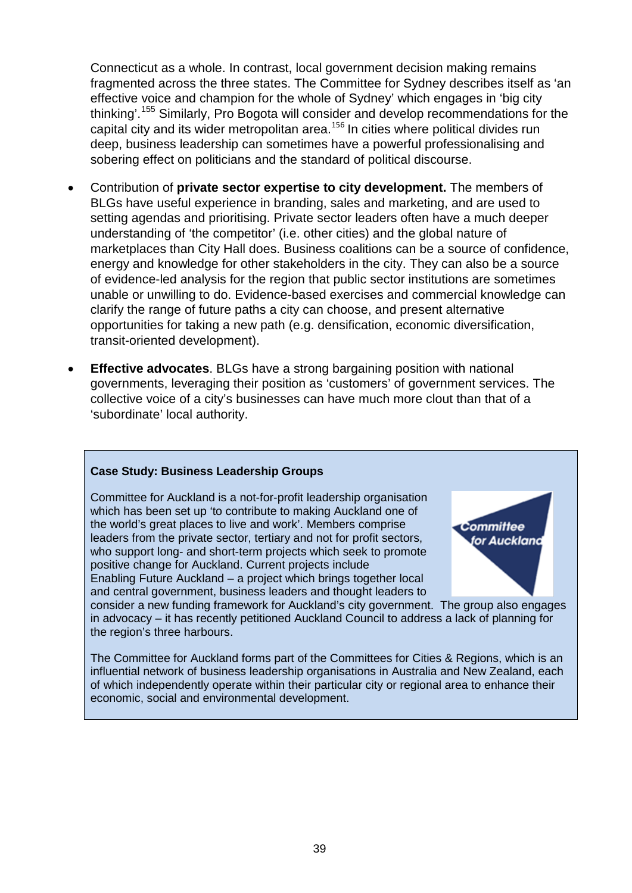Connecticut as a whole. In contrast, local government decision making remains fragmented across the three states. The Committee for Sydney describes itself as 'an effective voice and champion for the whole of Sydney' which engages in 'big city thinking'.[155] Similarly, Pro Bogota will consider and develop recommendations for the capital city and its wider metropolitan area.[156] In cities where political divides run deep, business leadership can sometimes have a powerful professionalising and sobering effect on politicians and the standard of political discourse.

- Contribution of **private sector expertise to city development.** The members of BLGs have useful experience in branding, sales and marketing, and are used to setting agendas and prioritising. Private sector leaders often have a much deeper understanding of 'the competitor' (i.e. other cities) and the global nature of marketplaces than City Hall does. Business coalitions can be a source of confidence, energy and knowledge for other stakeholders in the city. They can also be a source of evidence-led analysis for the region that public sector institutions are sometimes unable or unwilling to do. Evidence-based exercises and commercial knowledge can clarify the range of future paths a city can choose, and present alternative opportunities for taking a new path (e.g. densification, economic diversification, transit-oriented development).

- **Effective advocates**. BLGs have a strong bargaining position with national governments, leveraging their position as 'customers' of government services. The collective voice of a city's businesses can have much more clout than that of a 'subordinate' local authority.

**Case Study: Business Leadership Groups**

Committee for Auckland is a not-for-profit leadership organisation which has been set up 'to contribute to making Auckland one of the world's great places to live and work'. Members comprise leaders from the private sector, tertiary and not for profit sectors, who support long- and short-term projects which seek to promote positive change for Auckland. Current projects include Enabling Future Auckland – a project which brings together local and central government, business leaders and thought leaders to consider a new funding framework for Auckland's city government. The group also engages in advocacy – it has recently petitioned Auckland Council to address a lack of planning for the region's three harbours.

The Committee for Auckland forms part of the Committees for Cities & Regions, which is an influential network of business leadership organisations in Australia and New Zealand, each of which independently operate within their particular city or regional area to enhance their economic, social and environmental development.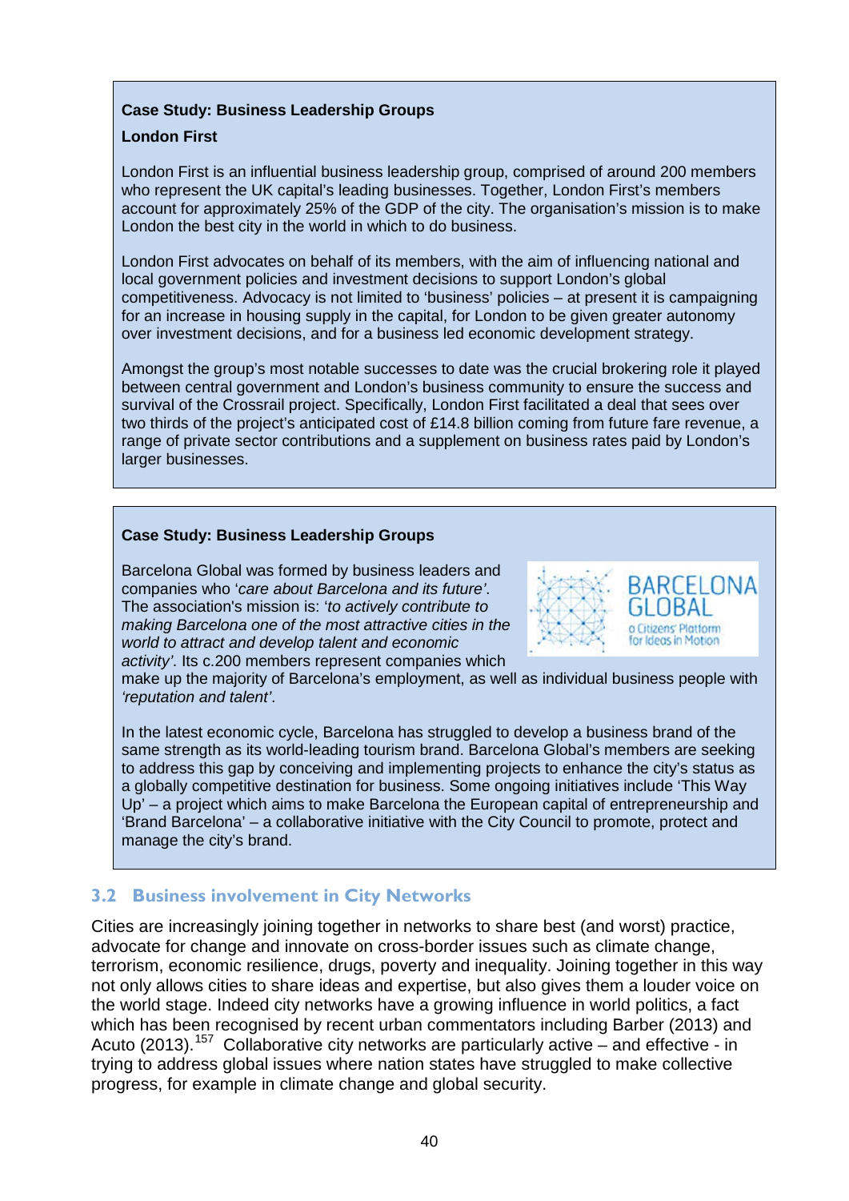**Case Study: Business Leadership Groups**

**London First**

London First is an influential business leadership group, comprised of around 200 members who represent the UK capital's leading businesses. Together, London First's members account for approximately 25% of the GDP of the city. The organisation's mission is to make London the best city in the world in which to do business.

London First advocates on behalf of its members, with the aim of influencing national and local government policies and investment decisions to support London's global competitiveness. Advocacy is not limited to 'business' policies – at present it is campaigning for an increase in housing supply in the capital, for London to be given greater autonomy over investment decisions, and for a business led economic development strategy.

Amongst the group's most notable successes to date was the crucial brokering role it played between central government and London's business community to ensure the success and survival of the Crossrail project. Specifically, London First facilitated a deal that sees over two thirds of the project's anticipated cost of £14.8 billion coming from future fare revenue, a range of private sector contributions and a supplement on business rates paid by London's larger businesses.

**Case Study: Business Leadership Groups**

Barcelona Global was formed by business leaders and companies who '*care about Barcelona and its future'*. The association's mission is: '*to actively contribute to making Barcelona one of the most attractive cities in the world to attract and develop talent and economic activity'*. Its c.200 members represent companies which make up the majority of Barcelona's employment, as well as individual business people with *'reputation and talent'*.

In the latest economic cycle, Barcelona has struggled to develop a business brand of the same strength as its world-leading tourism brand. Barcelona Global's members are seeking to address this gap by conceiving and implementing projects to enhance the city's status as a globally competitive destination for business. Some ongoing initiatives include 'This Way Up' – a project which aims to make Barcelona the European capital of entrepreneurship and 'Brand Barcelona' – a collaborative initiative with the City Council to promote, protect and manage the city's brand.

## 3.2 Business involvement in City Networks

Cities are increasingly joining together in networks to share best (and worst) practice, advocate for change and innovate on cross-border issues such as climate change, terrorism, economic resilience, drugs, poverty and inequality. Joining together in this way not only allows cities to share ideas and expertise, but also gives them a louder voice on the world stage. Indeed city networks have a growing influence in world politics, a fact which has been recognised by recent urban commentators including Barber (2013) and Acuto (2013).[157] Collaborative city networks are particularly active – and effective - in trying to address global issues where nation states have struggled to make collective progress, for example in climate change and global security.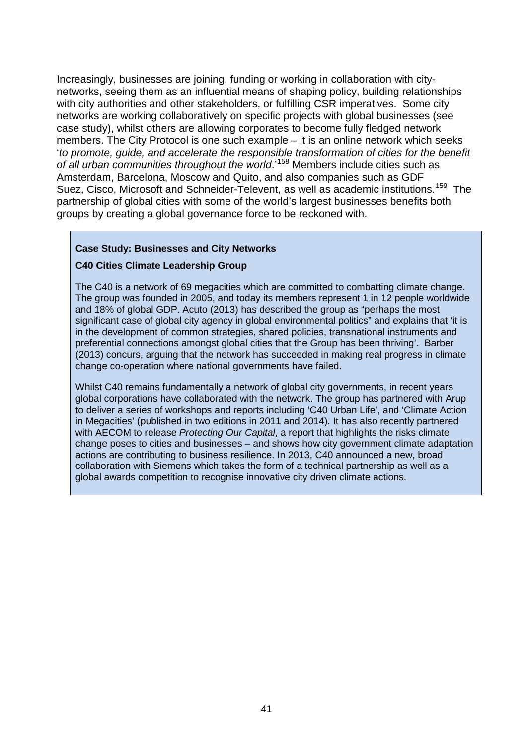Increasingly, businesses are joining, funding or working in collaboration with city-networks, seeing them as an influential means of shaping policy, building relationships with city authorities and other stakeholders, or fulfilling CSR imperatives. Some city networks are working collaboratively on specific projects with global businesses (see case study), whilst others are allowing corporates to become fully fledged network members. The City Protocol is one such example – it is an online network which seeks '*to promote, guide, and accelerate the responsible transformation of cities for the benefit of all urban communities throughout the world*.'[158] Members include cities such as Amsterdam, Barcelona, Moscow and Quito, and also companies such as GDF Suez, Cisco, Microsoft and Schneider-Televent, as well as academic institutions.[159] The partnership of global cities with some of the world's largest businesses benefits both groups by creating a global governance force to be reckoned with.

**Case Study: Businesses and City Networks**

**C40 Cities Climate Leadership Group**

The C40 is a network of 69 megacities which are committed to combatting climate change. The group was founded in 2005, and today its members represent 1 in 12 people worldwide and 18% of global GDP. Acuto (2013) has described the group as "perhaps the most significant case of global city agency in global environmental politics" and explains that 'it is in the development of common strategies, shared policies, transnational instruments and preferential connections amongst global cities that the Group has been thriving'. Barber (2013) concurs, arguing that the network has succeeded in making real progress in climate change co-operation where national governments have failed.

Whilst C40 remains fundamentally a network of global city governments, in recent years global corporations have collaborated with the network. The group has partnered with Arup to deliver a series of workshops and reports including 'C40 Urban Life', and 'Climate Action in Megacities' (published in two editions in 2011 and 2014). It has also recently partnered with AECOM to release *Protecting Our Capital*, a report that highlights the risks climate change poses to cities and businesses – and shows how city government climate adaptation actions are contributing to business resilience. In 2013, C40 announced a new, broad collaboration with Siemens which takes the form of a technical partnership as well as a global awards competition to recognise innovative city driven climate actions.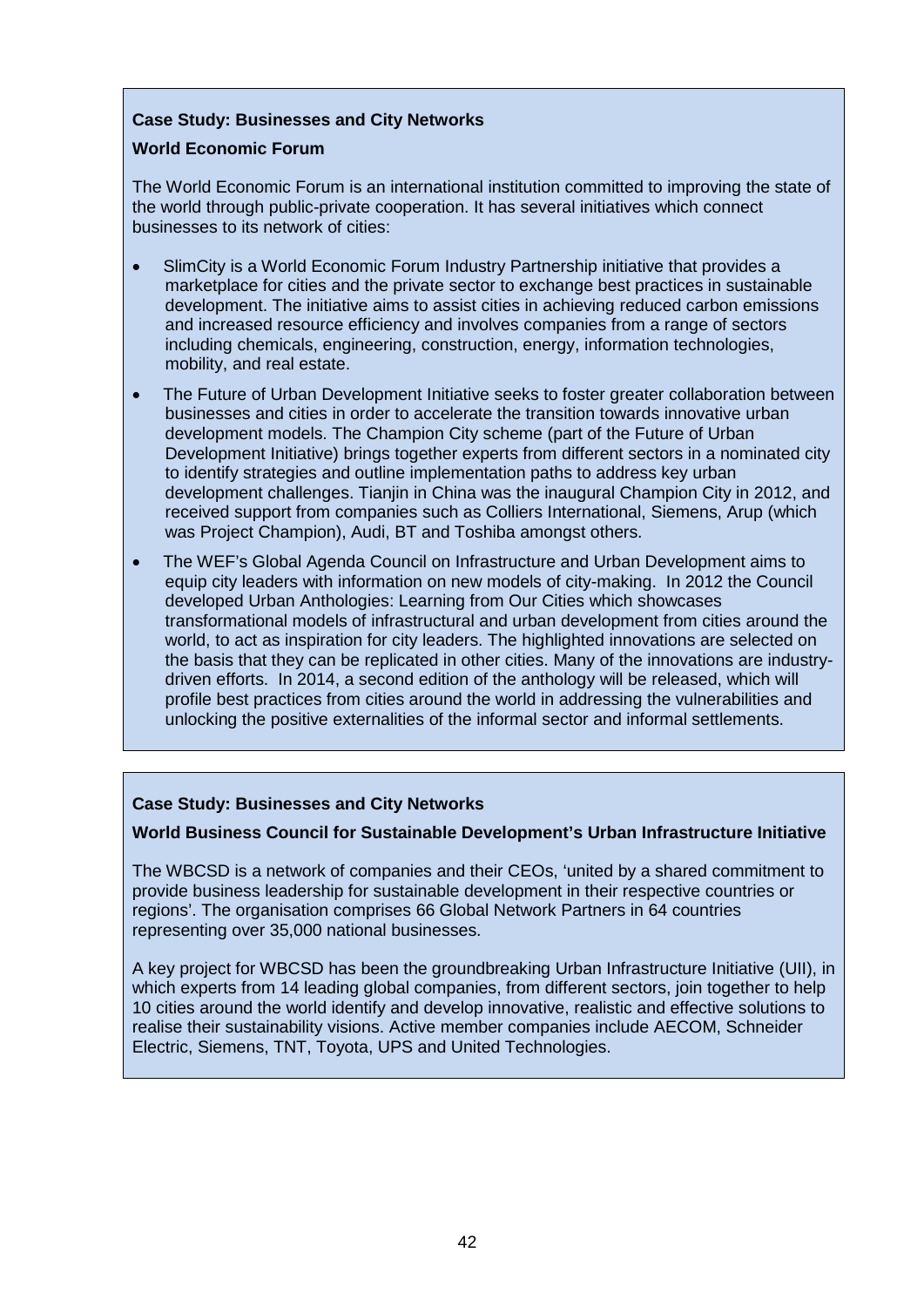**Case Study: Businesses and City Networks**

**World Economic Forum**

The World Economic Forum is an international institution committed to improving the state of the world through public-private cooperation. It has several initiatives which connect businesses to its network of cities:

- SlimCity is a World Economic Forum Industry Partnership initiative that provides a marketplace for cities and the private sector to exchange best practices in sustainable development. The initiative aims to assist cities in achieving reduced carbon emissions and increased resource efficiency and involves companies from a range of sectors including chemicals, engineering, construction, energy, information technologies, mobility, and real estate.
- The Future of Urban Development Initiative seeks to foster greater collaboration between businesses and cities in order to accelerate the transition towards innovative urban development models. The Champion City scheme (part of the Future of Urban Development Initiative) brings together experts from different sectors in a nominated city to identify strategies and outline implementation paths to address key urban development challenges. Tianjin in China was the inaugural Champion City in 2012, and received support from companies such as Colliers International, Siemens, Arup (which was Project Champion), Audi, BT and Toshiba amongst others.
- The WEF's Global Agenda Council on Infrastructure and Urban Development aims to equip city leaders with information on new models of city-making. In 2012 the Council developed Urban Anthologies: Learning from Our Cities which showcases transformational models of infrastructural and urban development from cities around the world, to act as inspiration for city leaders. The highlighted innovations are selected on the basis that they can be replicated in other cities. Many of the innovations are industry-driven efforts. In 2014, a second edition of the anthology will be released, which will profile best practices from cities around the world in addressing the vulnerabilities and unlocking the positive externalities of the informal sector and informal settlements.

**Case Study: Businesses and City Networks**

**World Business Council for Sustainable Development's Urban Infrastructure Initiative**

The WBCSD is a network of companies and their CEOs, 'united by a shared commitment to provide business leadership for sustainable development in their respective countries or regions'. The organisation comprises 66 Global Network Partners in 64 countries representing over 35,000 national businesses.

A key project for WBCSD has been the groundbreaking Urban Infrastructure Initiative (UII), in which experts from 14 leading global companies, from different sectors, join together to help 10 cities around the world identify and develop innovative, realistic and effective solutions to realise their sustainability visions. Active member companies include AECOM, Schneider Electric, Siemens, TNT, Toyota, UPS and United Technologies.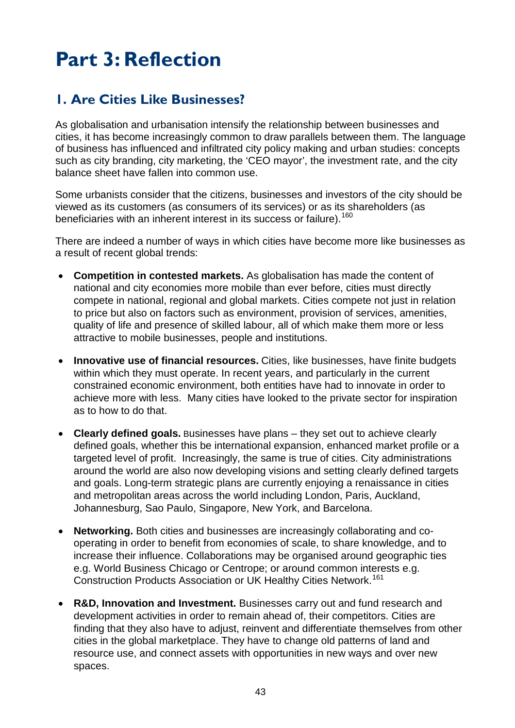# Part 3: Reflection

## 1. Are Cities Like Businesses?

As globalisation and urbanisation intensify the relationship between businesses and cities, it has become increasingly common to draw parallels between them. The language of business has influenced and infiltrated city policy making and urban studies: concepts such as city branding, city marketing, the 'CEO mayor', the investment rate, and the city balance sheet have fallen into common use.

Some urbanists consider that the citizens, businesses and investors of the city should be viewed as its customers (as consumers of its services) or as its shareholders (as beneficiaries with an inherent interest in its success or failure).[160]

There are indeed a number of ways in which cities have become more like businesses as a result of recent global trends:

- **Competition in contested markets.** As globalisation has made the content of national and city economies more mobile than ever before, cities must directly compete in national, regional and global markets. Cities compete not just in relation to price but also on factors such as environment, provision of services, amenities, quality of life and presence of skilled labour, all of which make them more or less attractive to mobile businesses, people and institutions.

- **Innovative use of financial resources.** Cities, like businesses, have finite budgets within which they must operate. In recent years, and particularly in the current constrained economic environment, both entities have had to innovate in order to achieve more with less. Many cities have looked to the private sector for inspiration as to how to do that.

- **Clearly defined goals.** Businesses have plans – they set out to achieve clearly defined goals, whether this be international expansion, enhanced market profile or a targeted level of profit. Increasingly, the same is true of cities. City administrations around the world are also now developing visions and setting clearly defined targets and goals. Long-term strategic plans are currently enjoying a renaissance in cities and metropolitan areas across the world including London, Paris, Auckland, Johannesburg, Sao Paulo, Singapore, New York, and Barcelona.

- **Networking.** Both cities and businesses are increasingly collaborating and co-operating in order to benefit from economies of scale, to share knowledge, and to increase their influence. Collaborations may be organised around geographic ties e.g. World Business Chicago or Centrope; or around common interests e.g. Construction Products Association or UK Healthy Cities Network.[161]

- **R&D, Innovation and Investment.** Businesses carry out and fund research and development activities in order to remain ahead of, their competitors. Cities are finding that they also have to adjust, reinvent and differentiate themselves from other cities in the global marketplace. They have to change old patterns of land and resource use, and connect assets with opportunities in new ways and over new spaces.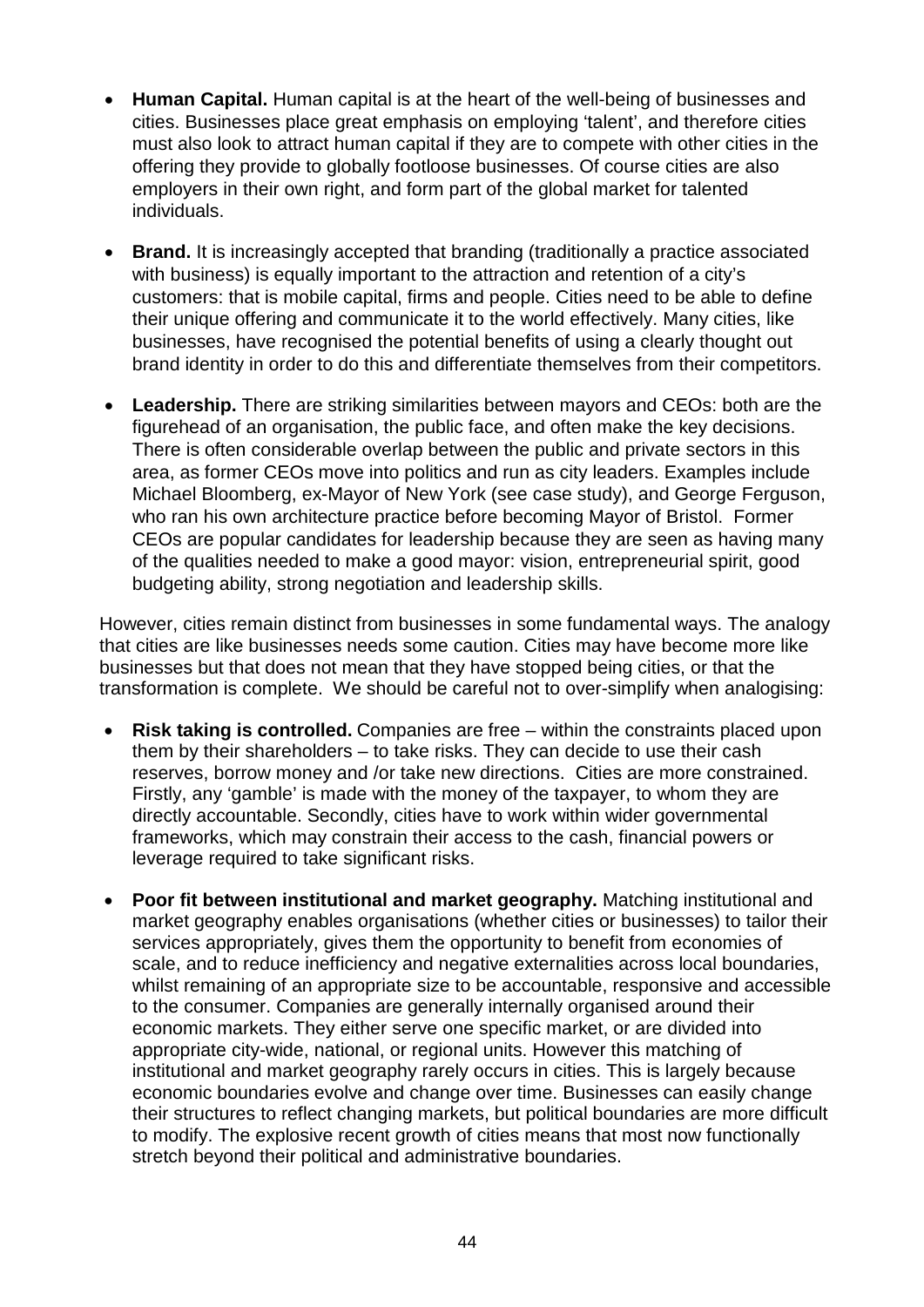- **Human Capital.** Human capital is at the heart of the well-being of businesses and cities. Businesses place great emphasis on employing 'talent', and therefore cities must also look to attract human capital if they are to compete with other cities in the offering they provide to globally footloose businesses. Of course cities are also employers in their own right, and form part of the global market for talented individuals.

- **Brand.** It is increasingly accepted that branding (traditionally a practice associated with business) is equally important to the attraction and retention of a city's customers: that is mobile capital, firms and people. Cities need to be able to define their unique offering and communicate it to the world effectively. Many cities, like businesses, have recognised the potential benefits of using a clearly thought out brand identity in order to do this and differentiate themselves from their competitors.

- **Leadership.** There are striking similarities between mayors and CEOs: both are the figurehead of an organisation, the public face, and often make the key decisions. There is often considerable overlap between the public and private sectors in this area, as former CEOs move into politics and run as city leaders. Examples include Michael Bloomberg, ex-Mayor of New York (see case study), and George Ferguson, who ran his own architecture practice before becoming Mayor of Bristol. Former CEOs are popular candidates for leadership because they are seen as having many of the qualities needed to make a good mayor: vision, entrepreneurial spirit, good budgeting ability, strong negotiation and leadership skills.

However, cities remain distinct from businesses in some fundamental ways. The analogy that cities are like businesses needs some caution. Cities may have become more like businesses but that does not mean that they have stopped being cities, or that the transformation is complete. We should be careful not to over-simplify when analogising:

- **Risk taking is controlled.** Companies are free – within the constraints placed upon them by their shareholders – to take risks. They can decide to use their cash reserves, borrow money and /or take new directions. Cities are more constrained. Firstly, any 'gamble' is made with the money of the taxpayer, to whom they are directly accountable. Secondly, cities have to work within wider governmental frameworks, which may constrain their access to the cash, financial powers or leverage required to take significant risks.

- **Poor fit between institutional and market geography.** Matching institutional and market geography enables organisations (whether cities or businesses) to tailor their services appropriately, gives them the opportunity to benefit from economies of scale, and to reduce inefficiency and negative externalities across local boundaries, whilst remaining of an appropriate size to be accountable, responsive and accessible to the consumer. Companies are generally internally organised around their economic markets. They either serve one specific market, or are divided into appropriate city-wide, national, or regional units. However this matching of institutional and market geography rarely occurs in cities. This is largely because economic boundaries evolve and change over time. Businesses can easily change their structures to reflect changing markets, but political boundaries are more difficult to modify. The explosive recent growth of cities means that most now functionally stretch beyond their political and administrative boundaries.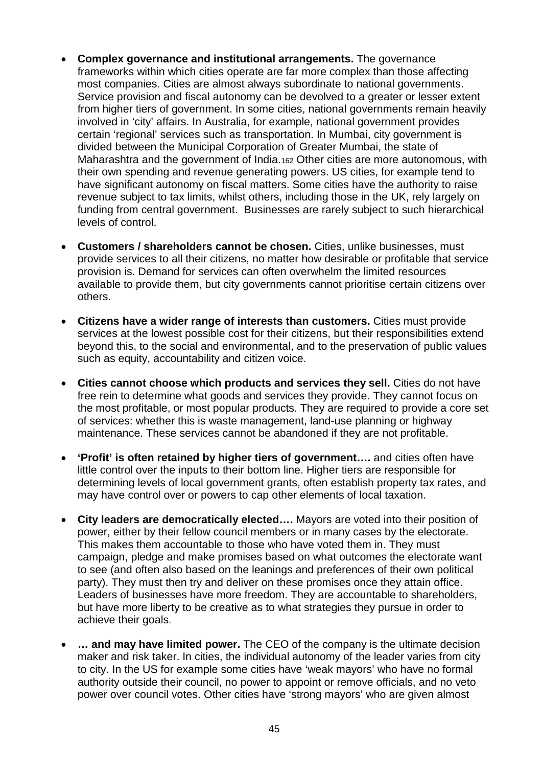- **Complex governance and institutional arrangements.** The governance frameworks within which cities operate are far more complex than those affecting most companies. Cities are almost always subordinate to national governments. Service provision and fiscal autonomy can be devolved to a greater or lesser extent from higher tiers of government. In some cities, national governments remain heavily involved in 'city' affairs. In Australia, for example, national government provides certain 'regional' services such as transportation. In Mumbai, city government is divided between the Municipal Corporation of Greater Mumbai, the state of Maharashtra and the government of India.[162] Other cities are more autonomous, with their own spending and revenue generating powers. US cities, for example tend to have significant autonomy on fiscal matters. Some cities have the authority to raise revenue subject to tax limits, whilst others, including those in the UK, rely largely on funding from central government. Businesses are rarely subject to such hierarchical levels of control.

- **Customers / shareholders cannot be chosen.** Cities, unlike businesses, must provide services to all their citizens, no matter how desirable or profitable that service provision is. Demand for services can often overwhelm the limited resources available to provide them, but city governments cannot prioritise certain citizens over others.

- **Citizens have a wider range of interests than customers.** Cities must provide services at the lowest possible cost for their citizens, but their responsibilities extend beyond this, to the social and environmental, and to the preservation of public values such as equity, accountability and citizen voice.

- **Cities cannot choose which products and services they sell.** Cities do not have free rein to determine what goods and services they provide. They cannot focus on the most profitable, or most popular products. They are required to provide a core set of services: whether this is waste management, land-use planning or highway maintenance. These services cannot be abandoned if they are not profitable.

- **'Profit' is often retained by higher tiers of government….** and cities often have little control over the inputs to their bottom line. Higher tiers are responsible for determining levels of local government grants, often establish property tax rates, and may have control over or powers to cap other elements of local taxation.

- **City leaders are democratically elected….** Mayors are voted into their position of power, either by their fellow council members or in many cases by the electorate. This makes them accountable to those who have voted them in. They must campaign, pledge and make promises based on what outcomes the electorate want to see (and often also based on the leanings and preferences of their own political party). They must then try and deliver on these promises once they attain office. Leaders of businesses have more freedom. They are accountable to shareholders, but have more liberty to be creative as to what strategies they pursue in order to achieve their goals.

- **… and may have limited power.** The CEO of the company is the ultimate decision maker and risk taker. In cities, the individual autonomy of the leader varies from city to city. In the US for example some cities have 'weak mayors' who have no formal authority outside their council, no power to appoint or remove officials, and no veto power over council votes. Other cities have 'strong mayors' who are given almost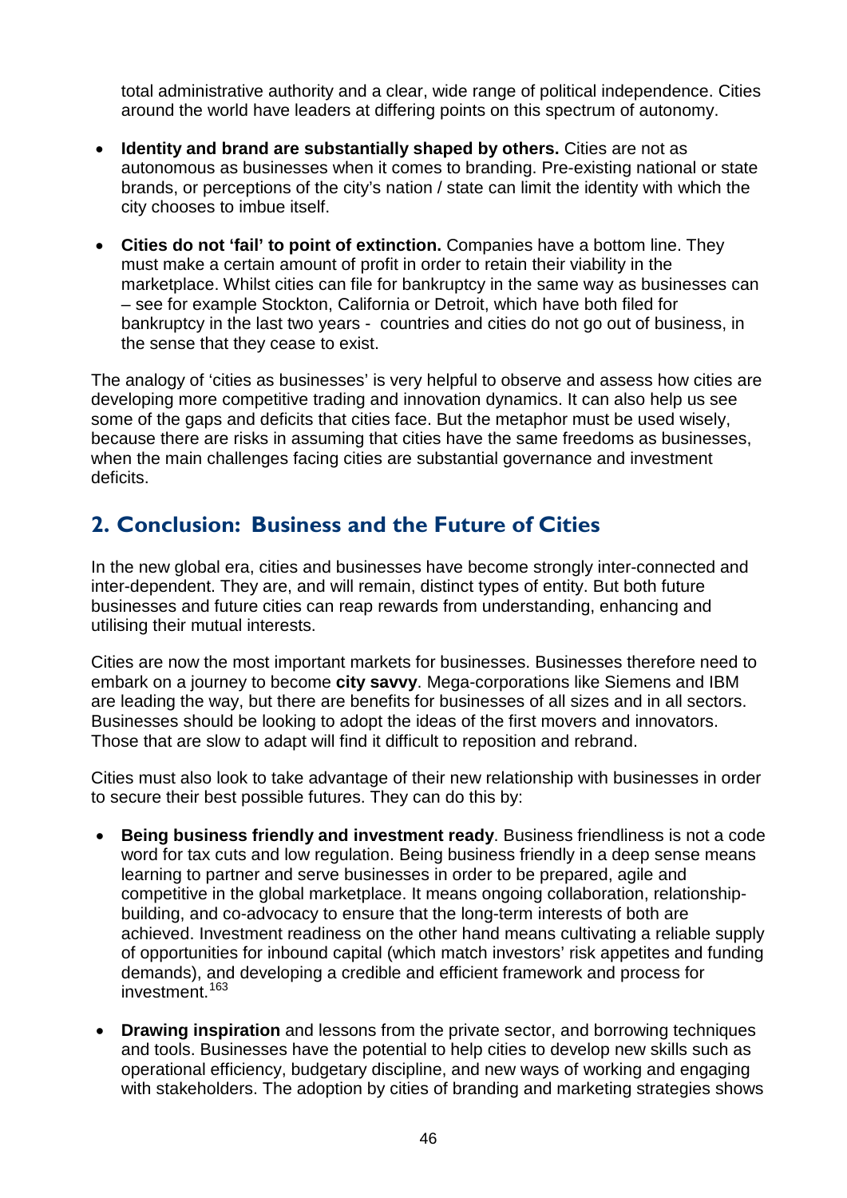total administrative authority and a clear, wide range of political independence. Cities around the world have leaders at differing points on this spectrum of autonomy.

- **Identity and brand are substantially shaped by others.** Cities are not as autonomous as businesses when it comes to branding. Pre-existing national or state brands, or perceptions of the city's nation / state can limit the identity with which the city chooses to imbue itself.
- **Cities do not 'fail' to point of extinction.** Companies have a bottom line. They must make a certain amount of profit in order to retain their viability in the marketplace. Whilst cities can file for bankruptcy in the same way as businesses can – see for example Stockton, California or Detroit, which have both filed for bankruptcy in the last two years - countries and cities do not go out of business, in the sense that they cease to exist.

The analogy of 'cities as businesses' is very helpful to observe and assess how cities are developing more competitive trading and innovation dynamics. It can also help us see some of the gaps and deficits that cities face. But the metaphor must be used wisely, because there are risks in assuming that cities have the same freedoms as businesses, when the main challenges facing cities are substantial governance and investment deficits.

## 2. Conclusion: Business and the Future of Cities

In the new global era, cities and businesses have become strongly inter-connected and inter-dependent. They are, and will remain, distinct types of entity. But both future businesses and future cities can reap rewards from understanding, enhancing and utilising their mutual interests.

Cities are now the most important markets for businesses. Businesses therefore need to embark on a journey to become **city savvy**. Mega-corporations like Siemens and IBM are leading the way, but there are benefits for businesses of all sizes and in all sectors. Businesses should be looking to adopt the ideas of the first movers and innovators. Those that are slow to adapt will find it difficult to reposition and rebrand.

Cities must also look to take advantage of their new relationship with businesses in order to secure their best possible futures. They can do this by:

- **Being business friendly and investment ready**. Business friendliness is not a code word for tax cuts and low regulation. Being business friendly in a deep sense means learning to partner and serve businesses in order to be prepared, agile and competitive in the global marketplace. It means ongoing collaboration, relationship-building, and co-advocacy to ensure that the long-term interests of both are achieved. Investment readiness on the other hand means cultivating a reliable supply of opportunities for inbound capital (which match investors' risk appetites and funding demands), and developing a credible and efficient framework and process for investment.[163]
- **Drawing inspiration** and lessons from the private sector, and borrowing techniques and tools. Businesses have the potential to help cities to develop new skills such as operational efficiency, budgetary discipline, and new ways of working and engaging with stakeholders. The adoption by cities of branding and marketing strategies shows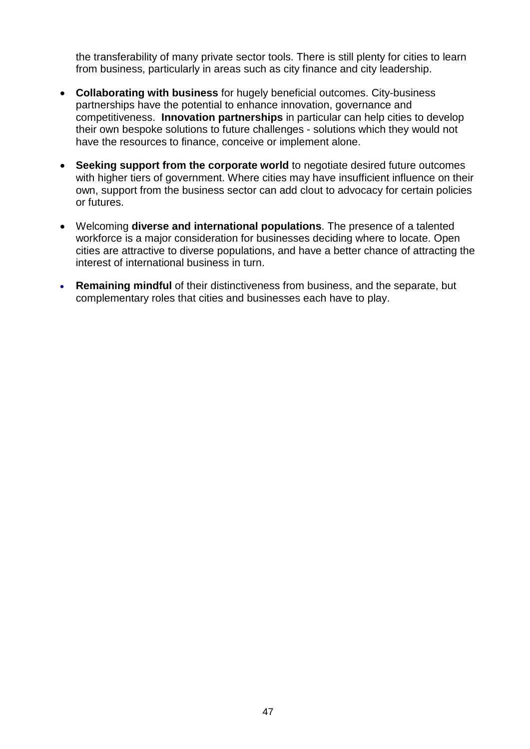the transferability of many private sector tools. There is still plenty for cities to learn from business, particularly in areas such as city finance and city leadership.

- **Collaborating with business** for hugely beneficial outcomes. City-business partnerships have the potential to enhance innovation, governance and competitiveness. **Innovation partnerships** in particular can help cities to develop their own bespoke solutions to future challenges - solutions which they would not have the resources to finance, conceive or implement alone.

- **Seeking support from the corporate world** to negotiate desired future outcomes with higher tiers of government. Where cities may have insufficient influence on their own, support from the business sector can add clout to advocacy for certain policies or futures.

- Welcoming **diverse and international populations**. The presence of a talented workforce is a major consideration for businesses deciding where to locate. Open cities are attractive to diverse populations, and have a better chance of attracting the interest of international business in turn.

- **Remaining mindful** of their distinctiveness from business, and the separate, but complementary roles that cities and businesses each have to play.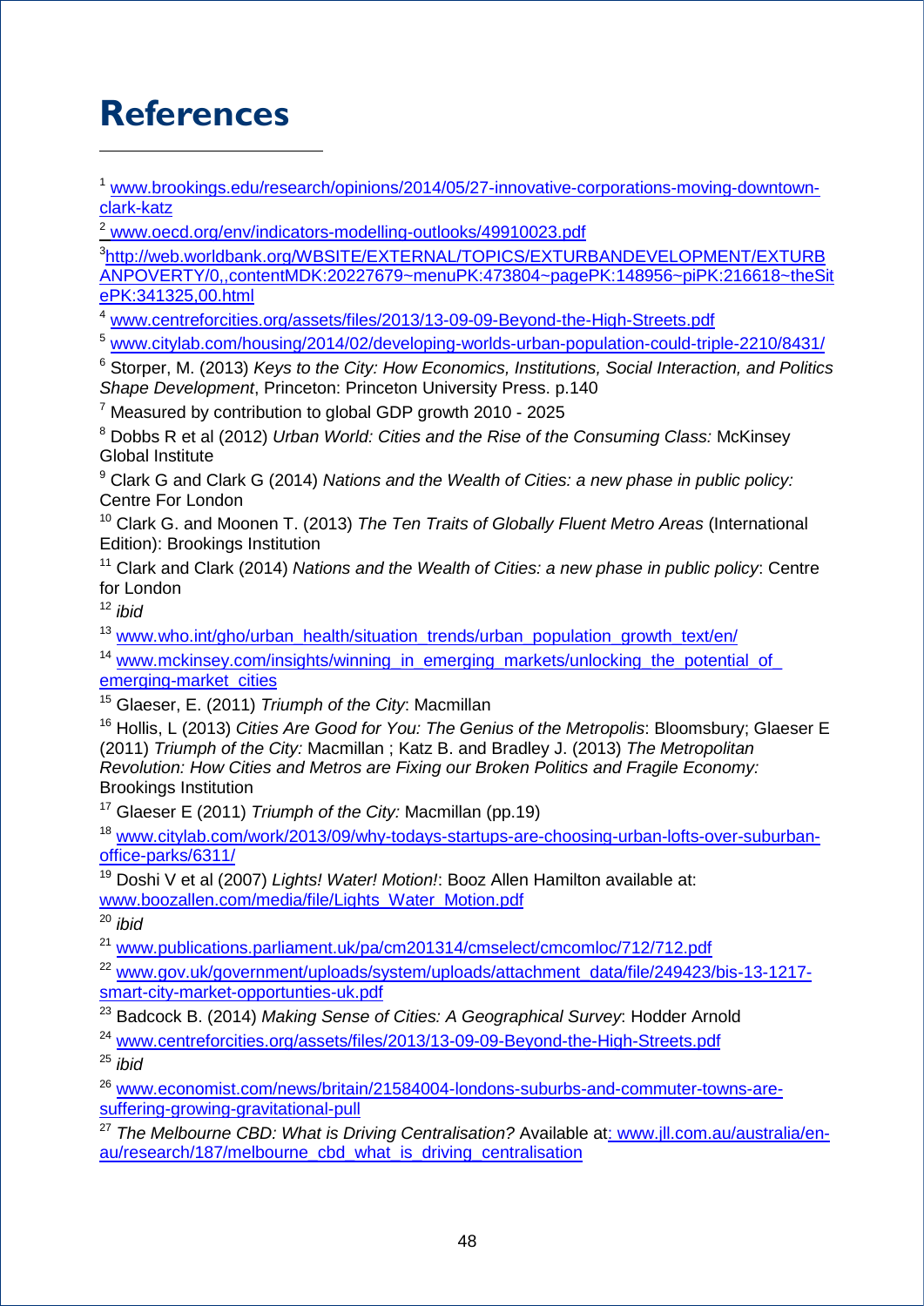# References

[1] www.brookings.edu/research/opinions/2014/05/27-innovative-corporations-moving-downtown-clark-katz

[2] www.oecd.org/env/indicators-modelling-outlooks/49910023.pdf

[3] http://web.worldbank.org/WBSITE/EXTERNAL/TOPICS/EXTURBANDEVELOPMENT/EXTURBANPOVERTY/0,,contentMDK:20227679~menuPK:473804~pagePK:148956~piPK:216618~theSitePK:341325,00.html

[4] www.centreforcities.org/assets/files/2013/13-09-09-Beyond-the-High-Streets.pdf

[5] www.citylab.com/housing/2014/02/developing-worlds-urban-population-could-triple-2210/8431/

[6] Storper, M. (2013) *Keys to the City: How Economics, Institutions, Social Interaction, and Politics Shape Development*, Princeton: Princeton University Press. p.140

[7] Measured by contribution to global GDP growth 2010 - 2025

[8] Dobbs R et al (2012) *Urban World: Cities and the Rise of the Consuming Class:* McKinsey Global Institute

[9] Clark G and Clark G (2014) *Nations and the Wealth of Cities: a new phase in public policy:* Centre For London

[10] Clark G. and Moonen T. (2013) *The Ten Traits of Globally Fluent Metro Areas* (International Edition): Brookings Institution

[11] Clark and Clark (2014) *Nations and the Wealth of Cities: a new phase in public policy*: Centre for London

[12] *ibid*

[13] www.who.int/gho/urban_health/situation_trends/urban_population_growth_text/en/

[14] www.mckinsey.com/insights/winning_in_emerging_markets/unlocking_the_potential_of_emerging-market_cities

[15] Glaeser, E. (2011) *Triumph of the City*: Macmillan

[16] Hollis, L (2013) *Cities Are Good for You: The Genius of the Metropolis*: Bloomsbury; Glaeser E (2011) *Triumph of the City:* Macmillan ; Katz B. and Bradley J. (2013) *The Metropolitan Revolution: How Cities and Metros are Fixing our Broken Politics and Fragile Economy:* Brookings Institution

[17] Glaeser E (2011) *Triumph of the City:* Macmillan (pp.19)

[18] www.citylab.com/work/2013/09/why-todays-startups-are-choosing-urban-lofts-over-suburban-office-parks/6311/

[19] Doshi V et al (2007) *Lights! Water! Motion!*: Booz Allen Hamilton available at: www.boozallen.com/media/file/Lights_Water_Motion.pdf

[20] *ibid*

[21] www.publications.parliament.uk/pa/cm201314/cmselect/cmcomloc/712/712.pdf

[22] www.gov.uk/government/uploads/system/uploads/attachment_data/file/249423/bis-13-1217-smart-city-market-opportunties-uk.pdf

[23] Badcock B. (2014) *Making Sense of Cities: A Geographical Survey*: Hodder Arnold

[24] www.centreforcities.org/assets/files/2013/13-09-09-Beyond-the-High-Streets.pdf

[25] *ibid*

[26] www.economist.com/news/britain/21584004-londons-suburbs-and-commuter-towns-are-suffering-growing-gravitational-pull

[27] *The Melbourne CBD: What is Driving Centralisation?* Available at: www.jll.com.au/australia/en-au/research/187/melbourne_cbd_what_is_driving_centralisation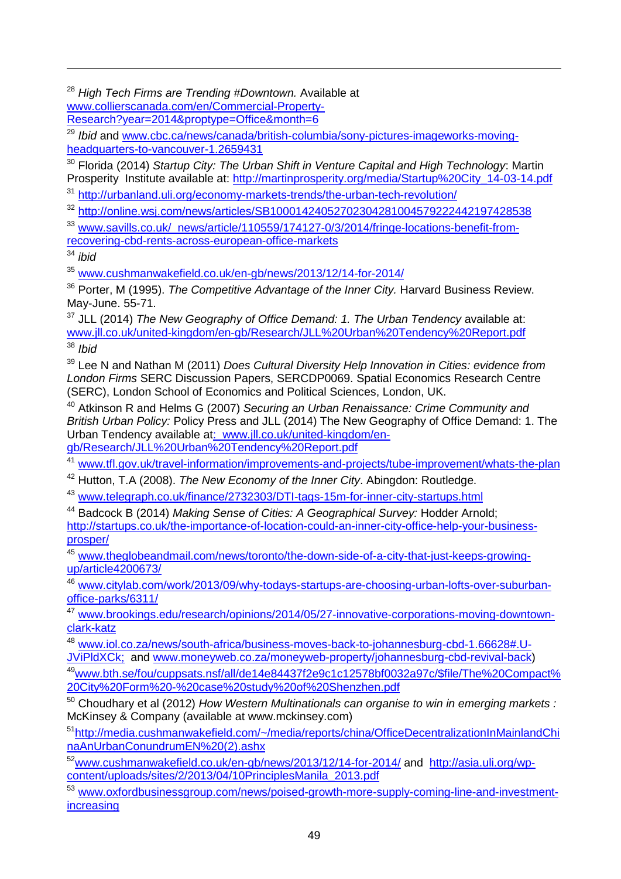[28] *High Tech Firms are Trending #Downtown.* Available at www.collierscanada.com/en/Commercial-Property-Research?year=2014&proptype=Office&month=6

[29] *Ibid* and www.cbc.ca/news/canada/british-columbia/sony-pictures-imageworks-moving-headquarters-to-vancouver-1.2659431

[30] Florida (2014) *Startup City: The Urban Shift in Venture Capital and High Technology*: Martin Prosperity Institute available at: http://martinprosperity.org/media/Startup%20City_14-03-14.pdf

[31] http://urbanland.uli.org/economy-markets-trends/the-urban-tech-revolution/

[32] http://online.wsj.com/news/articles/SB10001424052702304281004579222442197428538

[33] www.savills.co.uk/_news/article/110559/174127-0/3/2014/fringe-locations-benefit-from-recovering-cbd-rents-across-european-office-markets

[34] *ibid*

[35] www.cushmanwakefield.co.uk/en-gb/news/2013/12/14-for-2014/

[36] Porter, M (1995). *The Competitive Advantage of the Inner City.* Harvard Business Review. May-June. 55-71.

[37] JLL (2014) *The New Geography of Office Demand: 1. The Urban Tendency* available at: www.jll.co.uk/united-kingdom/en-gb/Research/JLL%20Urban%20Tendency%20Report.pdf

[38] *Ibid*

[39] Lee N and Nathan M (2011) *Does Cultural Diversity Help Innovation in Cities: evidence from London Firms* SERC Discussion Papers, SERCDP0069. Spatial Economics Research Centre (SERC), London School of Economics and Political Sciences, London, UK.

[40] Atkinson R and Helms G (2007) *Securing an Urban Renaissance: Crime Community and British Urban Policy:* Policy Press and JLL (2014) The New Geography of Office Demand: 1. The Urban Tendency available at: www.jll.co.uk/united-kingdom/en-gb/Research/JLL%20Urban%20Tendency%20Report.pdf

[41] www.tfl.gov.uk/travel-information/improvements-and-projects/tube-improvement/whats-the-plan

[42] Hutton, T.A (2008). *The New Economy of the Inner City*. Abingdon: Routledge.

[43] www.telegraph.co.uk/finance/2732303/DTI-tags-15m-for-inner-city-startups.html

[44] Badcock B (2014) *Making Sense of Cities: A Geographical Survey:* Hodder Arnold; http://startups.co.uk/the-importance-of-location-could-an-inner-city-office-help-your-business-prosper/

[45] www.theglobeandmail.com/news/toronto/the-down-side-of-a-city-that-just-keeps-growing-up/article4200673/

[46] www.citylab.com/work/2013/09/why-todays-startups-are-choosing-urban-lofts-over-suburban-office-parks/6311/

[47] www.brookings.edu/research/opinions/2014/05/27-innovative-corporations-moving-downtown-clark-katz

[48] www.iol.co.za/news/south-africa/business-moves-back-to-johannesburg-cbd-1.66628#.U-JViPldXCk; and www.moneyweb.co.za/moneyweb-property/johannesburg-cbd-revival-back)

[49] www.bth.se/fou/cuppsats.nsf/all/de14e84437f2e9c1c12578bf0032a97c/$file/The%20Compact%20City%20Form%20-%20case%20study%20of%20Shenzhen.pdf

[50] Choudhary et al (2012) *How Western Multinationals can organise to win in emerging markets :* McKinsey & Company (available at www.mckinsey.com)

[51] http://media.cushmanwakefield.com/~/media/reports/china/OfficeDecentralizationInMainlandChinaAnUrbanConundrumEN%20(2).ashx

[52] www.cushmanwakefield.co.uk/en-gb/news/2013/12/14-for-2014/ and http://asia.uli.org/wp-content/uploads/sites/2/2013/04/10PrinciplesManila_2013.pdf

[53] www.oxfordbusinessgroup.com/news/poised-growth-more-supply-coming-line-and-investment-increasing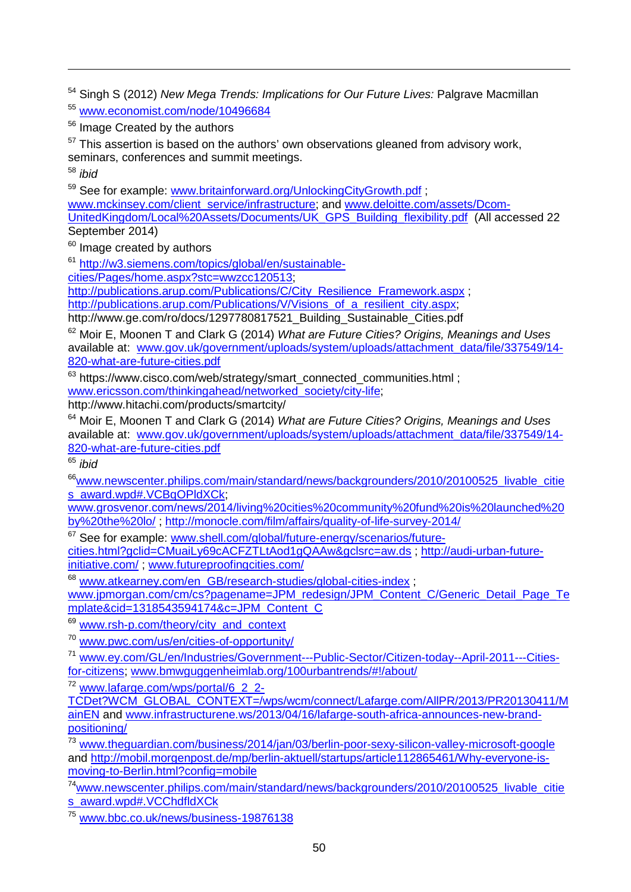[54] Singh S (2012) *New Mega Trends: Implications for Our Future Lives:* Palgrave Macmillan

[55] www.economist.com/node/10496684

[56] Image Created by the authors

[57] This assertion is based on the authors' own observations gleaned from advisory work, seminars, conferences and summit meetings.

[58] *ibid*

[59] See for example: www.britainforward.org/UnlockingCityGrowth.pdf ; www.mckinsey.com/client_service/infrastructure; and www.deloitte.com/assets/Dcom-UnitedKingdom/Local%20Assets/Documents/UK_GPS_Building_flexibility.pdf (All accessed 22 September 2014)

[60] Image created by authors

[61] http://w3.siemens.com/topics/global/en/sustainable-cities/Pages/home.aspx?stc=wwzcc120513; http://publications.arup.com/Publications/C/City_Resilience_Framework.aspx ; http://publications.arup.com/Publications/V/Visions_of_a_resilient_city.aspx; http://www.ge.com/ro/docs/1297780817521_Building_Sustainable_Cities.pdf

[62] Moir E, Moonen T and Clark G (2014) *What are Future Cities? Origins, Meanings and Uses* available at: www.gov.uk/government/uploads/system/uploads/attachment_data/file/337549/14-820-what-are-future-cities.pdf

[63] https://www.cisco.com/web/strategy/smart_connected_communities.html ; www.ericsson.com/thinkingahead/networked_society/city-life; http://www.hitachi.com/products/smartcity/

[64] Moir E, Moonen T and Clark G (2014) *What are Future Cities? Origins, Meanings and Uses* available at: www.gov.uk/government/uploads/system/uploads/attachment_data/file/337549/14-820-what-are-future-cities.pdf

[65] *ibid*

[66] www.newscenter.philips.com/main/standard/news/backgrounders/2010/20100525_livable_cities_award.wpd#.VCBqOPldXCk; www.grosvenor.com/news/2014/living%20cities%20community%20fund%20is%20launched%20by%20the%20lo/ ; http://monocle.com/film/affairs/quality-of-life-survey-2014/

[67] See for example: www.shell.com/global/future-energy/scenarios/future-cities.html?gclid=CMuaiLy69cACFZTLtAod1gQAAw&gclsrc=aw.ds ; http://audi-urban-future-initiative.com/ ; www.futureproofingcities.com/

[68] www.atkearney.com/en_GB/research-studies/global-cities-index ; www.jpmorgan.com/cm/cs?pagename=JPM_redesign/JPM_Content_C/Generic_Detail_Page_Template&cid=1318543594174&c=JPM_Content_C

[69] www.rsh-p.com/theory/city_and_context

[70] www.pwc.com/us/en/cities-of-opportunity/

[71] www.ey.com/GL/en/Industries/Government---Public-Sector/Citizen-today--April-2011---Cities-for-citizens; www.bmwguggenheimlab.org/100urbantrends/#!/about/

[72] www.lafarge.com/wps/portal/6_2_2-TCDet?WCM_GLOBAL_CONTEXT=/wps/wcm/connect/Lafarge.com/AllPR/2013/PR20130411/MainEN and www.infrastructurene.ws/2013/04/16/lafarge-south-africa-announces-new-brand-positioning/

[73] www.theguardian.com/business/2014/jan/03/berlin-poor-sexy-silicon-valley-microsoft-google and http://mobil.morgenpost.de/mp/berlin-aktuell/startups/article112865461/Why-everyone-is-moving-to-Berlin.html?config=mobile

[74] www.newscenter.philips.com/main/standard/news/backgrounders/2010/20100525_livable_cities_award.wpd#.VCChdfldXCk

[75] www.bbc.co.uk/news/business-19876138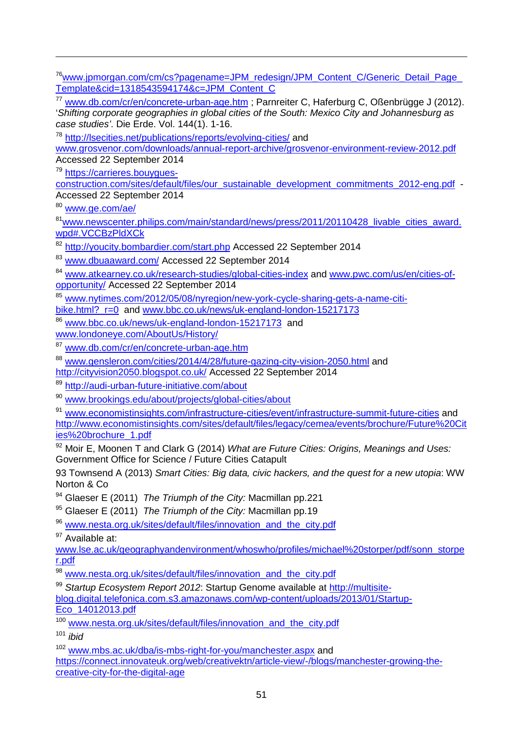[76] www.jpmorgan.com/cm/cs?pagename=JPM_redesign/JPM_Content_C/Generic_Detail_Page_Template&cid=1318543594174&c=JPM_Content_C

[77] www.db.com/cr/en/concrete-urban-age.htm ; Parnreiter C, Haferburg C, Oßenbrügge J (2012). '*Shifting corporate geographies in global cities of the South: Mexico City and Johannesburg as case studies*'. Die Erde. Vol. 144(1). 1-16.

[78] http://lsecities.net/publications/reports/evolving-cities/ and www.grosvenor.com/downloads/annual-report-archive/grosvenor-environment-review-2012.pdf Accessed 22 September 2014

[79] https://carrieres.bouygues-construction.com/sites/default/files/our_sustainable_development_commitments_2012-eng.pdf - Accessed 22 September 2014

[80] www.ge.com/ae/

[81] www.newscenter.philips.com/main/standard/news/press/2011/20110428_livable_cities_award.wpd#.VCCBzPldXCk

[82] http://youcity.bombardier.com/start.php Accessed 22 September 2014

[83] www.dbuaaward.com/ Accessed 22 September 2014

[84] www.atkearney.co.uk/research-studies/global-cities-index and www.pwc.com/us/en/cities-of-opportunity/ Accessed 22 September 2014

[85] www.nytimes.com/2012/05/08/nyregion/new-york-cycle-sharing-gets-a-name-citi-bike.html?_r=0 and www.bbc.co.uk/news/uk-england-london-15217173

[86] www.bbc.co.uk/news/uk-england-london-15217173 and www.londoneye.com/AboutUs/History/

[87] www.db.com/cr/en/concrete-urban-age.htm

[88] www.gensleron.com/cities/2014/4/28/future-gazing-city-vision-2050.html and http://cityvision2050.blogspot.co.uk/ Accessed 22 September 2014

[89] http://audi-urban-future-initiative.com/about

[90] www.brookings.edu/about/projects/global-cities/about

[91] www.economistinsights.com/infrastructure-cities/event/infrastructure-summit-future-cities and http://www.economistinsights.com/sites/default/files/legacy/cemea/events/brochure/Future%20Cities%20brochure_1.pdf

[92] Moir E, Moonen T and Clark G (2014) *What are Future Cities: Origins, Meanings and Uses:* Government Office for Science / Future Cities Catapult

93 Townsend A (2013) *Smart Cities: Big data, civic hackers, and the quest for a new utopia*: WW Norton & Co

[94] Glaeser E (2011) *The Triumph of the City:* Macmillan pp.221

[95] Glaeser E (2011) *The Triumph of the City:* Macmillan pp.19

[96] www.nesta.org.uk/sites/default/files/innovation_and_the_city.pdf

[97] Available at: www.lse.ac.uk/geographyandenvironment/whoswho/profiles/michael%20storper/pdf/sonn_storper.pdf

[98] www.nesta.org.uk/sites/default/files/innovation_and_the_city.pdf

[99] *Startup Ecosystem Report 2012*: Startup Genome available at http://multisite-blog.digital.telefonica.com.s3.amazonaws.com/wp-content/uploads/2013/01/Startup-Eco_14012013.pdf

[100] www.nesta.org.uk/sites/default/files/innovation_and_the_city.pdf

[101] *ibid*

[102] www.mbs.ac.uk/dba/is-mbs-right-for-you/manchester.aspx and https://connect.innovateuk.org/web/creativektn/article-view/-/blogs/manchester-growing-the-creative-city-for-the-digital-age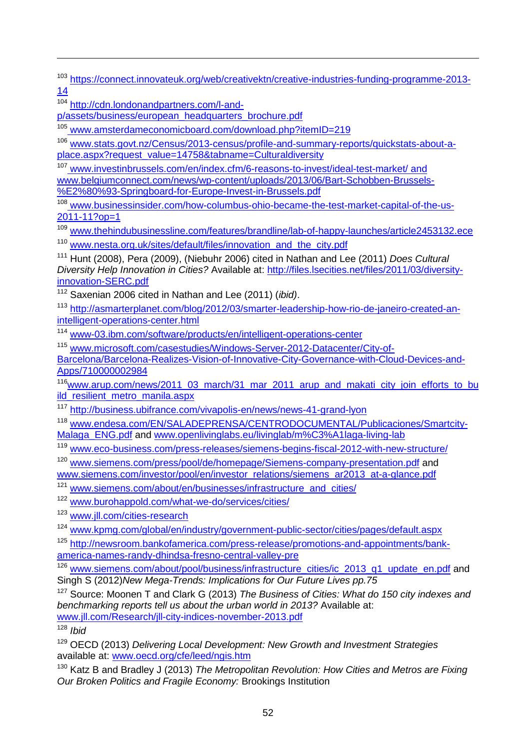[103] https://connect.innovateuk.org/web/creativektn/creative-industries-funding-programme-2013-14

[104] http://cdn.londonandpartners.com/l-and-p/assets/business/european_headquarters_brochure.pdf

[105] www.amsterdameconomicboard.com/download.php?itemID=219

[106] www.stats.govt.nz/Census/2013-census/profile-and-summary-reports/quickstats-about-a-place.aspx?request_value=14758&tabname=Culturaldiversity

[107] www.investinbrussels.com/en/index.cfm/6-reasons-to-invest/ideal-test-market/ and www.belgiumconnect.com/news/wp-content/uploads/2013/06/Bart-Schobben-Brussels-%E2%80%93-Springboard-for-Europe-Invest-in-Brussels.pdf

[108] www.businessinsider.com/how-columbus-ohio-became-the-test-market-capital-of-the-us-2011-11?op=1

[109] www.thehindubusinessline.com/features/brandline/lab-of-happy-launches/article2453132.ece

[110] www.nesta.org.uk/sites/default/files/innovation_and_the_city.pdf

[111] Hunt (2008), Pera (2009), (Niebuhr 2006) cited in Nathan and Lee (2011) *Does Cultural Diversity Help Innovation in Cities?* Available at: http://files.lsecities.net/files/2011/03/diversity-innovation-SERC.pdf

[112] Saxenian 2006 cited in Nathan and Lee (2011) (*ibid)*.

[113] http://asmarterplanet.com/blog/2012/03/smarter-leadership-how-rio-de-janeiro-created-an-intelligent-operations-center.html

[114] www-03.ibm.com/software/products/en/intelligent-operations-center

[115] www.microsoft.com/casestudies/Windows-Server-2012-Datacenter/City-of-Barcelona/Barcelona-Realizes-Vision-of-Innovative-City-Governance-with-Cloud-Devices-and-Apps/710000002984

[116] www.arup.com/news/2011_03_march/31_mar_2011_arup_and_makati_city_join_efforts_to_build_resilient_metro_manila.aspx

[117] http://business.ubifrance.com/vivapolis-en/news/news-41-grand-lyon

[118] www.endesa.com/EN/SALADEPRENSA/CENTRODOCUMENTAL/Publicaciones/Smartcity-Malaga_ENG.pdf and www.openlivinglabs.eu/livinglab/m%C3%A1laga-living-lab

[119] www.eco-business.com/press-releases/siemens-begins-fiscal-2012-with-new-structure/

[120] www.siemens.com/press/pool/de/homepage/Siemens-company-presentation.pdf and www.siemens.com/investor/pool/en/investor_relations/siemens_ar2013_at-a-glance.pdf

[121] www.siemens.com/about/en/businesses/infrastructure_and_cities/

[122] www.burohappold.com/what-we-do/services/cities/

[123] www.jll.com/cities-research

[124] www.kpmg.com/global/en/industry/government-public-sector/cities/pages/default.aspx

[125] http://newsroom.bankofamerica.com/press-release/promotions-and-appointments/bank-america-names-randy-dhindsa-fresno-central-valley-pre

[126] www.siemens.com/about/pool/business/infrastructure_cities/ic_2013_q1_update_en.pdf and Singh S (2012)*New Mega-Trends: Implications for Our Future Lives pp.75*

[127] Source: Moonen T and Clark G (2013) *The Business of Cities: What do 150 city indexes and benchmarking reports tell us about the urban world in 2013?* Available at: www.jll.com/Research/jll-city-indices-november-2013.pdf

[128] *Ibid*

[129] OECD (2013) *Delivering Local Development: New Growth and Investment Strategies* available at: www.oecd.org/cfe/leed/ngis.htm

[130] Katz B and Bradley J (2013) *The Metropolitan Revolution: How Cities and Metros are Fixing Our Broken Politics and Fragile Economy:* Brookings Institution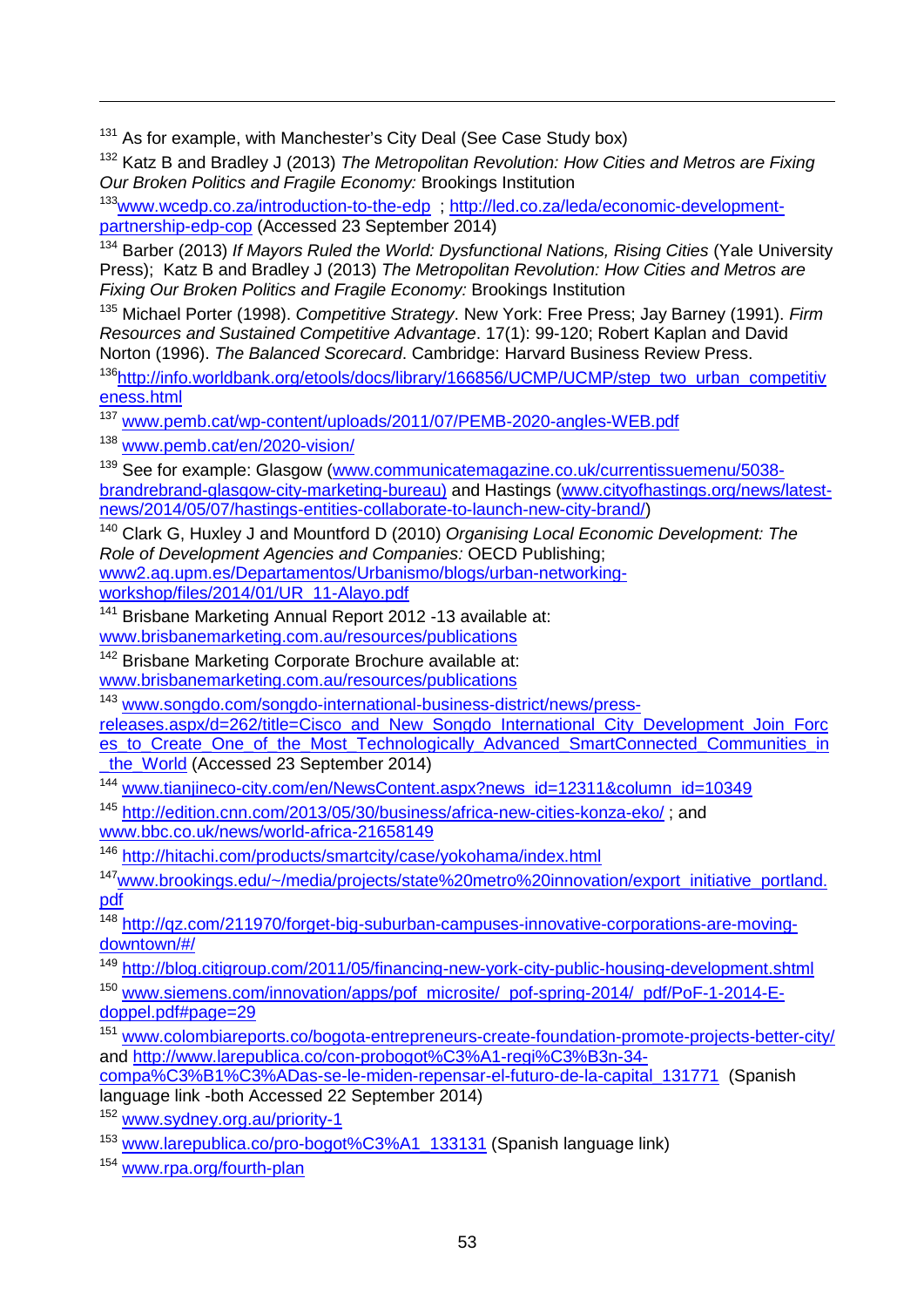[131] As for example, with Manchester's City Deal (See Case Study box)

[132] Katz B and Bradley J (2013) *The Metropolitan Revolution: How Cities and Metros are Fixing Our Broken Politics and Fragile Economy:* Brookings Institution

[133] www.wcedp.co.za/introduction-to-the-edp ; http://led.co.za/leda/economic-development-partnership-edp-cop (Accessed 23 September 2014)

[134] Barber (2013) *If Mayors Ruled the World: Dysfunctional Nations, Rising Cities* (Yale University Press); Katz B and Bradley J (2013) *The Metropolitan Revolution: How Cities and Metros are Fixing Our Broken Politics and Fragile Economy:* Brookings Institution

[135] Michael Porter (1998). *Competitive Strategy*. New York: Free Press; Jay Barney (1991). *Firm Resources and Sustained Competitive Advantage*. 17(1): 99-120; Robert Kaplan and David Norton (1996). *The Balanced Scorecard*. Cambridge: Harvard Business Review Press.

[136] http://info.worldbank.org/etools/docs/library/166856/UCMP/UCMP/step_two_urban_competitiveness.html

[137] www.pemb.cat/wp-content/uploads/2011/07/PEMB-2020-angles-WEB.pdf

[138] www.pemb.cat/en/2020-vision/

[139] See for example: Glasgow (www.communicatemagazine.co.uk/currentissuemenu/5038-brandrebrand-glasgow-city-marketing-bureau) and Hastings (www.cityofhastings.org/news/latest-news/2014/05/07/hastings-entities-collaborate-to-launch-new-city-brand/)

[140] Clark G, Huxley J and Mountford D (2010) *Organising Local Economic Development: The Role of Development Agencies and Companies:* OECD Publishing; www2.aq.upm.es/Departamentos/Urbanismo/blogs/urban-networking-workshop/files/2014/01/UR_11-Alayo.pdf

[141] Brisbane Marketing Annual Report 2012 -13 available at: www.brisbanemarketing.com.au/resources/publications

[142] Brisbane Marketing Corporate Brochure available at: www.brisbanemarketing.com.au/resources/publications

[143] www.songdo.com/songdo-international-business-district/news/press-releases.aspx/d=262/title=Cisco_and_New_Songdo_International_City_Development_Join_Forces_to_Create_One_of_the_Most_Technologically_Advanced_SmartConnected_Communities_in_the_World (Accessed 23 September 2014)

[144] www.tianjineco-city.com/en/NewsContent.aspx?news_id=12311&column_id=10349

[145] http://edition.cnn.com/2013/05/30/business/africa-new-cities-konza-eko/ ; and www.bbc.co.uk/news/world-africa-21658149

[146] http://hitachi.com/products/smartcity/case/yokohama/index.html

[147] www.brookings.edu/~/media/projects/state%20metro%20innovation/export_initiative_portland.pdf

[148] http://qz.com/211970/forget-big-suburban-campuses-innovative-corporations-are-moving-downtown/#/

[149] http://blog.citigroup.com/2011/05/financing-new-york-city-public-housing-development.shtml

[150] www.siemens.com/innovation/apps/pof_microsite/_pof-spring-2014/_pdf/PoF-1-2014-E-doppel.pdf#page=29

[151] www.colombiareports.co/bogota-entrepreneurs-create-foundation-promote-projects-better-city/ and http://www.larepublica.co/con-probogot%C3%A1-regi%C3%B3n-34-compa%C3%B1%C3%ADas-se-le-miden-repensar-el-futuro-de-la-capital_131771 (Spanish language link -both Accessed 22 September 2014)

[152] www.sydney.org.au/priority-1

[153] www.larepublica.co/pro-bogot%C3%A1_133131 (Spanish language link)

[154] www.rpa.org/fourth-plan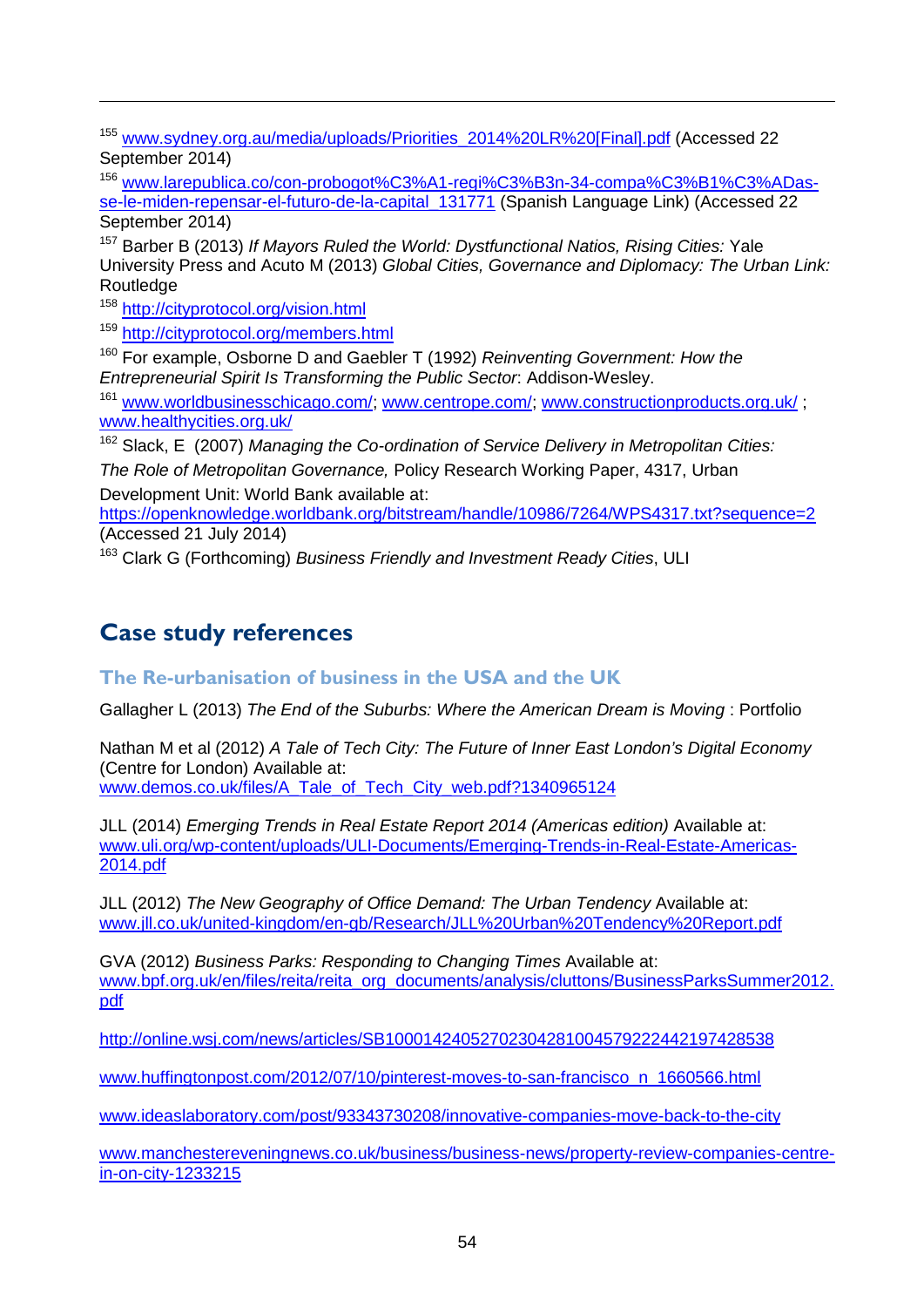[155] www.sydney.org.au/media/uploads/Priorities_2014%20LR%20[Final].pdf (Accessed 22 September 2014)

[156] www.larepublica.co/con-probogot%C3%A1-regi%C3%B3n-34-compa%C3%B1%C3%ADas-se-le-miden-repensar-el-futuro-de-la-capital_131771 (Spanish Language Link) (Accessed 22 September 2014)

[157] Barber B (2013) *If Mayors Ruled the World: Dystfunctional Natios, Rising Cities:* Yale University Press and Acuto M (2013) *Global Cities, Governance and Diplomacy: The Urban Link:* Routledge

[158] http://cityprotocol.org/vision.html

[159] http://cityprotocol.org/members.html

[160] For example, Osborne D and Gaebler T (1992) *Reinventing Government: How the Entrepreneurial Spirit Is Transforming the Public Sector*: Addison-Wesley.

[161] www.worldbusinesschicago.com/; www.centrope.com/; www.constructionproducts.org.uk/ ; www.healthycities.org.uk/

[162] Slack, E (2007) *Managing the Co-ordination of Service Delivery in Metropolitan Cities: The Role of Metropolitan Governance,* Policy Research Working Paper, 4317, Urban Development Unit: World Bank available at: https://openknowledge.worldbank.org/bitstream/handle/10986/7264/WPS4317.txt?sequence=2 (Accessed 21 July 2014)

[163] Clark G (Forthcoming) *Business Friendly and Investment Ready Cities*, ULI

## Case study references

### The Re-urbanisation of business in the USA and the UK

Gallagher L (2013) *The End of the Suburbs: Where the American Dream is Moving* : Portfolio

Nathan M et al (2012) *A Tale of Tech City: The Future of Inner East London's Digital Economy* (Centre for London) Available at: www.demos.co.uk/files/A_Tale_of_Tech_City_web.pdf?1340965124

JLL (2014) *Emerging Trends in Real Estate Report 2014 (Americas edition)* Available at: www.uli.org/wp-content/uploads/ULI-Documents/Emerging-Trends-in-Real-Estate-Americas-2014.pdf

JLL (2012) *The New Geography of Office Demand: The Urban Tendency* Available at: www.jll.co.uk/united-kingdom/en-gb/Research/JLL%20Urban%20Tendency%20Report.pdf

GVA (2012) *Business Parks: Responding to Changing Times* Available at: www.bpf.org.uk/en/files/reita/reita_org_documents/analysis/cluttons/BusinessParksSummer2012.pdf

http://online.wsj.com/news/articles/SB10001424052702304281004579222442197428538

www.huffingtonpost.com/2012/07/10/pinterest-moves-to-san-francisco_n_1660566.html

www.ideaslaboratory.com/post/93343730208/innovative-companies-move-back-to-the-city

www.manchestereveningnews.co.uk/business/business-news/property-review-companies-centre-in-on-city-1233215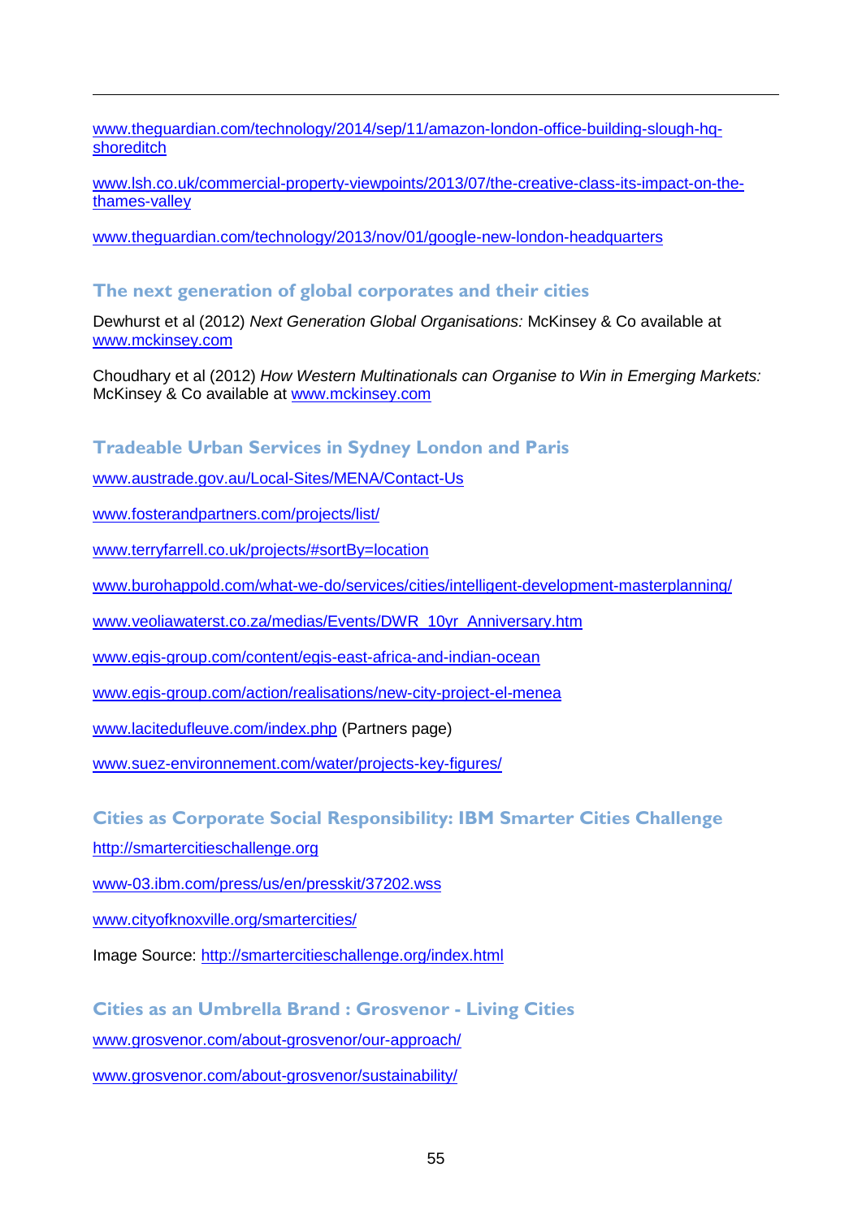www.theguardian.com/technology/2014/sep/11/amazon-london-office-building-slough-hq-shoreditch

www.lsh.co.uk/commercial-property-viewpoints/2013/07/the-creative-class-its-impact-on-the-thames-valley

www.theguardian.com/technology/2013/nov/01/google-new-london-headquarters

### The next generation of global corporates and their cities

Dewhurst et al (2012) *Next Generation Global Organisations:* McKinsey & Co available at www.mckinsey.com

Choudhary et al (2012) *How Western Multinationals can Organise to Win in Emerging Markets:* McKinsey & Co available at www.mckinsey.com

### Tradeable Urban Services in Sydney London and Paris

www.austrade.gov.au/Local-Sites/MENA/Contact-Us

www.fosterandpartners.com/projects/list/

www.terryfarrell.co.uk/projects/#sortBy=location

www.burohappold.com/what-we-do/services/cities/intelligent-development-masterplanning/

www.veoliawaterst.co.za/medias/Events/DWR_10yr_Anniversary.htm

www.egis-group.com/content/egis-east-africa-and-indian-ocean

www.egis-group.com/action/realisations/new-city-project-el-menea

www.lacitedufleuve.com/index.php (Partners page)

www.suez-environnement.com/water/projects-key-figures/

### Cities as Corporate Social Responsibility: IBM Smarter Cities Challenge

http://smartercitieschallenge.org

www-03.ibm.com/press/us/en/presskit/37202.wss

www.cityofknoxville.org/smartercities/

Image Source: http://smartercitieschallenge.org/index.html

### Cities as an Umbrella Brand : Grosvenor - Living Cities

www.grosvenor.com/about-grosvenor/our-approach/

www.grosvenor.com/about-grosvenor/sustainability/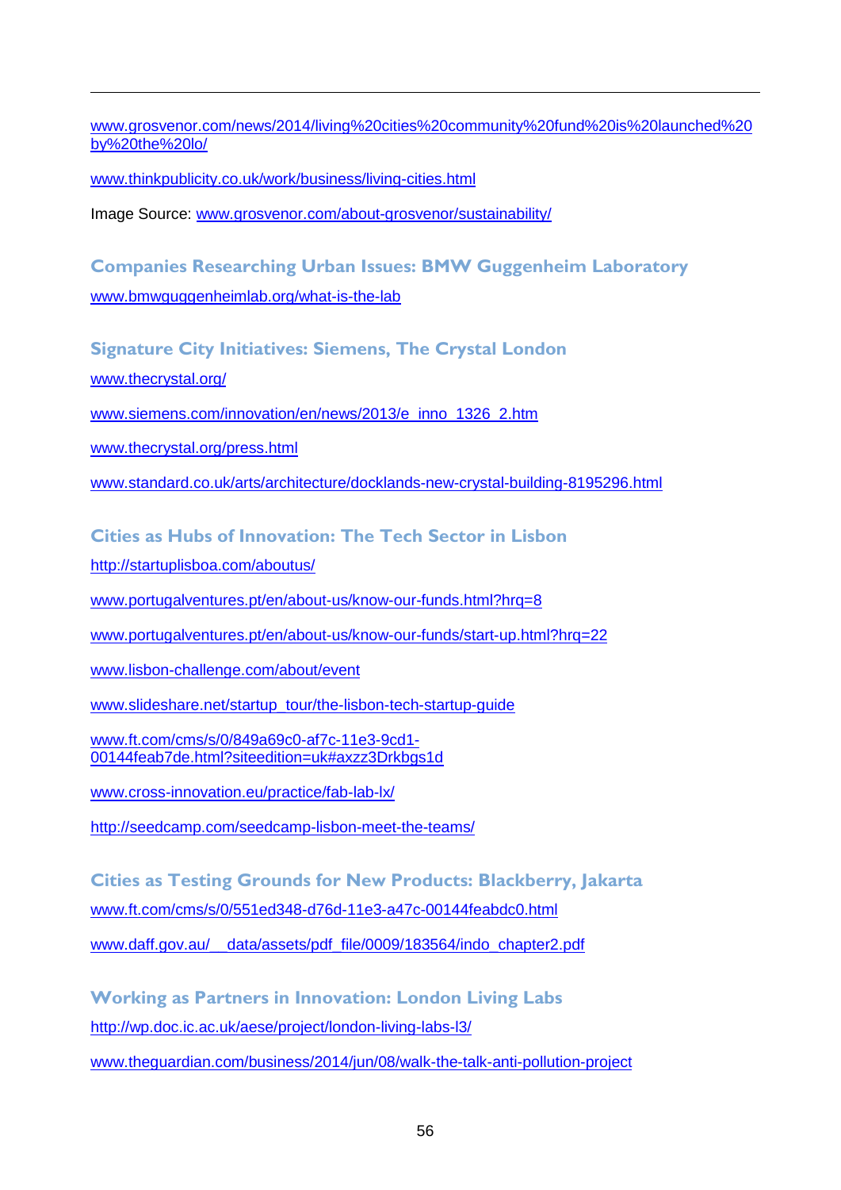www.grosvenor.com/news/2014/living%20cities%20community%20fund%20is%20launched%20by%20the%20lo/

www.thinkpublicity.co.uk/work/business/living-cities.html

Image Source: www.grosvenor.com/about-grosvenor/sustainability/

### Companies Researching Urban Issues: BMW Guggenheim Laboratory

www.bmwguggenheimlab.org/what-is-the-lab

### Signature City Initiatives: Siemens, The Crystal London

www.thecrystal.org/

www.siemens.com/innovation/en/news/2013/e_inno_1326_2.htm

www.thecrystal.org/press.html

www.standard.co.uk/arts/architecture/docklands-new-crystal-building-8195296.html

### Cities as Hubs of Innovation: The Tech Sector in Lisbon

http://startuplisboa.com/aboutus/

www.portugalventures.pt/en/about-us/know-our-funds.html?hrq=8

www.portugalventures.pt/en/about-us/know-our-funds/start-up.html?hrq=22

www.lisbon-challenge.com/about/event

www.slideshare.net/startup_tour/the-lisbon-tech-startup-guide

www.ft.com/cms/s/0/849a69c0-af7c-11e3-9cd1-00144feab7de.html?siteedition=uk#axzz3Drkbgs1d

www.cross-innovation.eu/practice/fab-lab-lx/

http://seedcamp.com/seedcamp-lisbon-meet-the-teams/

### Cities as Testing Grounds for New Products: Blackberry, Jakarta

www.ft.com/cms/s/0/551ed348-d76d-11e3-a47c-00144feabdc0.html

www.daff.gov.au/__data/assets/pdf_file/0009/183564/indo_chapter2.pdf

### Working as Partners in Innovation: London Living Labs

http://wp.doc.ic.ac.uk/aese/project/london-living-labs-l3/

www.theguardian.com/business/2014/jun/08/walk-the-talk-anti-pollution-project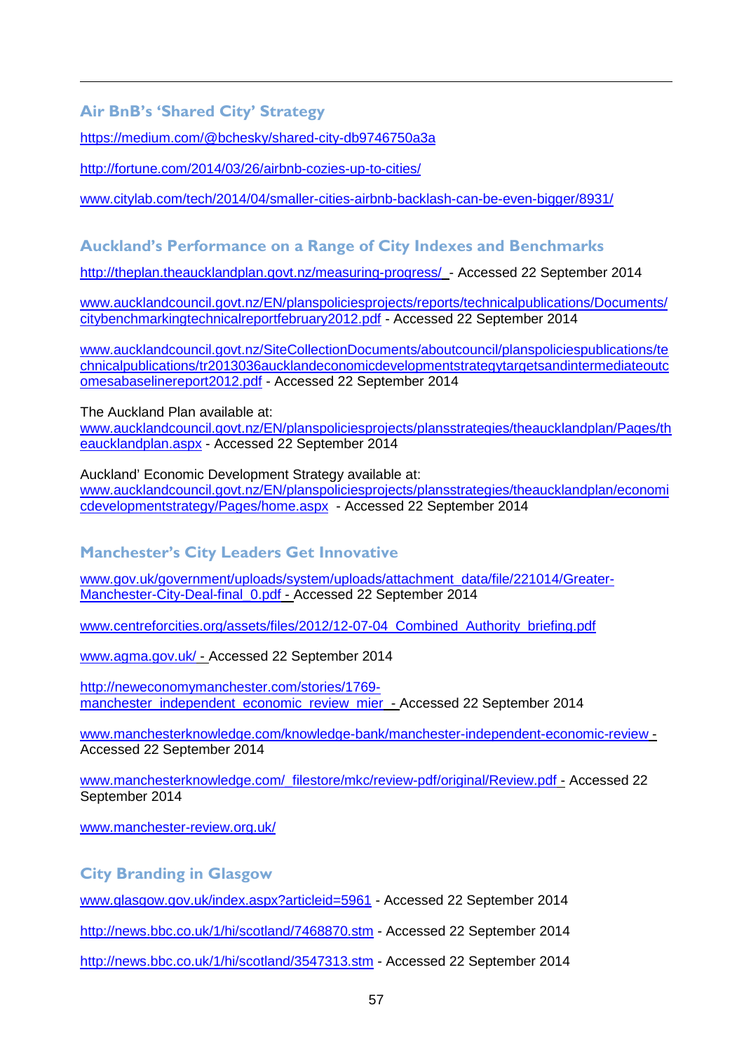### Air BnB's 'Shared City' Strategy

https://medium.com/@bchesky/shared-city-db9746750a3a

http://fortune.com/2014/03/26/airbnb-cozies-up-to-cities/

www.citylab.com/tech/2014/04/smaller-cities-airbnb-backlash-can-be-even-bigger/8931/

### Auckland's Performance on a Range of City Indexes and Benchmarks

http://theplan.theaucklandplan.govt.nz/measuring-progress/ - Accessed 22 September 2014

www.aucklandcouncil.govt.nz/EN/planspoliciesprojects/reports/technicalpublications/Documents/citybenchmarkingtechnicalreportfebruary2012.pdf - Accessed 22 September 2014

www.aucklandcouncil.govt.nz/SiteCollectionDocuments/aboutcouncil/planspoliciespublications/technicalpublications/tr2013036aucklandeconomicdevelopmentstrategytargetsandintermediateoutcomesabaselinereport2012.pdf - Accessed 22 September 2014

The Auckland Plan available at:
www.aucklandcouncil.govt.nz/EN/planspoliciesprojects/plansstrategies/theaucklandplan/Pages/theaucklandplan.aspx - Accessed 22 September 2014

Auckland' Economic Development Strategy available at:
www.aucklandcouncil.govt.nz/EN/planspoliciesprojects/plansstrategies/theaucklandplan/economicdevelopmentstrategy/Pages/home.aspx - Accessed 22 September 2014

### Manchester's City Leaders Get Innovative

www.gov.uk/government/uploads/system/uploads/attachment_data/file/221014/Greater-Manchester-City-Deal-final_0.pdf - Accessed 22 September 2014

www.centreforcities.org/assets/files/2012/12-07-04_Combined_Authority_briefing.pdf

www.agma.gov.uk/ - Accessed 22 September 2014

http://neweconomymanchester.com/stories/1769-manchester_independent_economic_review_mier - Accessed 22 September 2014

www.manchesterknowledge.com/knowledge-bank/manchester-independent-economic-review - Accessed 22 September 2014

www.manchesterknowledge.com/_filestore/mkc/review-pdf/original/Review.pdf - Accessed 22 September 2014

www.manchester-review.org.uk/

### City Branding in Glasgow

www.glasgow.gov.uk/index.aspx?articleid=5961 - Accessed 22 September 2014

http://news.bbc.co.uk/1/hi/scotland/7468870.stm - Accessed 22 September 2014

http://news.bbc.co.uk/1/hi/scotland/3547313.stm - Accessed 22 September 2014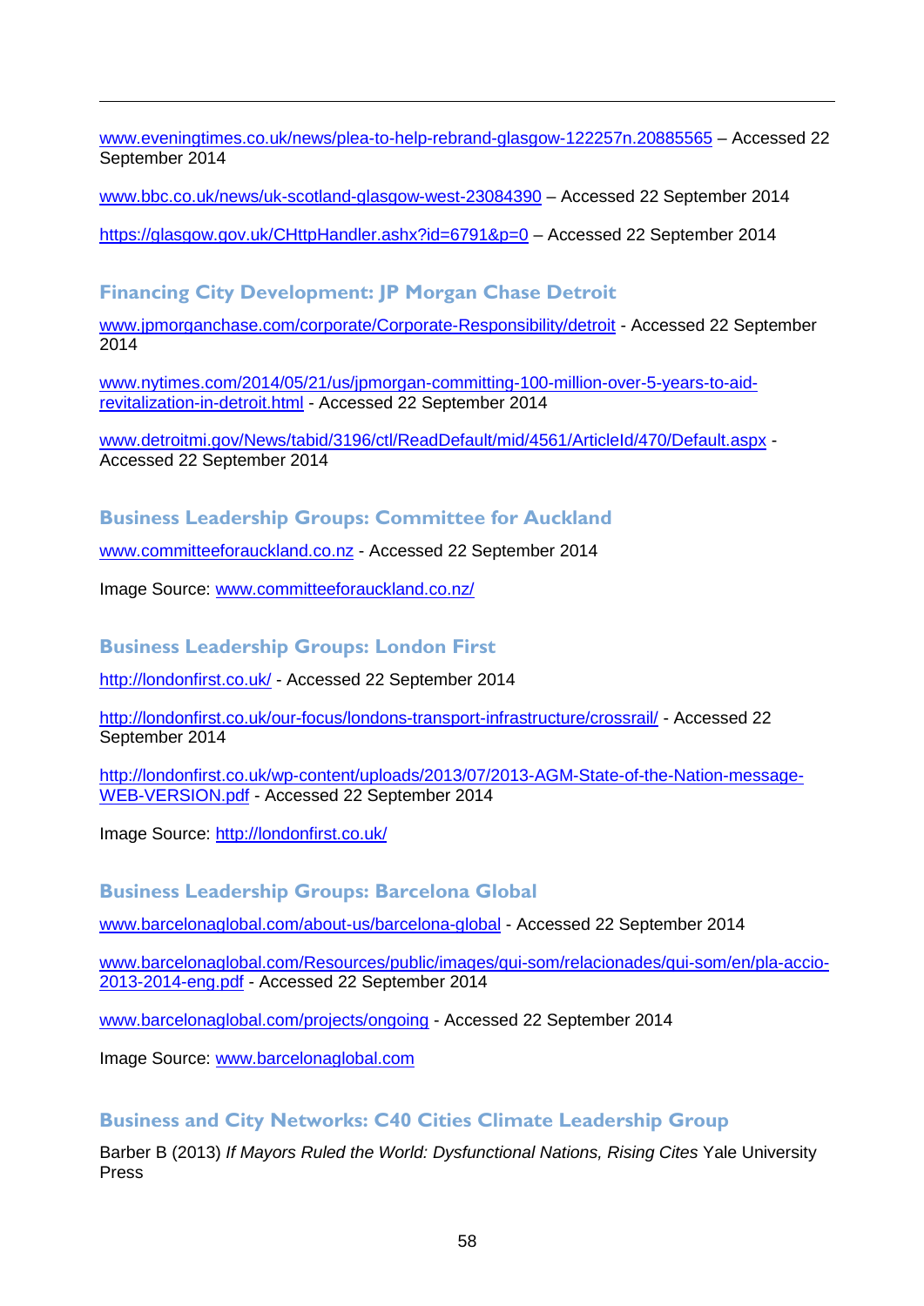www.eveningtimes.co.uk/news/plea-to-help-rebrand-glasgow-122257n.20885565 – Accessed 22 September 2014

www.bbc.co.uk/news/uk-scotland-glasgow-west-23084390 – Accessed 22 September 2014

https://glasgow.gov.uk/CHttpHandler.ashx?id=6791&p=0 – Accessed 22 September 2014

### Financing City Development: JP Morgan Chase Detroit

www.jpmorganchase.com/corporate/Corporate-Responsibility/detroit - Accessed 22 September 2014

www.nytimes.com/2014/05/21/us/jpmorgan-committing-100-million-over-5-years-to-aid-revitalization-in-detroit.html - Accessed 22 September 2014

www.detroitmi.gov/News/tabid/3196/ctl/ReadDefault/mid/4561/ArticleId/470/Default.aspx - Accessed 22 September 2014

### Business Leadership Groups: Committee for Auckland

www.committeeforauckland.co.nz - Accessed 22 September 2014

Image Source: www.committeeforauckland.co.nz/

### Business Leadership Groups: London First

http://londonfirst.co.uk/ - Accessed 22 September 2014

http://londonfirst.co.uk/our-focus/londons-transport-infrastructure/crossrail/ - Accessed 22 September 2014

http://londonfirst.co.uk/wp-content/uploads/2013/07/2013-AGM-State-of-the-Nation-message-WEB-VERSION.pdf - Accessed 22 September 2014

Image Source: http://londonfirst.co.uk/

### Business Leadership Groups: Barcelona Global

www.barcelonaglobal.com/about-us/barcelona-global - Accessed 22 September 2014

www.barcelonaglobal.com/Resources/public/images/qui-som/relacionades/qui-som/en/pla-accio-2013-2014-eng.pdf - Accessed 22 September 2014

www.barcelonaglobal.com/projects/ongoing - Accessed 22 September 2014

Image Source: www.barcelonaglobal.com

### Business and City Networks: C40 Cities Climate Leadership Group

Barber B (2013) *If Mayors Ruled the World: Dysfunctional Nations, Rising Cites* Yale University Press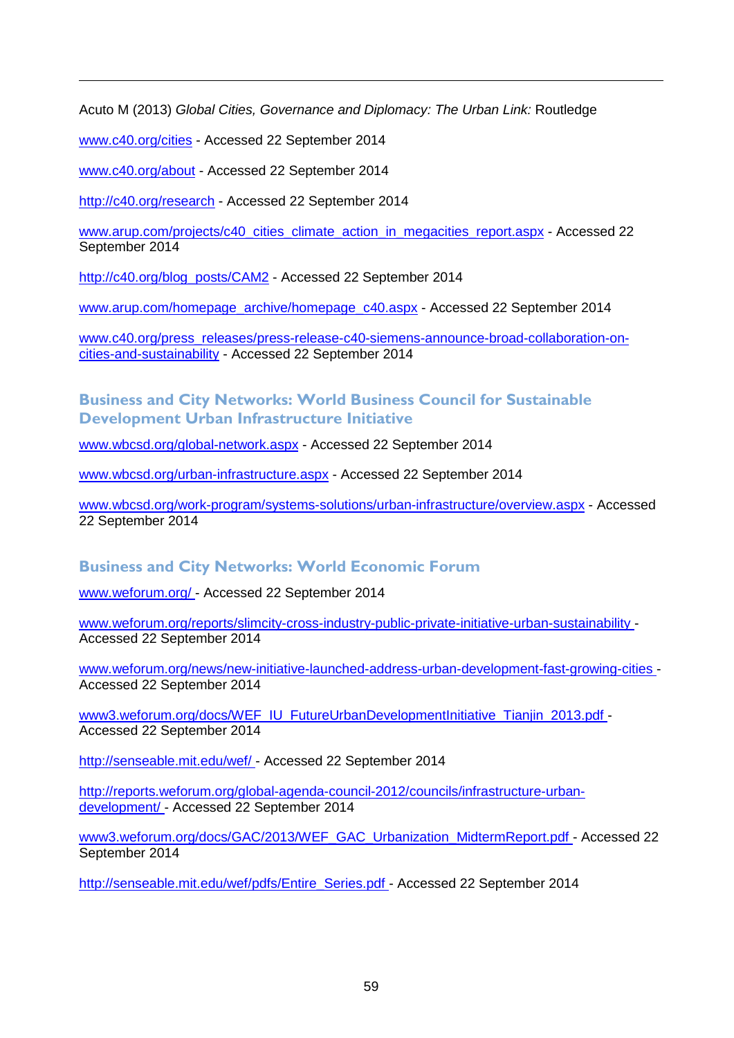Acuto M (2013) *Global Cities, Governance and Diplomacy: The Urban Link:* Routledge

www.c40.org/cities - Accessed 22 September 2014

www.c40.org/about - Accessed 22 September 2014

http://c40.org/research - Accessed 22 September 2014

www.arup.com/projects/c40_cities_climate_action_in_megacities_report.aspx - Accessed 22 September 2014

http://c40.org/blog_posts/CAM2 - Accessed 22 September 2014

www.arup.com/homepage_archive/homepage_c40.aspx - Accessed 22 September 2014

www.c40.org/press_releases/press-release-c40-siemens-announce-broad-collaboration-on-cities-and-sustainability - Accessed 22 September 2014

## Business and City Networks: World Business Council for Sustainable Development Urban Infrastructure Initiative

www.wbcsd.org/global-network.aspx - Accessed 22 September 2014

www.wbcsd.org/urban-infrastructure.aspx - Accessed 22 September 2014

www.wbcsd.org/work-program/systems-solutions/urban-infrastructure/overview.aspx - Accessed 22 September 2014

## Business and City Networks: World Economic Forum

www.weforum.org/ - Accessed 22 September 2014

www.weforum.org/reports/slimcity-cross-industry-public-private-initiative-urban-sustainability - Accessed 22 September 2014

www.weforum.org/news/new-initiative-launched-address-urban-development-fast-growing-cities - Accessed 22 September 2014

www3.weforum.org/docs/WEF_IU_FutureUrbanDevelopmentInitiative_Tianjin_2013.pdf - Accessed 22 September 2014

http://senseable.mit.edu/wef/ - Accessed 22 September 2014

http://reports.weforum.org/global-agenda-council-2012/councils/infrastructure-urban-development/ - Accessed 22 September 2014

www3.weforum.org/docs/GAC/2013/WEF_GAC_Urbanization_MidtermReport.pdf - Accessed 22 September 2014

http://senseable.mit.edu/wef/pdfs/Entire_Series.pdf - Accessed 22 September 2014